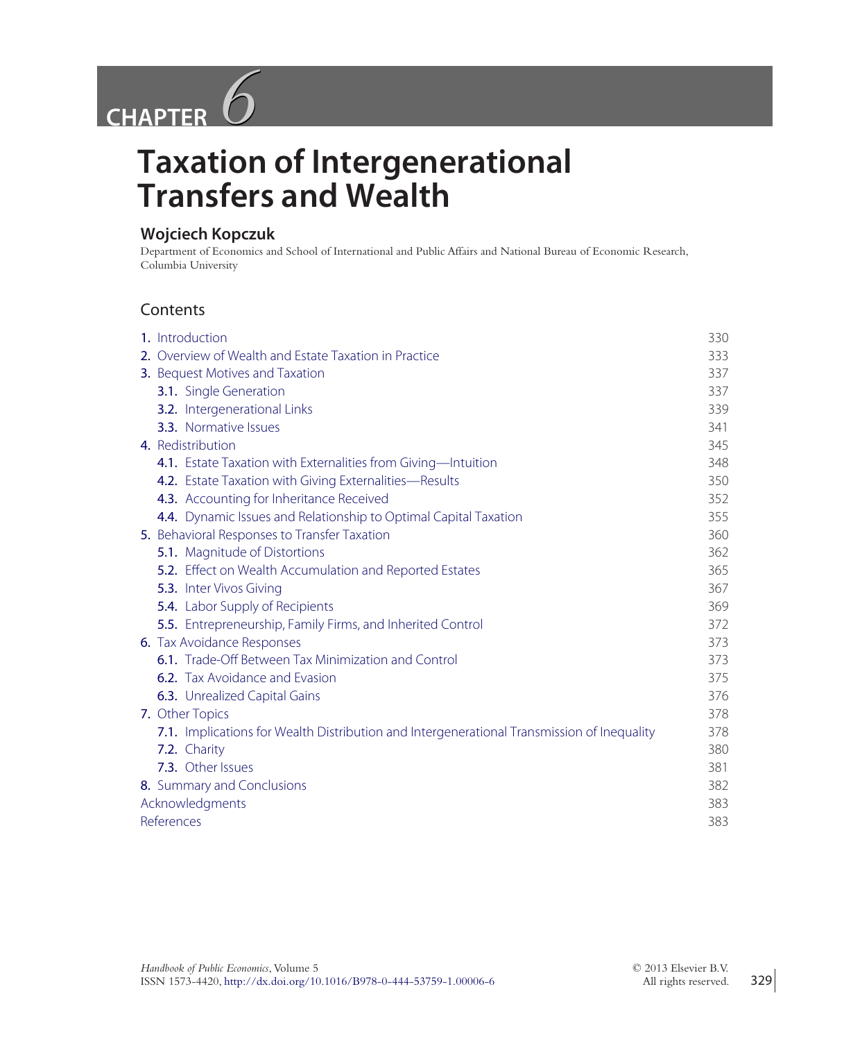# CHAPTER 6

# Taxation of Intergenerational Transfers and Wealth

**Wojciech Kopczuk**

Department of Economics and School of International and Public Affairs and National Bureau of Economic Research, Columbia University

## Contents

| | |
|---|---|
| 1. Introduction | 330 |
| 2. Overview of Wealth and Estate Taxation in Practice | 333 |
| 3. Bequest Motives and Taxation | 337 |
| 3.1. Single Generation | 337 |
| 3.2. Intergenerational Links | 339 |
| 3.3. Normative Issues | 341 |
| 4. Redistribution | 345 |
| 4.1. Estate Taxation with Externalities from Giving—Intuition | 348 |
| 4.2. Estate Taxation with Giving Externalities—Results | 350 |
| 4.3. Accounting for Inheritance Received | 352 |
| 4.4. Dynamic Issues and Relationship to Optimal Capital Taxation | 355 |
| 5. Behavioral Responses to Transfer Taxation | 360 |
| 5.1. Magnitude of Distortions | 362 |
| 5.2. Effect on Wealth Accumulation and Reported Estates | 365 |
| 5.3. Inter Vivos Giving | 367 |
| 5.4. Labor Supply of Recipients | 369 |
| 5.5. Entrepreneurship, Family Firms, and Inherited Control | 372 |
| 6. Tax Avoidance Responses | 373 |
| 6.1. Trade-Off Between Tax Minimization and Control | 373 |
| 6.2. Tax Avoidance and Evasion | 375 |
| 6.3. Unrealized Capital Gains | 376 |
| 7. Other Topics | 378 |
| 7.1. Implications for Wealth Distribution and Intergenerational Transmission of Inequality | 378 |
| 7.2. Charity | 380 |
| 7.3. Other Issues | 381 |
| 8. Summary and Conclusions | 382 |
| Acknowledgments | 383 |
| References | 383 |

*Handbook of Public Economics*, Volume 5
ISSN 1573-4420, http://dx.doi.org/10.1016/B978-0-444-53759-1.00006-6

© 2013 Elsevier B.V.
All rights reserved.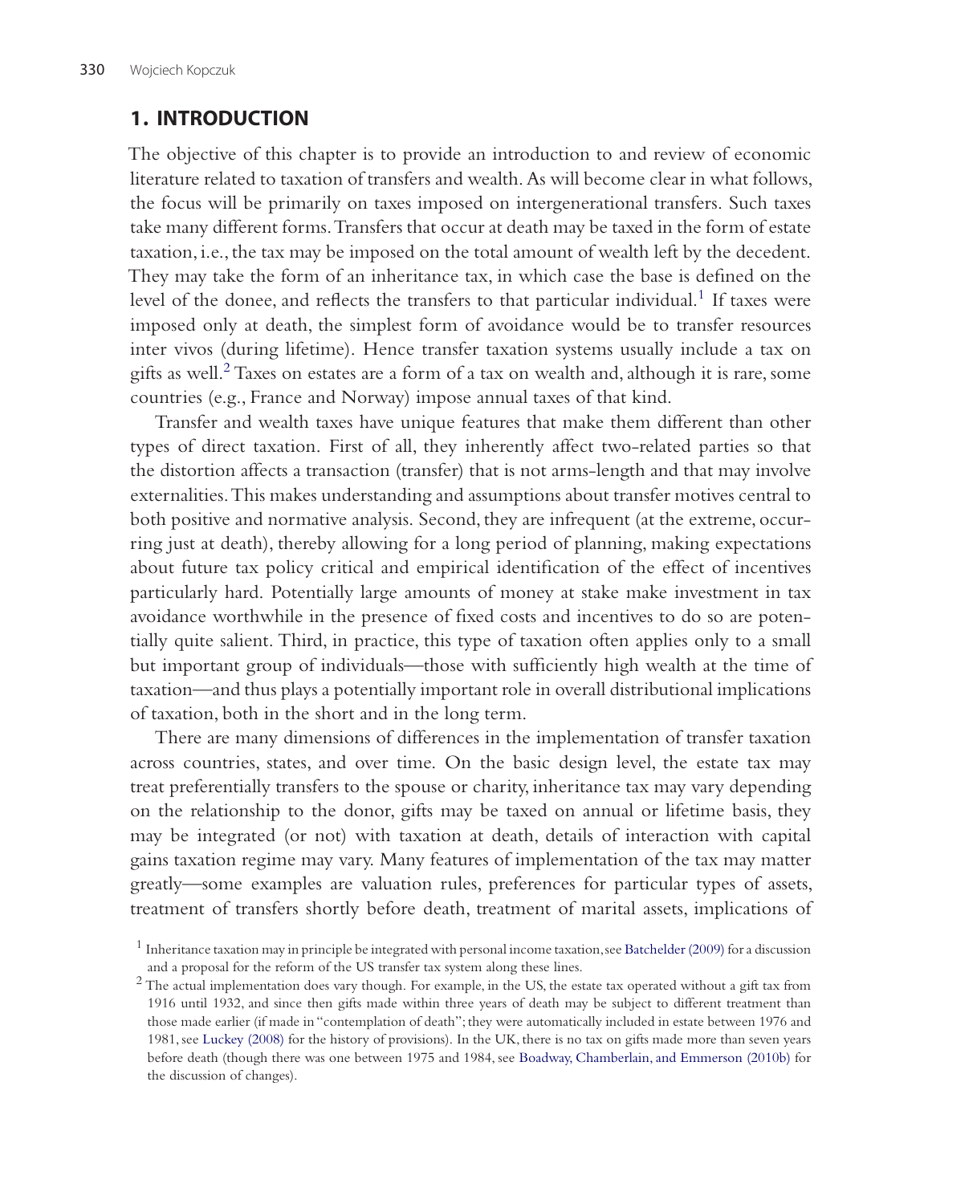## 1. INTRODUCTION

The objective of this chapter is to provide an introduction to and review of economic literature related to taxation of transfers and wealth. As will become clear in what follows, the focus will be primarily on taxes imposed on intergenerational transfers. Such taxes take many different forms. Transfers that occur at death may be taxed in the form of estate taxation, i.e., the tax may be imposed on the total amount of wealth left by the decedent. They may take the form of an inheritance tax, in which case the base is defined on the level of the donee, and reflects the transfers to that particular individual.[1] If taxes were imposed only at death, the simplest form of avoidance would be to transfer resources inter vivos (during lifetime). Hence transfer taxation systems usually include a tax on gifts as well.[2] Taxes on estates are a form of a tax on wealth and, although it is rare, some countries (e.g., France and Norway) impose annual taxes of that kind.

Transfer and wealth taxes have unique features that make them different than other types of direct taxation. First of all, they inherently affect two-related parties so that the distortion affects a transaction (transfer) that is not arms-length and that may involve externalities. This makes understanding and assumptions about transfer motives central to both positive and normative analysis. Second, they are infrequent (at the extreme, occurring just at death), thereby allowing for a long period of planning, making expectations about future tax policy critical and empirical identification of the effect of incentives particularly hard. Potentially large amounts of money at stake make investment in tax avoidance worthwhile in the presence of fixed costs and incentives to do so are potentially quite salient. Third, in practice, this type of taxation often applies only to a small but important group of individuals—those with sufficiently high wealth at the time of taxation—and thus plays a potentially important role in overall distributional implications of taxation, both in the short and in the long term.

There are many dimensions of differences in the implementation of transfer taxation across countries, states, and over time. On the basic design level, the estate tax may treat preferentially transfers to the spouse or charity, inheritance tax may vary depending on the relationship to the donor, gifts may be taxed on annual or lifetime basis, they may be integrated (or not) with taxation at death, details of interaction with capital gains taxation regime may vary. Many features of implementation of the tax may matter greatly—some examples are valuation rules, preferences for particular types of assets, treatment of transfers shortly before death, treatment of marital assets, implications of

[1] Inheritance taxation may in principle be integrated with personal income taxation, see Batchelder (2009) for a discussion and a proposal for the reform of the US transfer tax system along these lines.

[2] The actual implementation does vary though. For example, in the US, the estate tax operated without a gift tax from 1916 until 1932, and since then gifts made within three years of death may be subject to different treatment than those made earlier (if made in "contemplation of death"; they were automatically included in estate between 1976 and 1981, see Luckey (2008) for the history of provisions). In the UK, there is no tax on gifts made more than seven years before death (though there was one between 1975 and 1984, see Boadway, Chamberlain, and Emmerson (2010b) for the discussion of changes).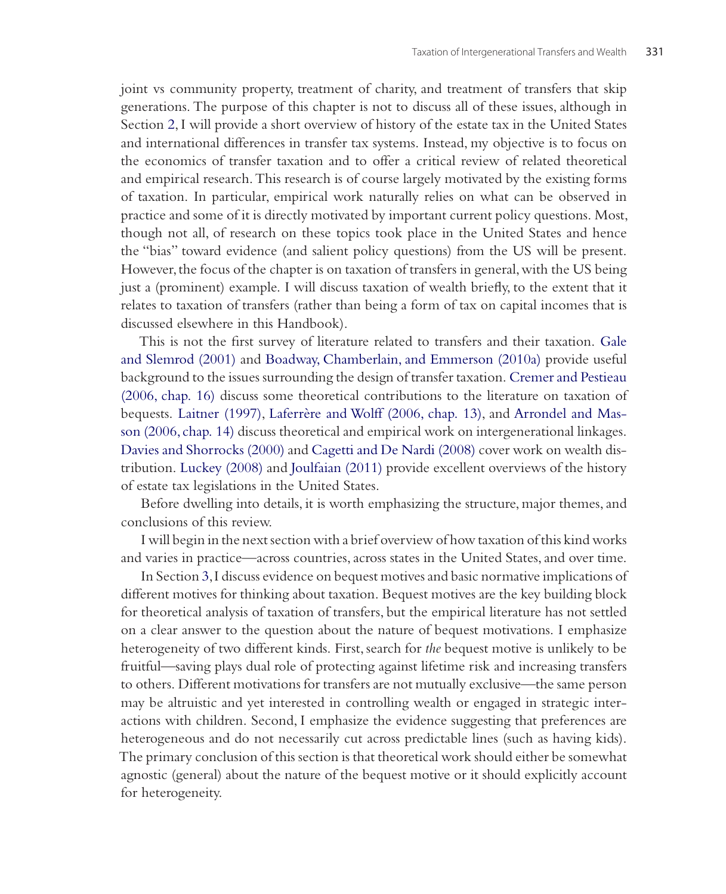joint vs community property, treatment of charity, and treatment of transfers that skip generations. The purpose of this chapter is not to discuss all of these issues, although in Section 2, I will provide a short overview of history of the estate tax in the United States and international differences in transfer tax systems. Instead, my objective is to focus on the economics of transfer taxation and to offer a critical review of related theoretical and empirical research. This research is of course largely motivated by the existing forms of taxation. In particular, empirical work naturally relies on what can be observed in practice and some of it is directly motivated by important current policy questions. Most, though not all, of research on these topics took place in the United States and hence the "bias" toward evidence (and salient policy questions) from the US will be present. However, the focus of the chapter is on taxation of transfers in general, with the US being just a (prominent) example. I will discuss taxation of wealth briefly, to the extent that it relates to taxation of transfers (rather than being a form of tax on capital incomes that is discussed elsewhere in this Handbook).

This is not the first survey of literature related to transfers and their taxation. Gale and Slemrod (2001) and Boadway, Chamberlain, and Emmerson (2010a) provide useful background to the issues surrounding the design of transfer taxation. Cremer and Pestieau (2006, chap. 16) discuss some theoretical contributions to the literature on taxation of bequests. Laitner (1997), Laferrère and Wolff (2006, chap. 13), and Arrondel and Masson (2006, chap. 14) discuss theoretical and empirical work on intergenerational linkages. Davies and Shorrocks (2000) and Cagetti and De Nardi (2008) cover work on wealth distribution. Luckey (2008) and Joulfaian (2011) provide excellent overviews of the history of estate tax legislations in the United States.

Before dwelling into details, it is worth emphasizing the structure, major themes, and conclusions of this review.

I will begin in the next section with a brief overview of how taxation of this kind works and varies in practice—across countries, across states in the United States, and over time.

In Section 3, I discuss evidence on bequest motives and basic normative implications of different motives for thinking about taxation. Bequest motives are the key building block for theoretical analysis of taxation of transfers, but the empirical literature has not settled on a clear answer to the question about the nature of bequest motivations. I emphasize heterogeneity of two different kinds. First, search for *the* bequest motive is unlikely to be fruitful—saving plays dual role of protecting against lifetime risk and increasing transfers to others. Different motivations for transfers are not mutually exclusive—the same person may be altruistic and yet interested in controlling wealth or engaged in strategic interactions with children. Second, I emphasize the evidence suggesting that preferences are heterogeneous and do not necessarily cut across predictable lines (such as having kids). The primary conclusion of this section is that theoretical work should either be somewhat agnostic (general) about the nature of the bequest motive or it should explicitly account for heterogeneity.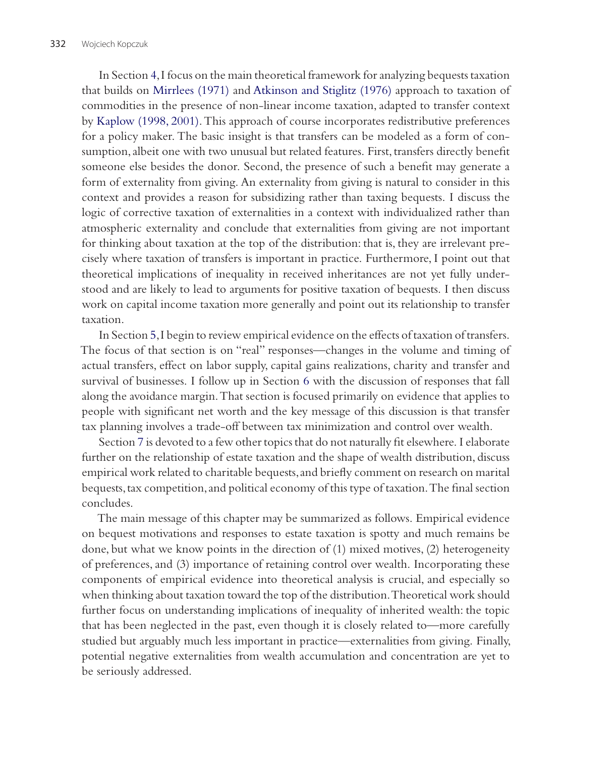In Section 4, I focus on the main theoretical framework for analyzing bequests taxation that builds on Mirrlees (1971) and Atkinson and Stiglitz (1976) approach to taxation of commodities in the presence of non-linear income taxation, adapted to transfer context by Kaplow (1998, 2001). This approach of course incorporates redistributive preferences for a policy maker. The basic insight is that transfers can be modeled as a form of consumption, albeit one with two unusual but related features. First, transfers directly benefit someone else besides the donor. Second, the presence of such a benefit may generate a form of externality from giving. An externality from giving is natural to consider in this context and provides a reason for subsidizing rather than taxing bequests. I discuss the logic of corrective taxation of externalities in a context with individualized rather than atmospheric externality and conclude that externalities from giving are not important for thinking about taxation at the top of the distribution: that is, they are irrelevant precisely where taxation of transfers is important in practice. Furthermore, I point out that theoretical implications of inequality in received inheritances are not yet fully understood and are likely to lead to arguments for positive taxation of bequests. I then discuss work on capital income taxation more generally and point out its relationship to transfer taxation.

In Section 5, I begin to review empirical evidence on the effects of taxation of transfers. The focus of that section is on "real" responses—changes in the volume and timing of actual transfers, effect on labor supply, capital gains realizations, charity and transfer and survival of businesses. I follow up in Section 6 with the discussion of responses that fall along the avoidance margin. That section is focused primarily on evidence that applies to people with significant net worth and the key message of this discussion is that transfer tax planning involves a trade-off between tax minimization and control over wealth.

Section 7 is devoted to a few other topics that do not naturally fit elsewhere. I elaborate further on the relationship of estate taxation and the shape of wealth distribution, discuss empirical work related to charitable bequests, and briefly comment on research on marital bequests, tax competition, and political economy of this type of taxation. The final section concludes.

The main message of this chapter may be summarized as follows. Empirical evidence on bequest motivations and responses to estate taxation is spotty and much remains be done, but what we know points in the direction of (1) mixed motives, (2) heterogeneity of preferences, and (3) importance of retaining control over wealth. Incorporating these components of empirical evidence into theoretical analysis is crucial, and especially so when thinking about taxation toward the top of the distribution. Theoretical work should further focus on understanding implications of inequality of inherited wealth: the topic that has been neglected in the past, even though it is closely related to—more carefully studied but arguably much less important in practice—externalities from giving. Finally, potential negative externalities from wealth accumulation and concentration are yet to be seriously addressed.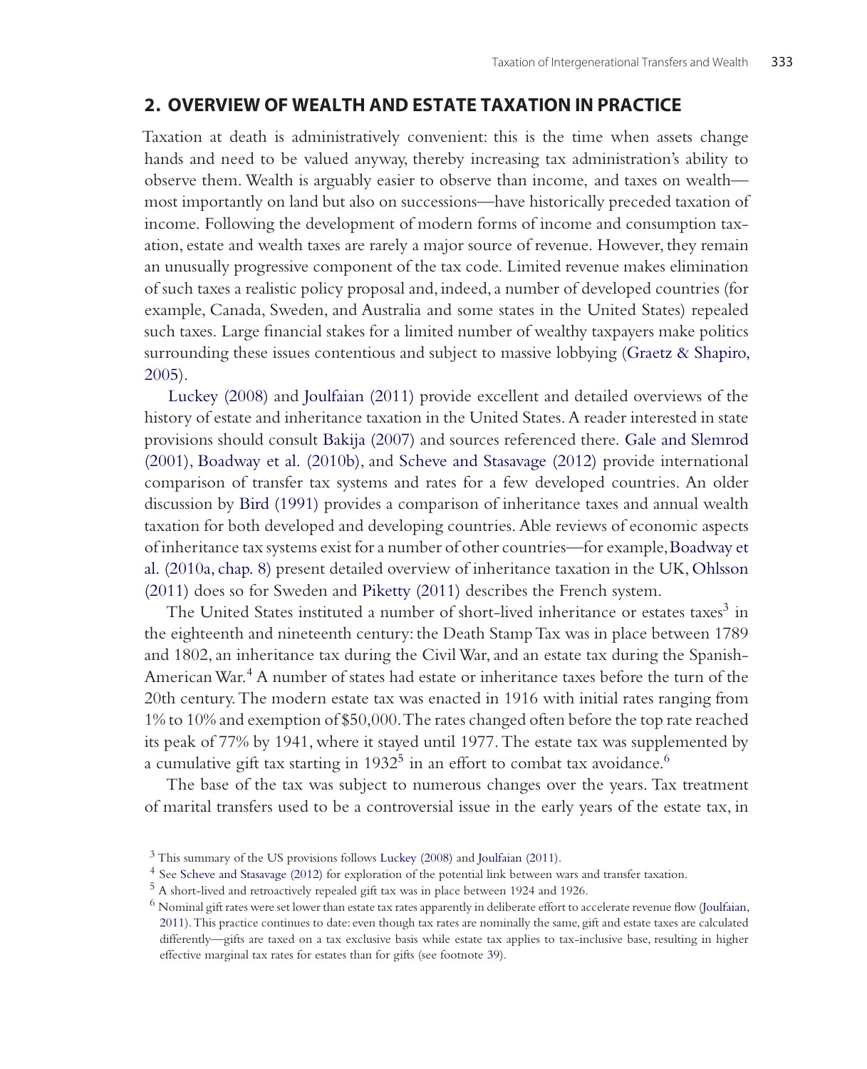## 2. OVERVIEW OF WEALTH AND ESTATE TAXATION IN PRACTICE

Taxation at death is administratively convenient: this is the time when assets change hands and need to be valued anyway, thereby increasing tax administration's ability to observe them. Wealth is arguably easier to observe than income, and taxes on wealth—most importantly on land but also on successions—have historically preceded taxation of income. Following the development of modern forms of income and consumption taxation, estate and wealth taxes are rarely a major source of revenue. However, they remain an unusually progressive component of the tax code. Limited revenue makes elimination of such taxes a realistic policy proposal and, indeed, a number of developed countries (for example, Canada, Sweden, and Australia and some states in the United States) repealed such taxes. Large financial stakes for a limited number of wealthy taxpayers make politics surrounding these issues contentious and subject to massive lobbying (Graetz & Shapiro, 2005).

Luckey (2008) and Joulfaian (2011) provide excellent and detailed overviews of the history of estate and inheritance taxation in the United States. A reader interested in state provisions should consult Bakija (2007) and sources referenced there. Gale and Slemrod (2001), Boadway et al. (2010b), and Scheve and Stasavage (2012) provide international comparison of transfer tax systems and rates for a few developed countries. An older discussion by Bird (1991) provides a comparison of inheritance taxes and annual wealth taxation for both developed and developing countries. Able reviews of economic aspects of inheritance tax systems exist for a number of other countries—for example, Boadway et al. (2010a, chap. 8) present detailed overview of inheritance taxation in the UK, Ohlsson (2011) does so for Sweden and Piketty (2011) describes the French system.

The United States instituted a number of short-lived inheritance or estates taxes[3] in the eighteenth and nineteenth century: the Death Stamp Tax was in place between 1789 and 1802, an inheritance tax during the Civil War, and an estate tax during the Spanish-American War.[4] A number of states had estate or inheritance taxes before the turn of the 20th century. The modern estate tax was enacted in 1916 with initial rates ranging from 1% to 10% and exemption of $50,000. The rates changed often before the top rate reached its peak of 77% by 1941, where it stayed until 1977. The estate tax was supplemented by a cumulative gift tax starting in 1932[5] in an effort to combat tax avoidance.[6]

The base of the tax was subject to numerous changes over the years. Tax treatment of marital transfers used to be a controversial issue in the early years of the estate tax, in

[3] This summary of the US provisions follows Luckey (2008) and Joulfaian (2011).

[4] See Scheve and Stasavage (2012) for exploration of the potential link between wars and transfer taxation.

[5] A short-lived and retroactively repealed gift tax was in place between 1924 and 1926.

[6] Nominal gift rates were set lower than estate tax rates apparently in deliberate effort to accelerate revenue flow (Joulfaian, 2011). This practice continues to date: even though tax rates are nominally the same, gift and estate taxes are calculated differently—gifts are taxed on a tax exclusive basis while estate tax applies to tax-inclusive base, resulting in higher effective marginal tax rates for estates than for gifts (see footnote 39).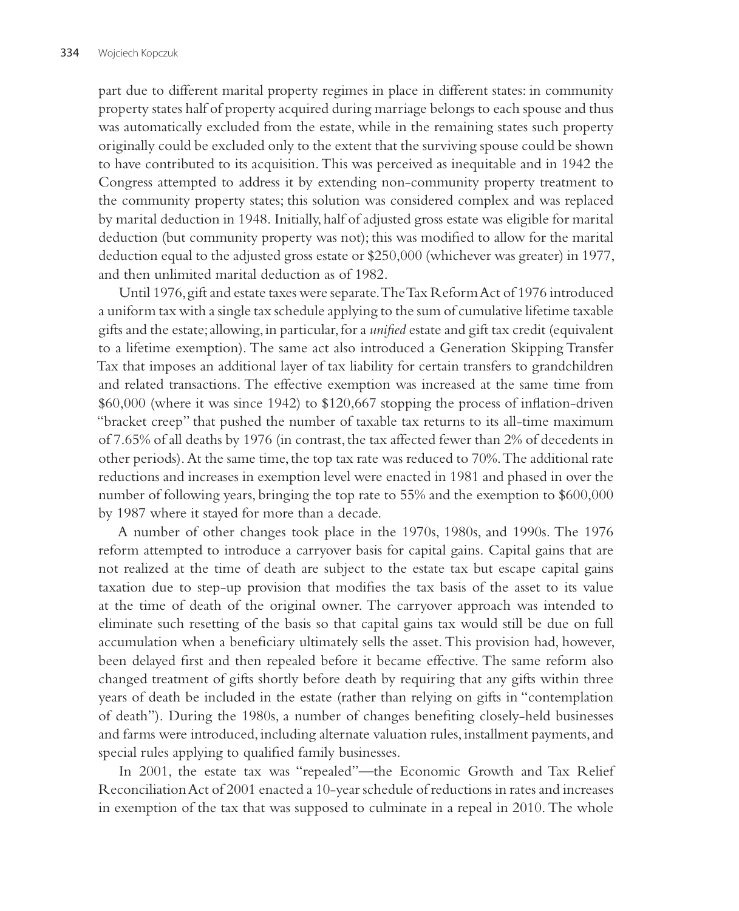part due to different marital property regimes in place in different states: in community property states half of property acquired during marriage belongs to each spouse and thus was automatically excluded from the estate, while in the remaining states such property originally could be excluded only to the extent that the surviving spouse could be shown to have contributed to its acquisition. This was perceived as inequitable and in 1942 the Congress attempted to address it by extending non-community property treatment to the community property states; this solution was considered complex and was replaced by marital deduction in 1948. Initially, half of adjusted gross estate was eligible for marital deduction (but community property was not); this was modified to allow for the marital deduction equal to the adjusted gross estate or \$250,000 (whichever was greater) in 1977, and then unlimited marital deduction as of 1982.

Until 1976, gift and estate taxes were separate. The Tax Reform Act of 1976 introduced a uniform tax with a single tax schedule applying to the sum of cumulative lifetime taxable gifts and the estate; allowing, in particular, for a *unified* estate and gift tax credit (equivalent to a lifetime exemption). The same act also introduced a Generation Skipping Transfer Tax that imposes an additional layer of tax liability for certain transfers to grandchildren and related transactions. The effective exemption was increased at the same time from \$60,000 (where it was since 1942) to \$120,667 stopping the process of inflation-driven "bracket creep" that pushed the number of taxable tax returns to its all-time maximum of 7.65% of all deaths by 1976 (in contrast, the tax affected fewer than 2% of decedents in other periods). At the same time, the top tax rate was reduced to 70%. The additional rate reductions and increases in exemption level were enacted in 1981 and phased in over the number of following years, bringing the top rate to 55% and the exemption to \$600,000 by 1987 where it stayed for more than a decade.

A number of other changes took place in the 1970s, 1980s, and 1990s. The 1976 reform attempted to introduce a carryover basis for capital gains. Capital gains that are not realized at the time of death are subject to the estate tax but escape capital gains taxation due to step-up provision that modifies the tax basis of the asset to its value at the time of death of the original owner. The carryover approach was intended to eliminate such resetting of the basis so that capital gains tax would still be due on full accumulation when a beneficiary ultimately sells the asset. This provision had, however, been delayed first and then repealed before it became effective. The same reform also changed treatment of gifts shortly before death by requiring that any gifts within three years of death be included in the estate (rather than relying on gifts in "contemplation of death"). During the 1980s, a number of changes benefiting closely-held businesses and farms were introduced, including alternate valuation rules, installment payments, and special rules applying to qualified family businesses.

In 2001, the estate tax was "repealed"—the Economic Growth and Tax Relief Reconciliation Act of 2001 enacted a 10-year schedule of reductions in rates and increases in exemption of the tax that was supposed to culminate in a repeal in 2010. The whole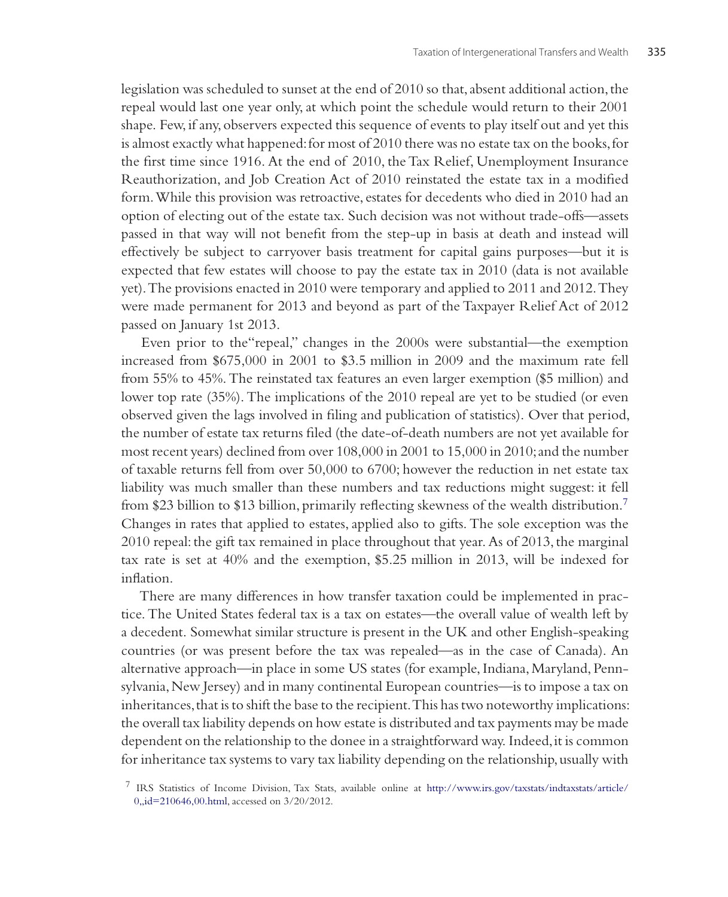legislation was scheduled to sunset at the end of 2010 so that, absent additional action, the repeal would last one year only, at which point the schedule would return to their 2001 shape. Few, if any, observers expected this sequence of events to play itself out and yet this is almost exactly what happened: for most of 2010 there was no estate tax on the books, for the first time since 1916. At the end of 2010, the Tax Relief, Unemployment Insurance Reauthorization, and Job Creation Act of 2010 reinstated the estate tax in a modified form. While this provision was retroactive, estates for decedents who died in 2010 had an option of electing out of the estate tax. Such decision was not without trade-offs—assets passed in that way will not benefit from the step-up in basis at death and instead will effectively be subject to carryover basis treatment for capital gains purposes—but it is expected that few estates will choose to pay the estate tax in 2010 (data is not available yet). The provisions enacted in 2010 were temporary and applied to 2011 and 2012. They were made permanent for 2013 and beyond as part of the Taxpayer Relief Act of 2012 passed on January 1st 2013.

Even prior to the"repeal," changes in the 2000s were substantial—the exemption increased from $675,000 in 2001 to $3.5 million in 2009 and the maximum rate fell from 55% to 45%. The reinstated tax features an even larger exemption ($5 million) and lower top rate (35%). The implications of the 2010 repeal are yet to be studied (or even observed given the lags involved in filing and publication of statistics). Over that period, the number of estate tax returns filed (the date-of-death numbers are not yet available for most recent years) declined from over 108,000 in 2001 to 15,000 in 2010; and the number of taxable returns fell from over 50,000 to 6700; however the reduction in net estate tax liability was much smaller than these numbers and tax reductions might suggest: it fell from $23 billion to $13 billion, primarily reflecting skewness of the wealth distribution.[7] Changes in rates that applied to estates, applied also to gifts. The sole exception was the 2010 repeal: the gift tax remained in place throughout that year. As of 2013, the marginal tax rate is set at 40% and the exemption, $5.25 million in 2013, will be indexed for inflation.

There are many differences in how transfer taxation could be implemented in practice. The United States federal tax is a tax on estates—the overall value of wealth left by a decedent. Somewhat similar structure is present in the UK and other English-speaking countries (or was present before the tax was repealed—as in the case of Canada). An alternative approach—in place in some US states (for example, Indiana, Maryland, Pennsylvania, New Jersey) and in many continental European countries—is to impose a tax on inheritances, that is to shift the base to the recipient. This has two noteworthy implications: the overall tax liability depends on how estate is distributed and tax payments may be made dependent on the relationship to the donee in a straightforward way. Indeed, it is common for inheritance tax systems to vary tax liability depending on the relationship, usually with

[7] IRS Statistics of Income Division, Tax Stats, available online at http://www.irs.gov/taxstats/indtaxstats/article/0,,id=210646,00.html, accessed on 3/20/2012.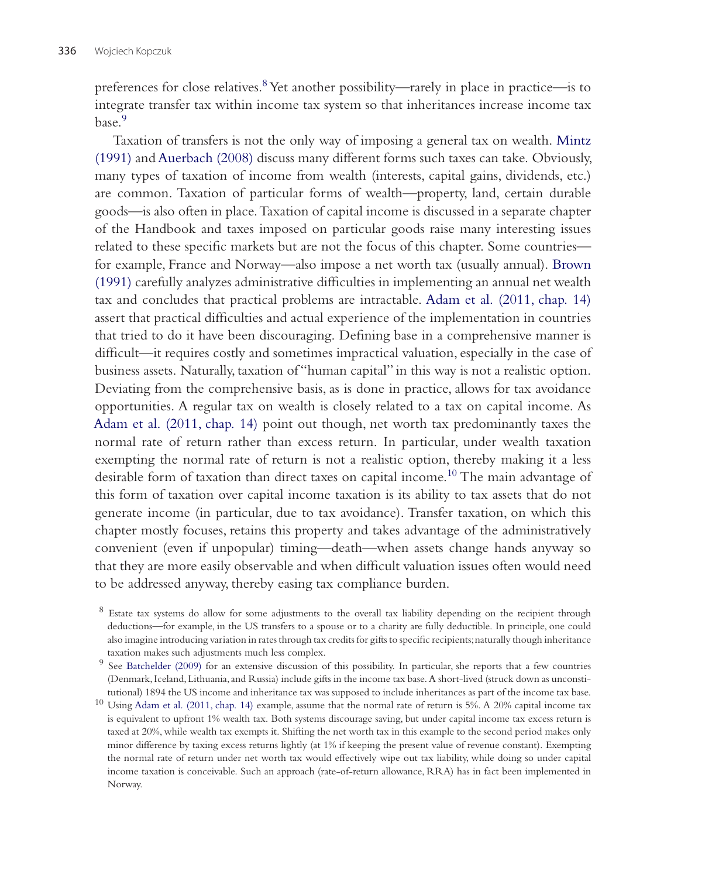preferences for close relatives.[8] Yet another possibility—rarely in place in practice—is to integrate transfer tax within income tax system so that inheritances increase income tax base.[9]

Taxation of transfers is not the only way of imposing a general tax on wealth. Mintz (1991) and Auerbach (2008) discuss many different forms such taxes can take. Obviously, many types of taxation of income from wealth (interests, capital gains, dividends, etc.) are common. Taxation of particular forms of wealth—property, land, certain durable goods—is also often in place. Taxation of capital income is discussed in a separate chapter of the Handbook and taxes imposed on particular goods raise many interesting issues related to these specific markets but are not the focus of this chapter. Some countries—for example, France and Norway—also impose a net worth tax (usually annual). Brown (1991) carefully analyzes administrative difficulties in implementing an annual net wealth tax and concludes that practical problems are intractable. Adam et al. (2011, chap. 14) assert that practical difficulties and actual experience of the implementation in countries that tried to do it have been discouraging. Defining base in a comprehensive manner is difficult—it requires costly and sometimes impractical valuation, especially in the case of business assets. Naturally, taxation of "human capital" in this way is not a realistic option. Deviating from the comprehensive basis, as is done in practice, allows for tax avoidance opportunities. A regular tax on wealth is closely related to a tax on capital income. As Adam et al. (2011, chap. 14) point out though, net worth tax predominantly taxes the normal rate of return rather than excess return. In particular, under wealth taxation exempting the normal rate of return is not a realistic option, thereby making it a less desirable form of taxation than direct taxes on capital income.[10] The main advantage of this form of taxation over capital income taxation is its ability to tax assets that do not generate income (in particular, due to tax avoidance). Transfer taxation, on which this chapter mostly focuses, retains this property and takes advantage of the administratively convenient (even if unpopular) timing—death—when assets change hands anyway so that they are more easily observable and when difficult valuation issues often would need to be addressed anyway, thereby easing tax compliance burden.

[8] Estate tax systems do allow for some adjustments to the overall tax liability depending on the recipient through deductions—for example, in the US transfers to a spouse or to a charity are fully deductible. In principle, one could also imagine introducing variation in rates through tax credits for gifts to specific recipients; naturally though inheritance taxation makes such adjustments much less complex.

[9] See Batchelder (2009) for an extensive discussion of this possibility. In particular, she reports that a few countries (Denmark, Iceland, Lithuania, and Russia) include gifts in the income tax base. A short-lived (struck down as unconstitutional) 1894 the US income and inheritance tax was supposed to include inheritances as part of the income tax base.

[10] Using Adam et al. (2011, chap. 14) example, assume that the normal rate of return is 5%. A 20% capital income tax is equivalent to upfront 1% wealth tax. Both systems discourage saving, but under capital income tax excess return is taxed at 20%, while wealth tax exempts it. Shifting the net worth tax in this example to the second period makes only minor difference by taxing excess returns lightly (at 1% if keeping the present value of revenue constant). Exempting the normal rate of return under net worth tax would effectively wipe out tax liability, while doing so under capital income taxation is conceivable. Such an approach (rate-of-return allowance, RRA) has in fact been implemented in Norway.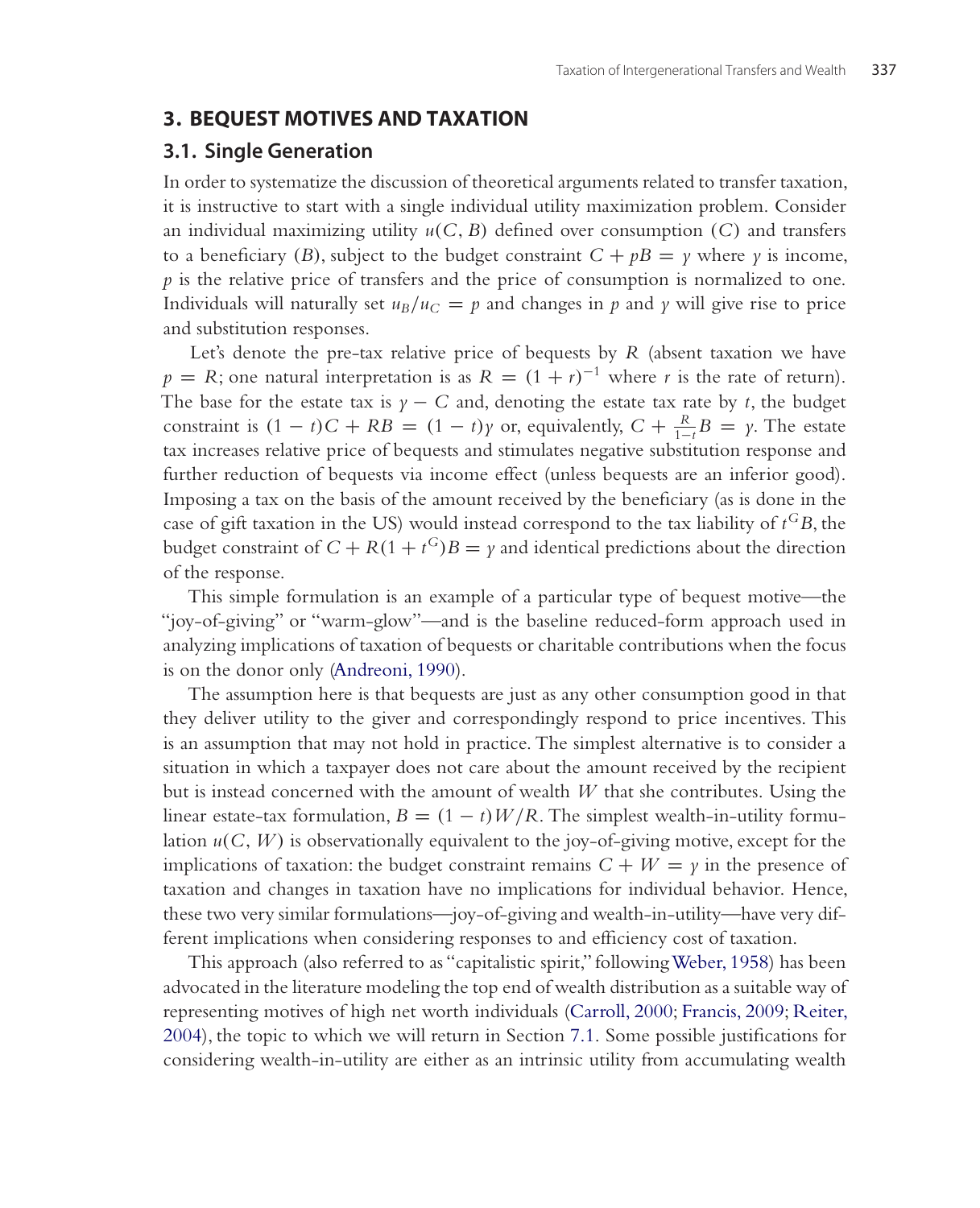## 3. BEQUEST MOTIVES AND TAXATION

### 3.1. Single Generation

In order to systematize the discussion of theoretical arguments related to transfer taxation, it is instructive to start with a single individual utility maximization problem. Consider an individual maximizing utility $u(C, B)$ defined over consumption ($C$) and transfers to a beneficiary ($B$), subject to the budget constraint $C + pB = y$ where $y$ is income, $p$ is the relative price of transfers and the price of consumption is normalized to one. Individuals will naturally set $u_B/u_C = p$ and changes in $p$ and $y$ will give rise to price and substitution responses.

Let's denote the pre-tax relative price of bequests by $R$ (absent taxation we have $p = R$; one natural interpretation is as $R = (1 + r)^{-1}$ where $r$ is the rate of return). The base for the estate tax is $y - C$ and, denoting the estate tax rate by $t$, the budget constraint is $(1 - t)C + RB = (1 - t)y$ or, equivalently, $C + \frac{R}{1-t}B = y$. The estate tax increases relative price of bequests and stimulates negative substitution response and further reduction of bequests via income effect (unless bequests are an inferior good). Imposing a tax on the basis of the amount received by the beneficiary (as is done in the case of gift taxation in the US) would instead correspond to the tax liability of $t^G B$, the budget constraint of $C + R(1 + t^G)B = y$ and identical predictions about the direction of the response.

This simple formulation is an example of a particular type of bequest motive—the "joy-of-giving" or "warm-glow"—and is the baseline reduced-form approach used in analyzing implications of taxation of bequests or charitable contributions when the focus is on the donor only (Andreoni, 1990).

The assumption here is that bequests are just as any other consumption good in that they deliver utility to the giver and correspondingly respond to price incentives. This is an assumption that may not hold in practice. The simplest alternative is to consider a situation in which a taxpayer does not care about the amount received by the recipient but is instead concerned with the amount of wealth $W$ that she contributes. Using the linear estate-tax formulation, $B = (1 - t)W/R$. The simplest wealth-in-utility formulation $u(C, W)$ is observationally equivalent to the joy-of-giving motive, except for the implications of taxation: the budget constraint remains $C + W = y$ in the presence of taxation and changes in taxation have no implications for individual behavior. Hence, these two very similar formulations—joy-of-giving and wealth-in-utility—have very different implications when considering responses to and efficiency cost of taxation.

This approach (also referred to as "capitalistic spirit," following Weber, 1958) has been advocated in the literature modeling the top end of wealth distribution as a suitable way of representing motives of high net worth individuals (Carroll, 2000; Francis, 2009; Reiter, 2004), the topic to which we will return in Section 7.1. Some possible justifications for considering wealth-in-utility are either as an intrinsic utility from accumulating wealth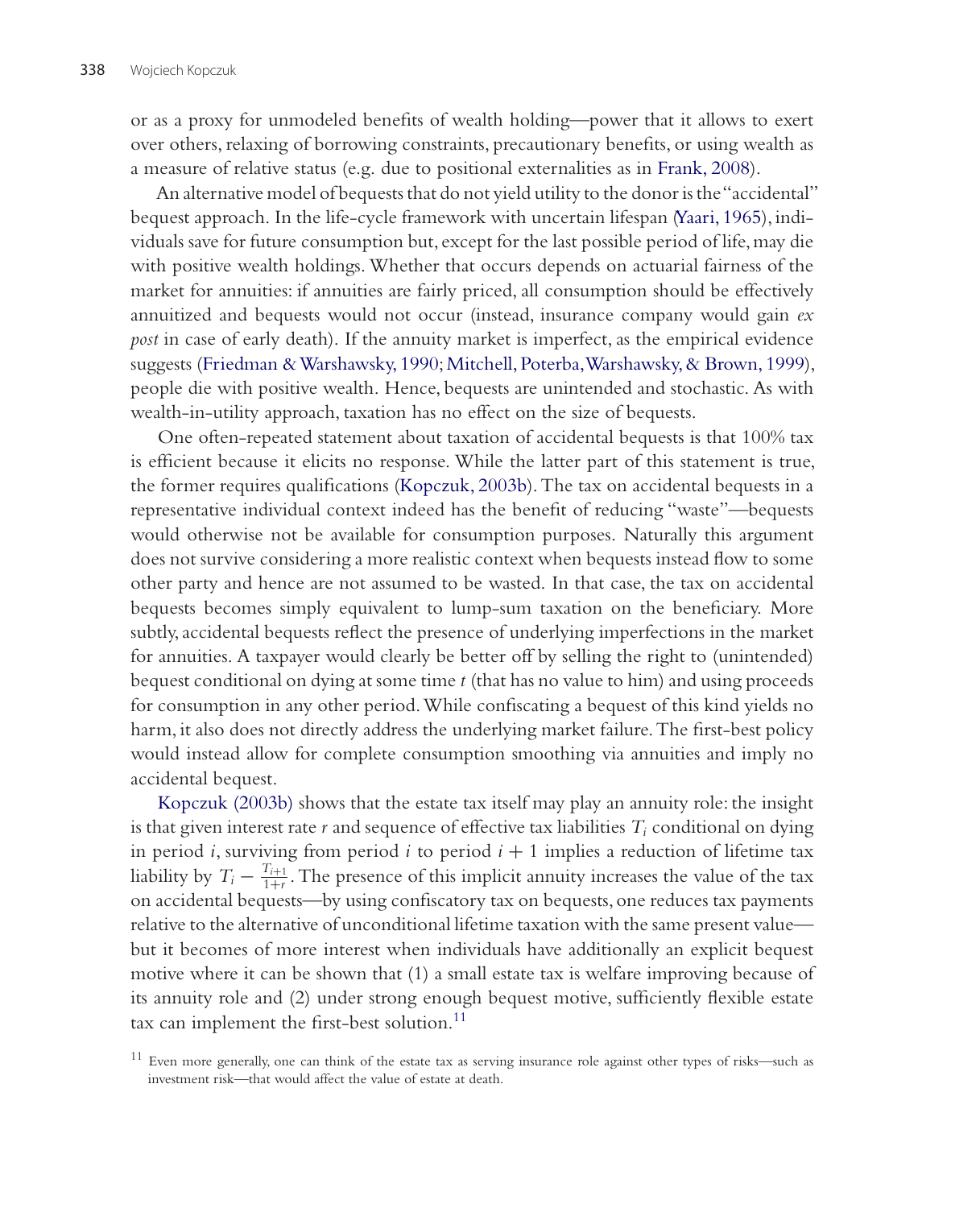or as a proxy for unmodeled benefits of wealth holding—power that it allows to exert over others, relaxing of borrowing constraints, precautionary benefits, or using wealth as a measure of relative status (e.g. due to positional externalities as in Frank, 2008).

An alternative model of bequests that do not yield utility to the donor is the "accidental" bequest approach. In the life-cycle framework with uncertain lifespan (Yaari, 1965), individuals save for future consumption but, except for the last possible period of life, may die with positive wealth holdings. Whether that occurs depends on actuarial fairness of the market for annuities: if annuities are fairly priced, all consumption should be effectively annuitized and bequests would not occur (instead, insurance company would gain *ex post* in case of early death). If the annuity market is imperfect, as the empirical evidence suggests (Friedman & Warshawsky, 1990; Mitchell, Poterba, Warshawsky, & Brown, 1999), people die with positive wealth. Hence, bequests are unintended and stochastic. As with wealth-in-utility approach, taxation has no effect on the size of bequests.

One often-repeated statement about taxation of accidental bequests is that 100% tax is efficient because it elicits no response. While the latter part of this statement is true, the former requires qualifications (Kopczuk, 2003b). The tax on accidental bequests in a representative individual context indeed has the benefit of reducing "waste"—bequests would otherwise not be available for consumption purposes. Naturally this argument does not survive considering a more realistic context when bequests instead flow to some other party and hence are not assumed to be wasted. In that case, the tax on accidental bequests becomes simply equivalent to lump-sum taxation on the beneficiary. More subtly, accidental bequests reflect the presence of underlying imperfections in the market for annuities. A taxpayer would clearly be better off by selling the right to (unintended) bequest conditional on dying at some time $t$ (that has no value to him) and using proceeds for consumption in any other period. While confiscating a bequest of this kind yields no harm, it also does not directly address the underlying market failure. The first-best policy would instead allow for complete consumption smoothing via annuities and imply no accidental bequest.

Kopczuk (2003b) shows that the estate tax itself may play an annuity role: the insight is that given interest rate $r$ and sequence of effective tax liabilities $T_i$ conditional on dying in period $i$, surviving from period $i$ to period $i+1$ implies a reduction of lifetime tax liability by $T_i - \frac{T_{i+1}}{1+r}$. The presence of this implicit annuity increases the value of the tax on accidental bequests—by using confiscatory tax on bequests, one reduces tax payments relative to the alternative of unconditional lifetime taxation with the same present value—but it becomes of more interest when individuals have additionally an explicit bequest motive where it can be shown that (1) a small estate tax is welfare improving because of its annuity role and (2) under strong enough bequest motive, sufficiently flexible estate tax can implement the first-best solution.[11]

[11] Even more generally, one can think of the estate tax as serving insurance role against other types of risks—such as investment risk—that would affect the value of estate at death.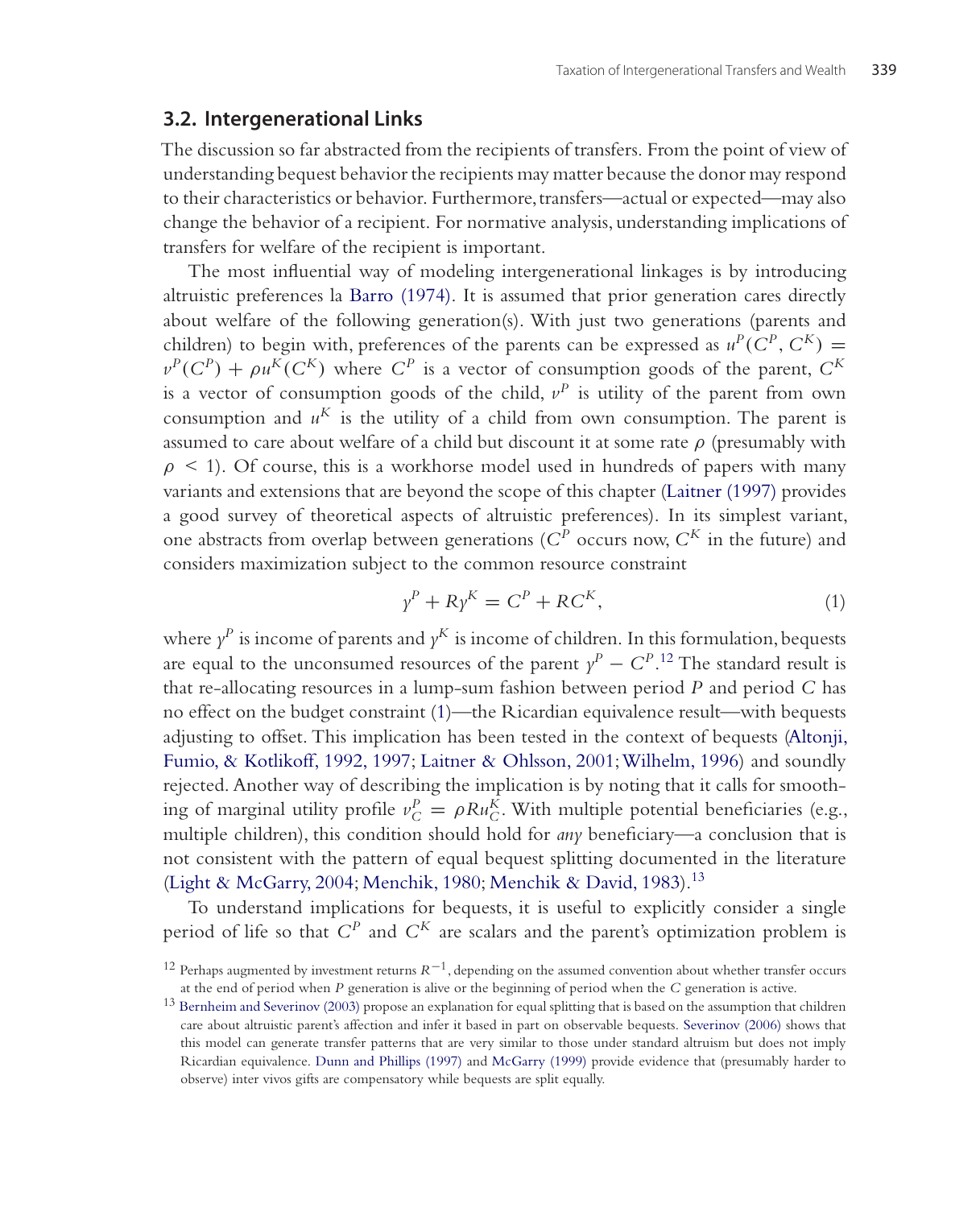## 3.2. Intergenerational Links

The discussion so far abstracted from the recipients of transfers. From the point of view of understanding bequest behavior the recipients may matter because the donor may respond to their characteristics or behavior. Furthermore, transfers—actual or expected—may also change the behavior of a recipient. For normative analysis, understanding implications of transfers for welfare of the recipient is important.

The most influential way of modeling intergenerational linkages is by introducing altruistic preferences la Barro (1974). It is assumed that prior generation cares directly about welfare of the following generation(s). With just two generations (parents and children) to begin with, preferences of the parents can be expressed as $u^P(C^P, C^K) = v^P(C^P) + \rho u^K(C^K)$ where $C^P$ is a vector of consumption goods of the parent, $C^K$ is a vector of consumption goods of the child, $v^P$ is utility of the parent from own consumption and $u^K$ is the utility of a child from own consumption. The parent is assumed to care about welfare of a child but discount it at some rate $\rho$ (presumably with $\rho < 1$). Of course, this is a workhorse model used in hundreds of papers with many variants and extensions that are beyond the scope of this chapter (Laitner (1997) provides a good survey of theoretical aspects of altruistic preferences). In its simplest variant, one abstracts from overlap between generations ($C^P$ occurs now, $C^K$ in the future) and considers maximization subject to the common resource constraint

$$y^P + Ry^K = C^P + RC^K, \tag{1}$$

where $y^P$ is income of parents and $y^K$ is income of children. In this formulation, bequests are equal to the unconsumed resources of the parent $y^P - C^P$.[12] The standard result is that re-allocating resources in a lump-sum fashion between period $P$ and period $C$ has no effect on the budget constraint (1)—the Ricardian equivalence result—with bequests adjusting to offset. This implication has been tested in the context of bequests (Altonji, Fumio, & Kotlikoff, 1992, 1997; Laitner & Ohlsson, 2001; Wilhelm, 1996) and soundly rejected. Another way of describing the implication is by noting that it calls for smoothing of marginal utility profile $v_C^P = \rho R u_C^K$. With multiple potential beneficiaries (e.g., multiple children), this condition should hold for *any* beneficiary—a conclusion that is not consistent with the pattern of equal bequest splitting documented in the literature (Light & McGarry, 2004; Menchik, 1980; Menchik & David, 1983).[13]

To understand implications for bequests, it is useful to explicitly consider a single period of life so that $C^P$ and $C^K$ are scalars and the parent's optimization problem is

[12] Perhaps augmented by investment returns $R^{-1}$, depending on the assumed convention about whether transfer occurs at the end of period when $P$ generation is alive or the beginning of period when the $C$ generation is active.

[13] Bernheim and Severinov (2003) propose an explanation for equal splitting that is based on the assumption that children care about altruistic parent's affection and infer it based in part on observable bequests. Severinov (2006) shows that this model can generate transfer patterns that are very similar to those under standard altruism but does not imply Ricardian equivalence. Dunn and Phillips (1997) and McGarry (1999) provide evidence that (presumably harder to observe) inter vivos gifts are compensatory while bequests are split equally.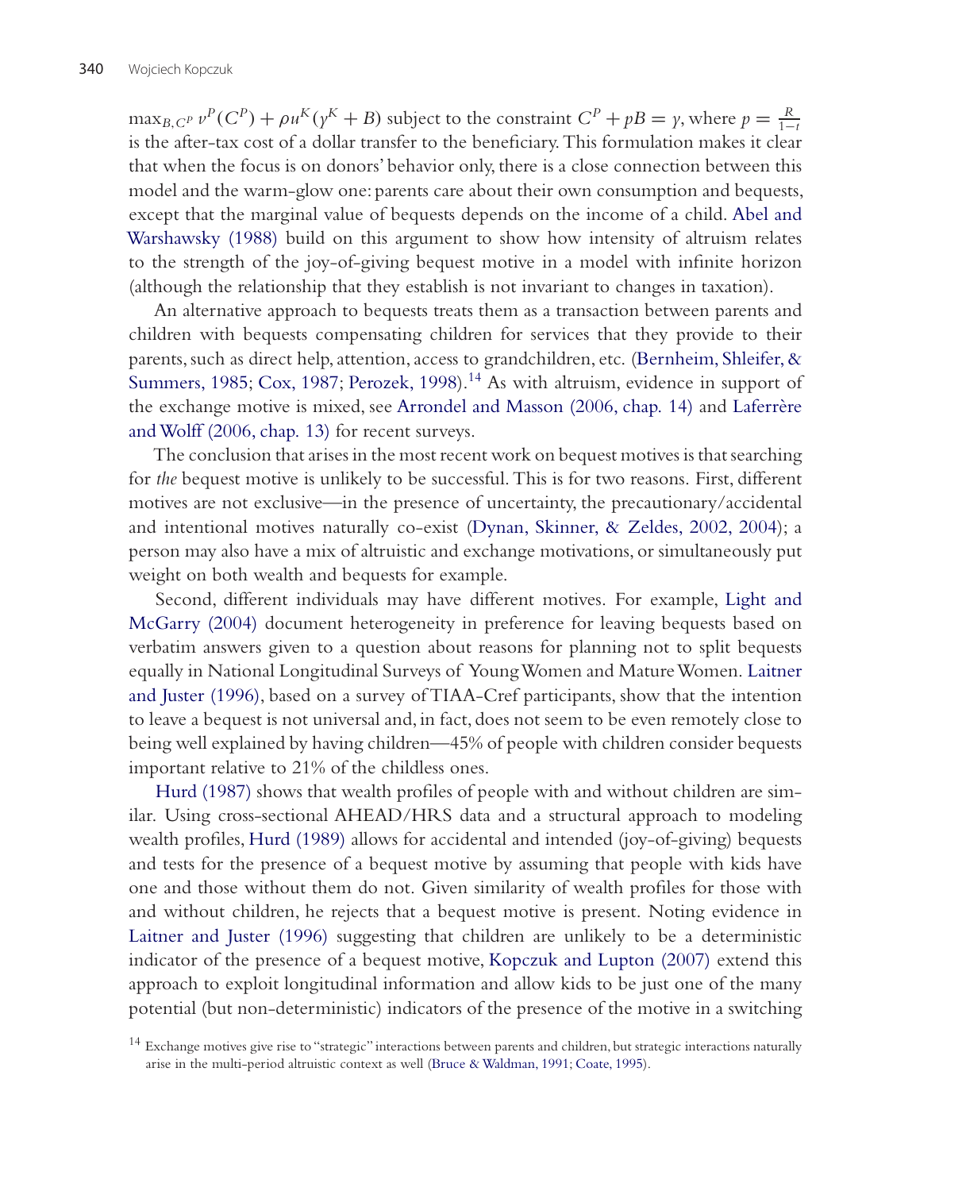$\max_{B,C^P} v^P(C^P) + \rho u^K(y^K + B)$ subject to the constraint $C^P + pB = y$, where $p = \frac{R}{1-t}$ is the after-tax cost of a dollar transfer to the beneficiary. This formulation makes it clear that when the focus is on donors' behavior only, there is a close connection between this model and the warm-glow one: parents care about their own consumption and bequests, except that the marginal value of bequests depends on the income of a child. Abel and Warshawsky (1988) build on this argument to show how intensity of altruism relates to the strength of the joy-of-giving bequest motive in a model with infinite horizon (although the relationship that they establish is not invariant to changes in taxation).

An alternative approach to bequests treats them as a transaction between parents and children with bequests compensating children for services that they provide to their parents, such as direct help, attention, access to grandchildren, etc. (Bernheim, Shleifer, & Summers, 1985; Cox, 1987; Perozek, 1998).[14] As with altruism, evidence in support of the exchange motive is mixed, see Arrondel and Masson (2006, chap. 14) and Laferrère and Wolff (2006, chap. 13) for recent surveys.

The conclusion that arises in the most recent work on bequest motives is that searching for *the* bequest motive is unlikely to be successful. This is for two reasons. First, different motives are not exclusive—in the presence of uncertainty, the precautionary/accidental and intentional motives naturally co-exist (Dynan, Skinner, & Zeldes, 2002, 2004); a person may also have a mix of altruistic and exchange motivations, or simultaneously put weight on both wealth and bequests for example.

Second, different individuals may have different motives. For example, Light and McGarry (2004) document heterogeneity in preference for leaving bequests based on verbatim answers given to a question about reasons for planning not to split bequests equally in National Longitudinal Surveys of Young Women and Mature Women. Laitner and Juster (1996), based on a survey of TIAA-Cref participants, show that the intention to leave a bequest is not universal and, in fact, does not seem to be even remotely close to being well explained by having children—45% of people with children consider bequests important relative to 21% of the childless ones.

Hurd (1987) shows that wealth profiles of people with and without children are similar. Using cross-sectional AHEAD/HRS data and a structural approach to modeling wealth profiles, Hurd (1989) allows for accidental and intended (joy-of-giving) bequests and tests for the presence of a bequest motive by assuming that people with kids have one and those without them do not. Given similarity of wealth profiles for those with and without children, he rejects that a bequest motive is present. Noting evidence in Laitner and Juster (1996) suggesting that children are unlikely to be a deterministic indicator of the presence of a bequest motive, Kopczuk and Lupton (2007) extend this approach to exploit longitudinal information and allow kids to be just one of the many potential (but non-deterministic) indicators of the presence of the motive in a switching

[14] Exchange motives give rise to "strategic" interactions between parents and children, but strategic interactions naturally arise in the multi-period altruistic context as well (Bruce & Waldman, 1991; Coate, 1995).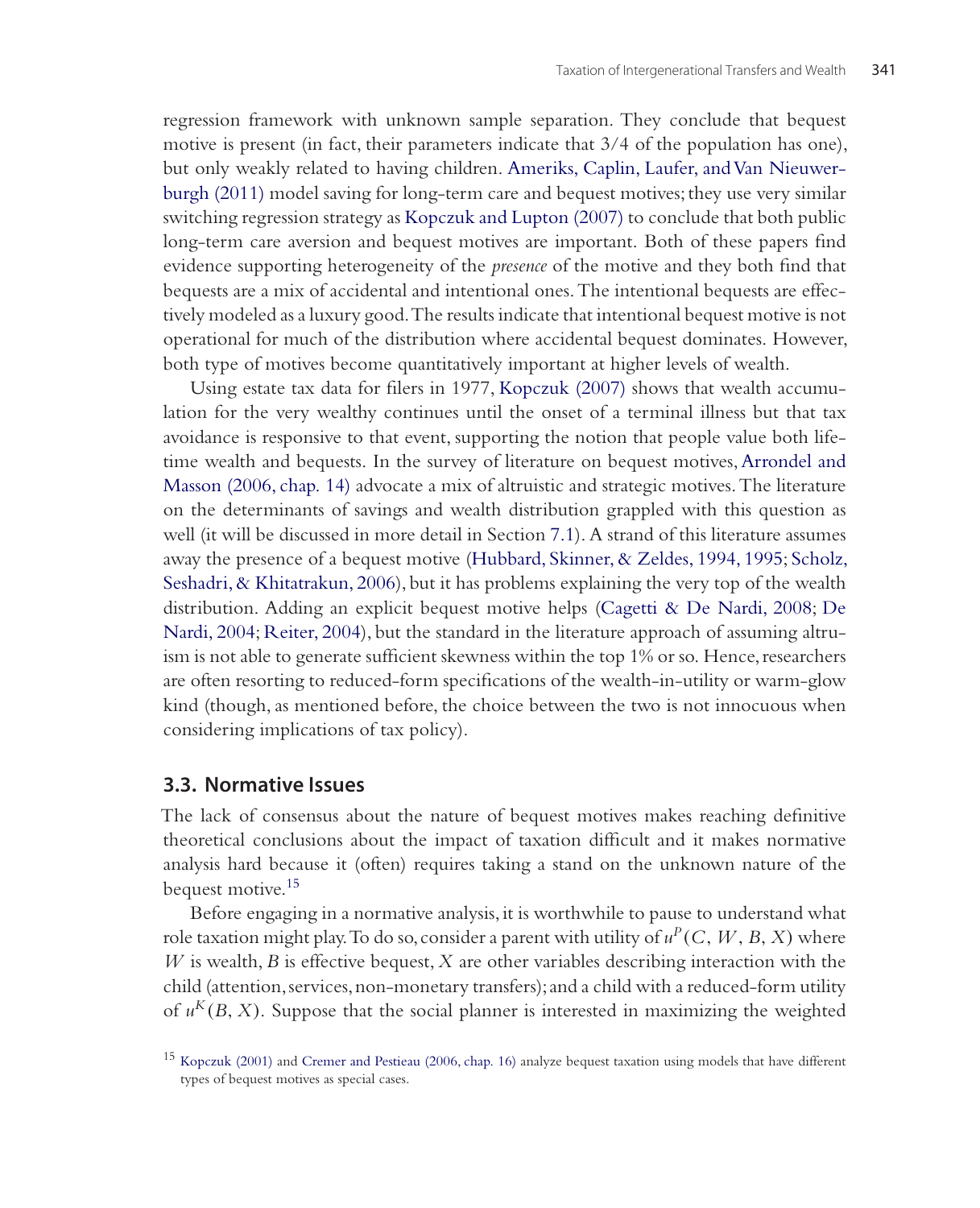regression framework with unknown sample separation. They conclude that bequest motive is present (in fact, their parameters indicate that 3/4 of the population has one), but only weakly related to having children. Ameriks, Caplin, Laufer, and Van Nieuwerburgh (2011) model saving for long-term care and bequest motives; they use very similar switching regression strategy as Kopczuk and Lupton (2007) to conclude that both public long-term care aversion and bequest motives are important. Both of these papers find evidence supporting heterogeneity of the *presence* of the motive and they both find that bequests are a mix of accidental and intentional ones. The intentional bequests are effectively modeled as a luxury good. The results indicate that intentional bequest motive is not operational for much of the distribution where accidental bequest dominates. However, both type of motives become quantitatively important at higher levels of wealth.

Using estate tax data for filers in 1977, Kopczuk (2007) shows that wealth accumulation for the very wealthy continues until the onset of a terminal illness but that tax avoidance is responsive to that event, supporting the notion that people value both lifetime wealth and bequests. In the survey of literature on bequest motives, Arrondel and Masson (2006, chap. 14) advocate a mix of altruistic and strategic motives. The literature on the determinants of savings and wealth distribution grappled with this question as well (it will be discussed in more detail in Section 7.1). A strand of this literature assumes away the presence of a bequest motive (Hubbard, Skinner, & Zeldes, 1994, 1995; Scholz, Seshadri, & Khitatrakun, 2006), but it has problems explaining the very top of the wealth distribution. Adding an explicit bequest motive helps (Cagetti & De Nardi, 2008; De Nardi, 2004; Reiter, 2004), but the standard in the literature approach of assuming altruism is not able to generate sufficient skewness within the top 1% or so. Hence, researchers are often resorting to reduced-form specifications of the wealth-in-utility or warm-glow kind (though, as mentioned before, the choice between the two is not innocuous when considering implications of tax policy).

## 3.3. Normative Issues

The lack of consensus about the nature of bequest motives makes reaching definitive theoretical conclusions about the impact of taxation difficult and it makes normative analysis hard because it (often) requires taking a stand on the unknown nature of the bequest motive.[15]

Before engaging in a normative analysis, it is worthwhile to pause to understand what role taxation might play. To do so, consider a parent with utility of $u^P(C, W, B, X)$ where $W$ is wealth, $B$ is effective bequest, $X$ are other variables describing interaction with the child (attention, services, non-monetary transfers); and a child with a reduced-form utility of $u^K(B, X)$. Suppose that the social planner is interested in maximizing the weighted

[15] Kopczuk (2001) and Cremer and Pestieau (2006, chap. 16) analyze bequest taxation using models that have different types of bequest motives as special cases.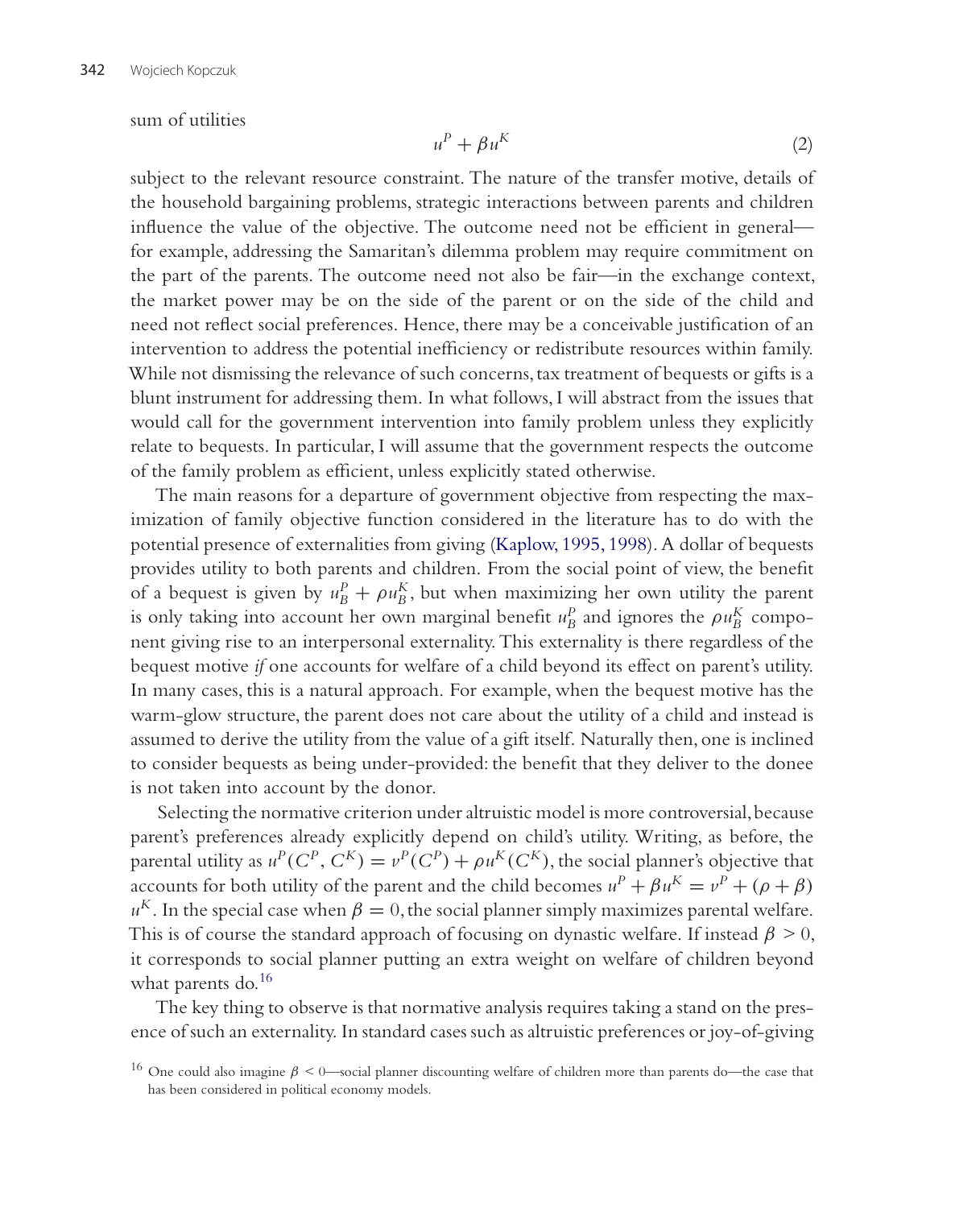sum of utilities

$$u^P + \beta u^K \tag{2}$$

subject to the relevant resource constraint. The nature of the transfer motive, details of the household bargaining problems, strategic interactions between parents and children influence the value of the objective. The outcome need not be efficient in general—for example, addressing the Samaritan's dilemma problem may require commitment on the part of the parents. The outcome need not also be fair—in the exchange context, the market power may be on the side of the parent or on the side of the child and need not reflect social preferences. Hence, there may be a conceivable justification of an intervention to address the potential inefficiency or redistribute resources within family. While not dismissing the relevance of such concerns, tax treatment of bequests or gifts is a blunt instrument for addressing them. In what follows, I will abstract from the issues that would call for the government intervention into family problem unless they explicitly relate to bequests. In particular, I will assume that the government respects the outcome of the family problem as efficient, unless explicitly stated otherwise.

The main reasons for a departure of government objective from respecting the maximization of family objective function considered in the literature has to do with the potential presence of externalities from giving (Kaplow, 1995, 1998). A dollar of bequests provides utility to both parents and children. From the social point of view, the benefit of a bequest is given by $u_B^P + \rho u_B^K$, but when maximizing her own utility the parent is only taking into account her own marginal benefit $u_B^P$ and ignores the $\rho u_B^K$ component giving rise to an interpersonal externality. This externality is there regardless of the bequest motive *if* one accounts for welfare of a child beyond its effect on parent's utility. In many cases, this is a natural approach. For example, when the bequest motive has the warm-glow structure, the parent does not care about the utility of a child and instead is assumed to derive the utility from the value of a gift itself. Naturally then, one is inclined to consider bequests as being under-provided: the benefit that they deliver to the donee is not taken into account by the donor.

Selecting the normative criterion under altruistic model is more controversial, because parent's preferences already explicitly depend on child's utility. Writing, as before, the parental utility as $u^P(C^P, C^K) = v^P(C^P) + \rho u^K(C^K)$, the social planner's objective that accounts for both utility of the parent and the child becomes $u^P + \beta u^K = v^P + (\rho + \beta) u^K$. In the special case when $\beta = 0$, the social planner simply maximizes parental welfare. This is of course the standard approach of focusing on dynastic welfare. If instead $\beta > 0$, it corresponds to social planner putting an extra weight on welfare of children beyond what parents do.[16]

The key thing to observe is that normative analysis requires taking a stand on the presence of such an externality. In standard cases such as altruistic preferences or joy-of-giving

[16] One could also imagine $\beta < 0$—social planner discounting welfare of children more than parents do—the case that has been considered in political economy models.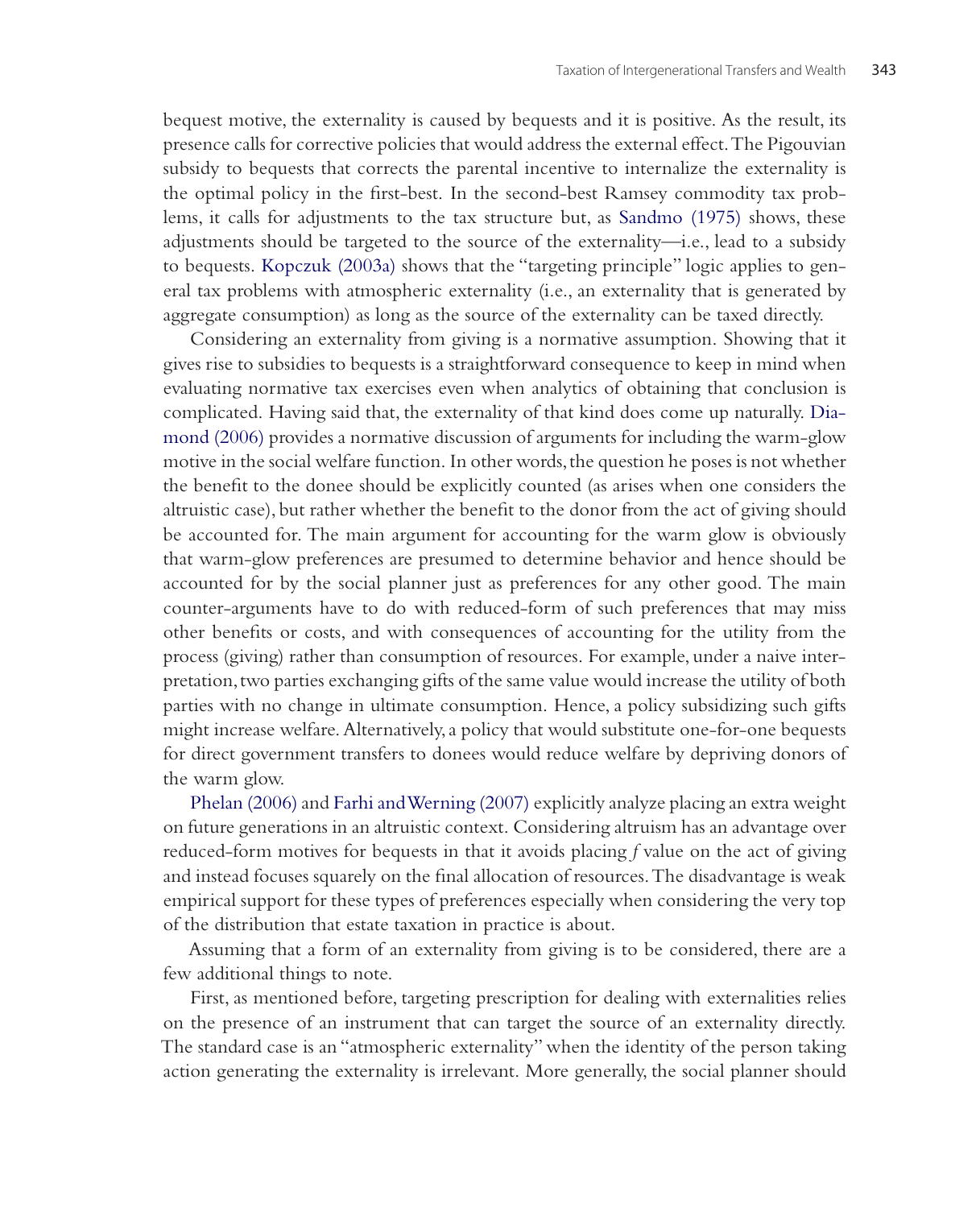bequest motive, the externality is caused by bequests and it is positive. As the result, its presence calls for corrective policies that would address the external effect. The Pigouvian subsidy to bequests that corrects the parental incentive to internalize the externality is the optimal policy in the first-best. In the second-best Ramsey commodity tax problems, it calls for adjustments to the tax structure but, as Sandmo (1975) shows, these adjustments should be targeted to the source of the externality—i.e., lead to a subsidy to bequests. Kopczuk (2003a) shows that the "targeting principle" logic applies to general tax problems with atmospheric externality (i.e., an externality that is generated by aggregate consumption) as long as the source of the externality can be taxed directly.

Considering an externality from giving is a normative assumption. Showing that it gives rise to subsidies to bequests is a straightforward consequence to keep in mind when evaluating normative tax exercises even when analytics of obtaining that conclusion is complicated. Having said that, the externality of that kind does come up naturally. Diamond (2006) provides a normative discussion of arguments for including the warm-glow motive in the social welfare function. In other words, the question he poses is not whether the benefit to the donee should be explicitly counted (as arises when one considers the altruistic case), but rather whether the benefit to the donor from the act of giving should be accounted for. The main argument for accounting for the warm glow is obviously that warm-glow preferences are presumed to determine behavior and hence should be accounted for by the social planner just as preferences for any other good. The main counter-arguments have to do with reduced-form of such preferences that may miss other benefits or costs, and with consequences of accounting for the utility from the process (giving) rather than consumption of resources. For example, under a naive interpretation, two parties exchanging gifts of the same value would increase the utility of both parties with no change in ultimate consumption. Hence, a policy subsidizing such gifts might increase welfare. Alternatively, a policy that would substitute one-for-one bequests for direct government transfers to donees would reduce welfare by depriving donors of the warm glow.

Phelan (2006) and Farhi and Werning (2007) explicitly analyze placing an extra weight on future generations in an altruistic context. Considering altruism has an advantage over reduced-form motives for bequests in that it avoids placing *f* value on the act of giving and instead focuses squarely on the final allocation of resources. The disadvantage is weak empirical support for these types of preferences especially when considering the very top of the distribution that estate taxation in practice is about.

Assuming that a form of an externality from giving is to be considered, there are a few additional things to note.

First, as mentioned before, targeting prescription for dealing with externalities relies on the presence of an instrument that can target the source of an externality directly. The standard case is an "atmospheric externality" when the identity of the person taking action generating the externality is irrelevant. More generally, the social planner should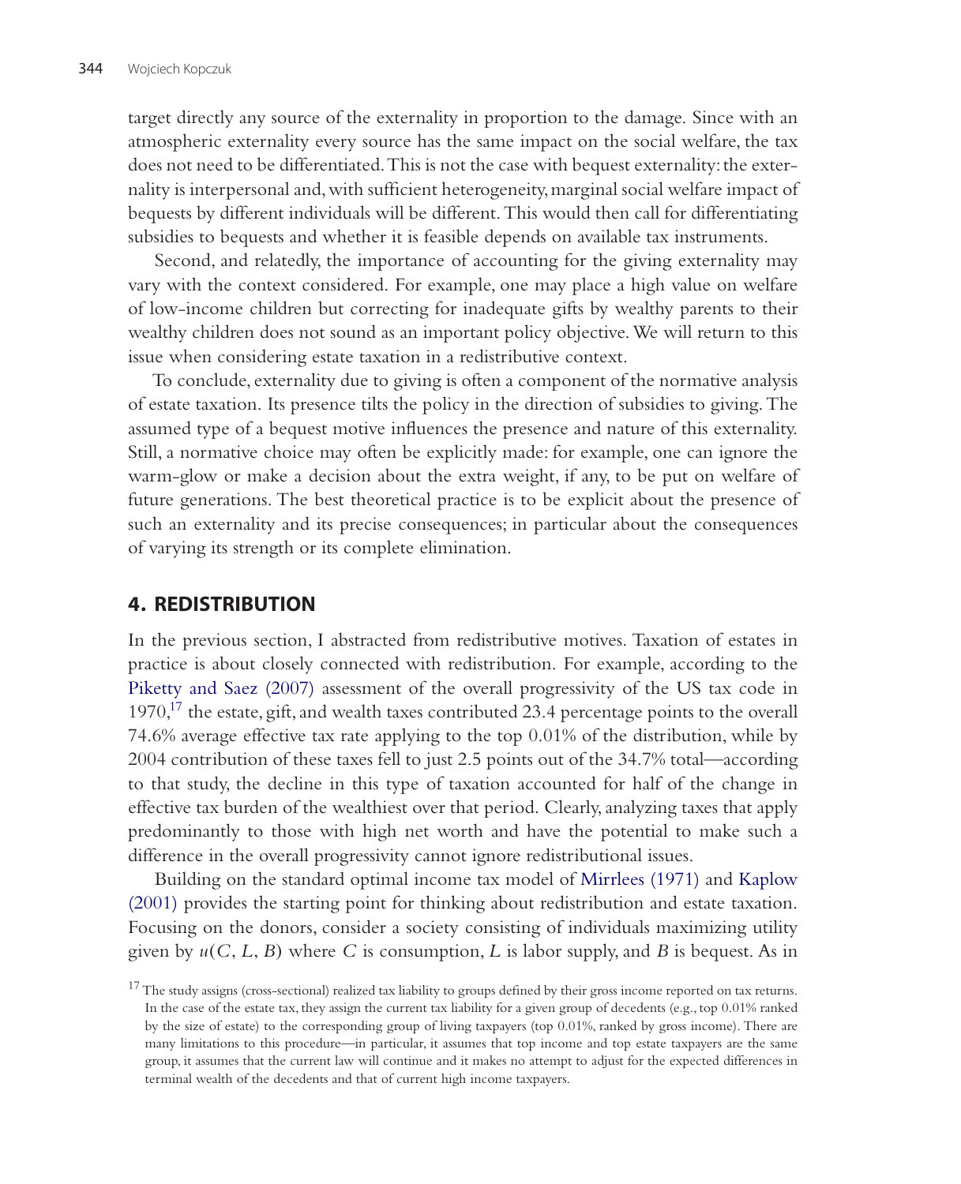target directly any source of the externality in proportion to the damage. Since with an atmospheric externality every source has the same impact on the social welfare, the tax does not need to be differentiated. This is not the case with bequest externality: the externality is interpersonal and, with sufficient heterogeneity, marginal social welfare impact of bequests by different individuals will be different. This would then call for differentiating subsidies to bequests and whether it is feasible depends on available tax instruments.

Second, and relatedly, the importance of accounting for the giving externality may vary with the context considered. For example, one may place a high value on welfare of low-income children but correcting for inadequate gifts by wealthy parents to their wealthy children does not sound as an important policy objective. We will return to this issue when considering estate taxation in a redistributive context.

To conclude, externality due to giving is often a component of the normative analysis of estate taxation. Its presence tilts the policy in the direction of subsidies to giving. The assumed type of a bequest motive influences the presence and nature of this externality. Still, a normative choice may often be explicitly made: for example, one can ignore the warm-glow or make a decision about the extra weight, if any, to be put on welfare of future generations. The best theoretical practice is to be explicit about the presence of such an externality and its precise consequences; in particular about the consequences of varying its strength or its complete elimination.

## 4. REDISTRIBUTION

In the previous section, I abstracted from redistributive motives. Taxation of estates in practice is about closely connected with redistribution. For example, according to the Piketty and Saez (2007) assessment of the overall progressivity of the US tax code in 1970,[17] the estate, gift, and wealth taxes contributed 23.4 percentage points to the overall 74.6% average effective tax rate applying to the top 0.01% of the distribution, while by 2004 contribution of these taxes fell to just 2.5 points out of the 34.7% total—according to that study, the decline in this type of taxation accounted for half of the change in effective tax burden of the wealthiest over that period. Clearly, analyzing taxes that apply predominantly to those with high net worth and have the potential to make such a difference in the overall progressivity cannot ignore redistributional issues.

Building on the standard optimal income tax model of Mirrlees (1971) and Kaplow (2001) provides the starting point for thinking about redistribution and estate taxation. Focusing on the donors, consider a society consisting of individuals maximizing utility given by $u(C, L, B)$ where $C$ is consumption, $L$ is labor supply, and $B$ is bequest. As in

[17] The study assigns (cross-sectional) realized tax liability to groups defined by their gross income reported on tax returns. In the case of the estate tax, they assign the current tax liability for a given group of decedents (e.g., top 0.01% ranked by the size of estate) to the corresponding group of living taxpayers (top 0.01%, ranked by gross income). There are many limitations to this procedure—in particular, it assumes that top income and top estate taxpayers are the same group, it assumes that the current law will continue and it makes no attempt to adjust for the expected differences in terminal wealth of the decedents and that of current high income taxpayers.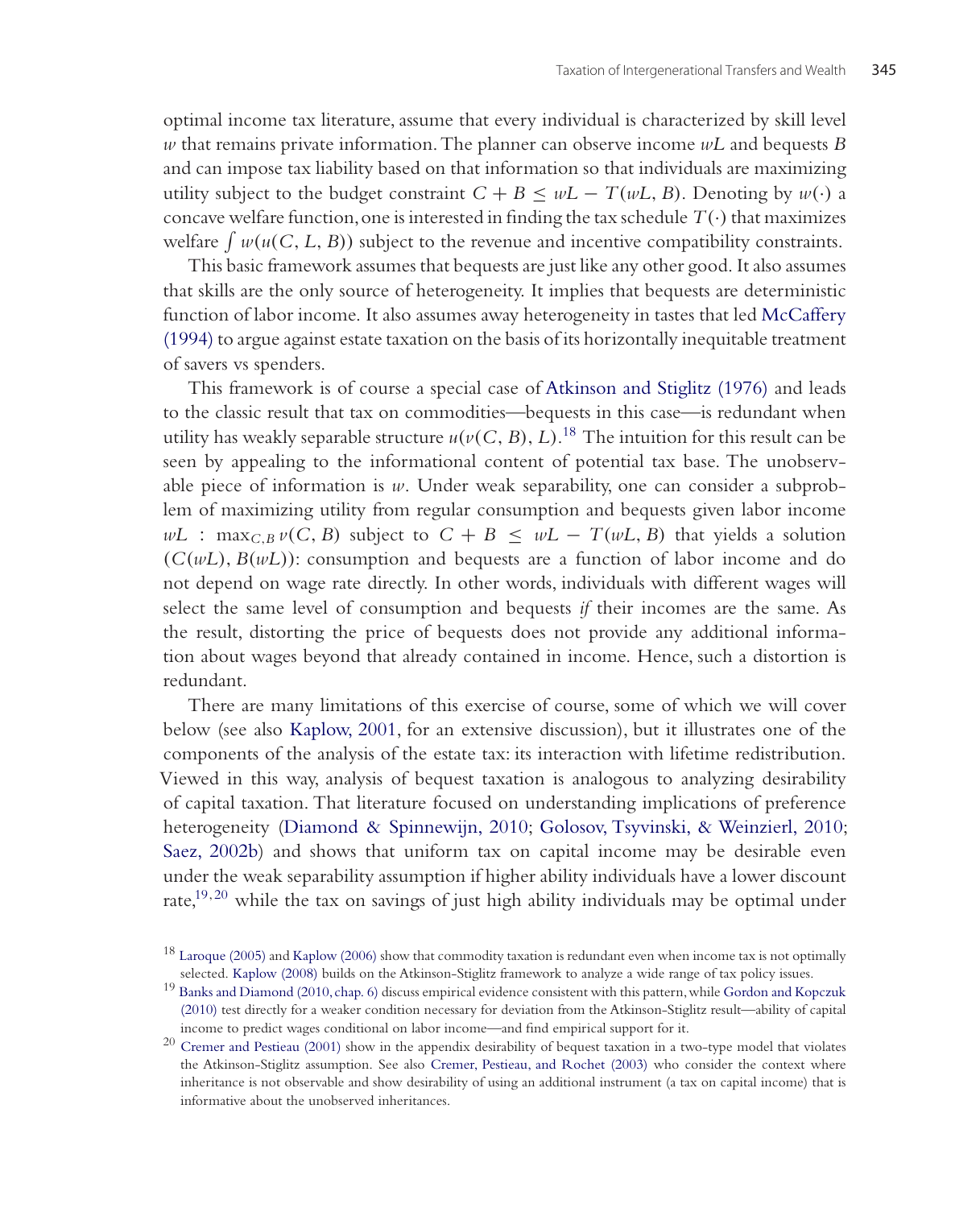optimal income tax literature, assume that every individual is characterized by skill level $w$ that remains private information. The planner can observe income $wL$ and bequests $B$ and can impose tax liability based on that information so that individuals are maximizing utility subject to the budget constraint $C + B \leq wL - T(wL, B)$. Denoting by $w(\cdot)$ a concave welfare function, one is interested in finding the tax schedule $T(\cdot)$ that maximizes welfare $\int w(u(C, L, B))$ subject to the revenue and incentive compatibility constraints.

This basic framework assumes that bequests are just like any other good. It also assumes that skills are the only source of heterogeneity. It implies that bequests are deterministic function of labor income. It also assumes away heterogeneity in tastes that led McCaffery (1994) to argue against estate taxation on the basis of its horizontally inequitable treatment of savers vs spenders.

This framework is of course a special case of Atkinson and Stiglitz (1976) and leads to the classic result that tax on commodities—bequests in this case—is redundant when utility has weakly separable structure $u(v(C, B), L)$.[18] The intuition for this result can be seen by appealing to the informational content of potential tax base. The unobservable piece of information is $w$. Under weak separability, one can consider a subproblem of maximizing utility from regular consumption and bequests given labor income $wL$ : $\max_{C,B} v(C, B)$ subject to $C + B \leq wL - T(wL, B)$ that yields a solution $(C(wL), B(wL))$: consumption and bequests are a function of labor income and do not depend on wage rate directly. In other words, individuals with different wages will select the same level of consumption and bequests *if* their incomes are the same. As the result, distorting the price of bequests does not provide any additional information about wages beyond that already contained in income. Hence, such a distortion is redundant.

There are many limitations of this exercise of course, some of which we will cover below (see also Kaplow, 2001, for an extensive discussion), but it illustrates one of the components of the analysis of the estate tax: its interaction with lifetime redistribution. Viewed in this way, analysis of bequest taxation is analogous to analyzing desirability of capital taxation. That literature focused on understanding implications of preference heterogeneity (Diamond & Spinnewijn, 2010; Golosov, Tsyvinski, & Weinzierl, 2010; Saez, 2002b) and shows that uniform tax on capital income may be desirable even under the weak separability assumption if higher ability individuals have a lower discount rate,[19,20] while the tax on savings of just high ability individuals may be optimal under

[18] Laroque (2005) and Kaplow (2006) show that commodity taxation is redundant even when income tax is not optimally selected. Kaplow (2008) builds on the Atkinson-Stiglitz framework to analyze a wide range of tax policy issues.

[19] Banks and Diamond (2010, chap. 6) discuss empirical evidence consistent with this pattern, while Gordon and Kopczuk (2010) test directly for a weaker condition necessary for deviation from the Atkinson-Stiglitz result—ability of capital income to predict wages conditional on labor income—and find empirical support for it.

[20] Cremer and Pestieau (2001) show in the appendix desirability of bequest taxation in a two-type model that violates the Atkinson-Stiglitz assumption. See also Cremer, Pestieau, and Rochet (2003) who consider the context where inheritance is not observable and show desirability of using an additional instrument (a tax on capital income) that is informative about the unobserved inheritances.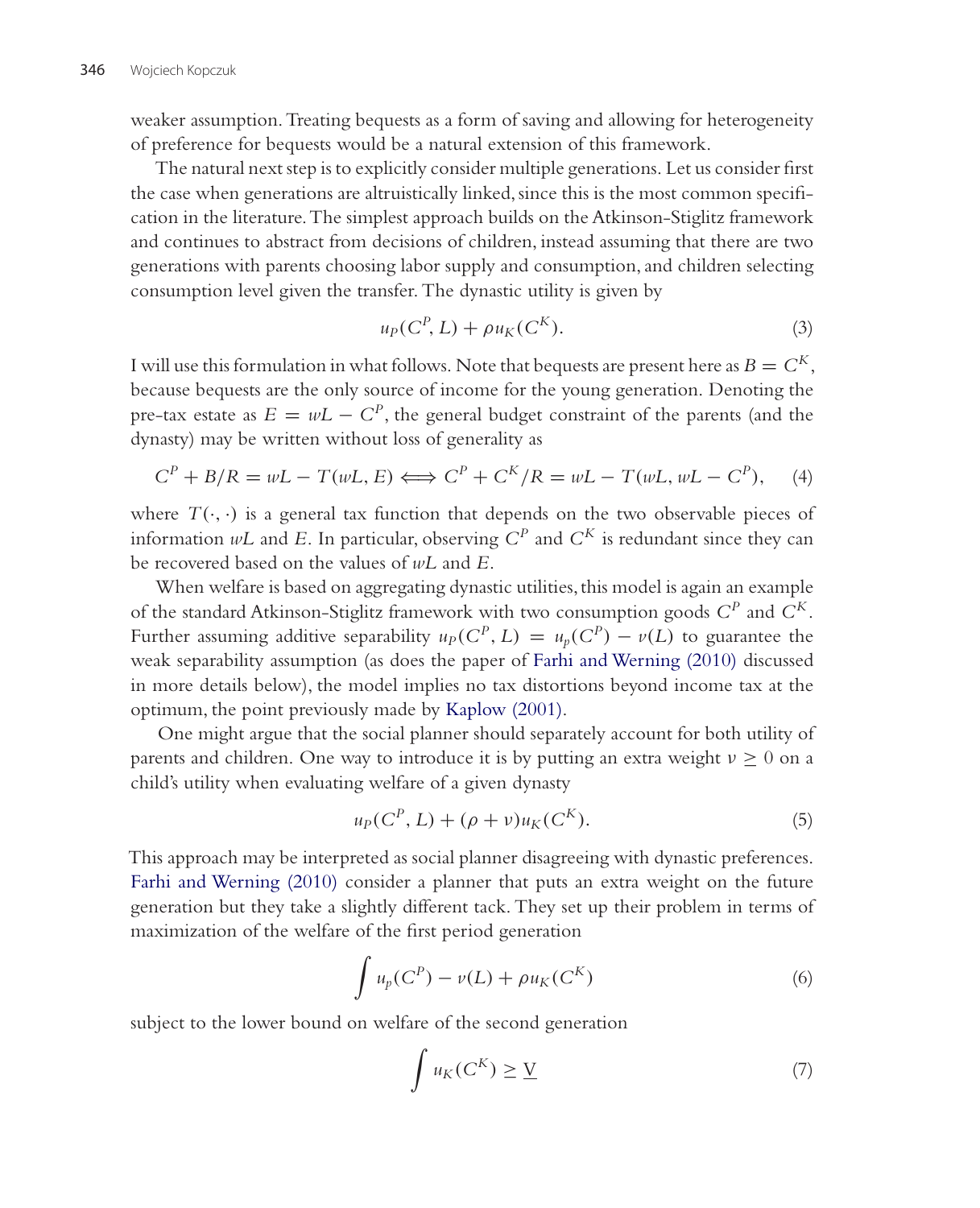weaker assumption. Treating bequests as a form of saving and allowing for heterogeneity of preference for bequests would be a natural extension of this framework.

The natural next step is to explicitly consider multiple generations. Let us consider first the case when generations are altruistically linked, since this is the most common specification in the literature. The simplest approach builds on the Atkinson-Stiglitz framework and continues to abstract from decisions of children, instead assuming that there are two generations with parents choosing labor supply and consumption, and children selecting consumption level given the transfer. The dynastic utility is given by

$$u_P(C^P, L) + \rho u_K(C^K). \tag{3}$$

I will use this formulation in what follows. Note that bequests are present here as $B = C^K$, because bequests are the only source of income for the young generation. Denoting the pre-tax estate as $E = wL - C^P$, the general budget constraint of the parents (and the dynasty) may be written without loss of generality as

$$C^P + B/R = wL - T(wL, E) \iff C^P + C^K/R = wL - T(wL, wL - C^P), \tag{4}$$

where $T(\cdot, \cdot)$ is a general tax function that depends on the two observable pieces of information $wL$ and $E$. In particular, observing $C^P$ and $C^K$ is redundant since they can be recovered based on the values of $wL$ and $E$.

When welfare is based on aggregating dynastic utilities, this model is again an example of the standard Atkinson-Stiglitz framework with two consumption goods $C^P$ and $C^K$. Further assuming additive separability $u_P(C^P, L) = u_p(C^P) - v(L)$ to guarantee the weak separability assumption (as does the paper of Farhi and Werning (2010) discussed in more details below), the model implies no tax distortions beyond income tax at the optimum, the point previously made by Kaplow (2001).

One might argue that the social planner should separately account for both utility of parents and children. One way to introduce it is by putting an extra weight $\nu \geq 0$ on a child's utility when evaluating welfare of a given dynasty

$$u_P(C^P, L) + (\rho + \nu) u_K(C^K). \tag{5}$$

This approach may be interpreted as social planner disagreeing with dynastic preferences. Farhi and Werning (2010) consider a planner that puts an extra weight on the future generation but they take a slightly different tack. They set up their problem in terms of maximization of the welfare of the first period generation

$$\int u_p(C^P) - v(L) + \rho u_K(C^K) \tag{6}$$

subject to the lower bound on welfare of the second generation

$$\int u_K(C^K) \geq \underline{\mathrm{V}} \tag{7}$$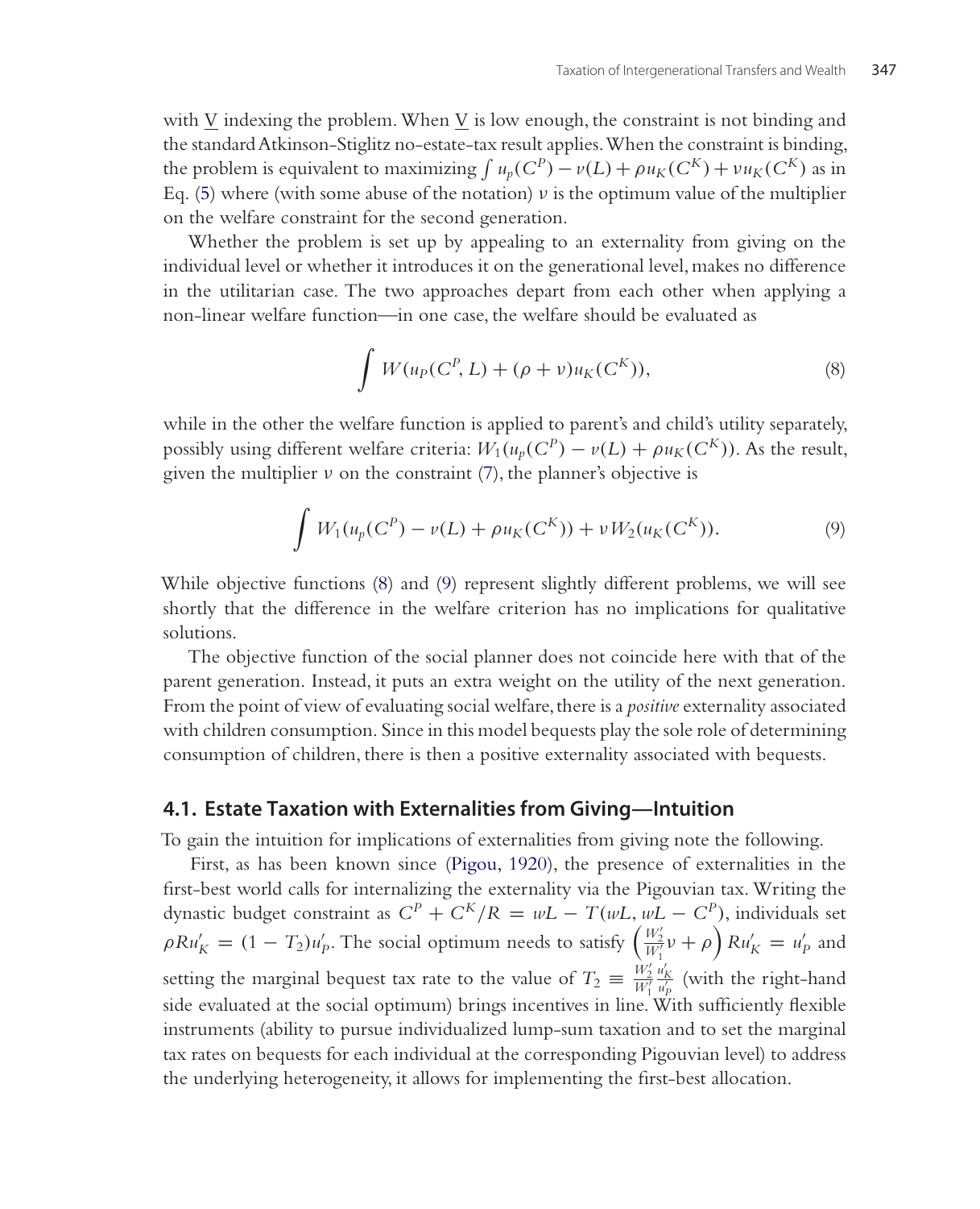with $\underline{V}$ indexing the problem. When $\underline{V}$ is low enough, the constraint is not binding and the standard Atkinson-Stiglitz no-estate-tax result applies. When the constraint is binding, the problem is equivalent to maximizing $\int u_p(C^P) - v(L) + \rho u_K(C^K) + \nu u_K(C^K)$ as in Eq. (5) where (with some abuse of the notation) $\nu$ is the optimum value of the multiplier on the welfare constraint for the second generation.

Whether the problem is set up by appealing to an externality from giving on the individual level or whether it introduces it on the generational level, makes no difference in the utilitarian case. The two approaches depart from each other when applying a non-linear welfare function—in one case, the welfare should be evaluated as

$$\int W(u_P(C^P, L) + (\rho + \nu)u_K(C^K)), \tag{8}$$

while in the other the welfare function is applied to parent's and child's utility separately, possibly using different welfare criteria: $W_1(u_p(C^P) - v(L) + \rho u_K(C^K))$. As the result, given the multiplier $\nu$ on the constraint (7), the planner's objective is

$$\int W_1(u_p(C^P) - v(L) + \rho u_K(C^K)) + \nu W_2(u_K(C^K)). \tag{9}$$

While objective functions (8) and (9) represent slightly different problems, we will see shortly that the difference in the welfare criterion has no implications for qualitative solutions.

The objective function of the social planner does not coincide here with that of the parent generation. Instead, it puts an extra weight on the utility of the next generation. From the point of view of evaluating social welfare, there is a *positive* externality associated with children consumption. Since in this model bequests play the sole role of determining consumption of children, there is then a positive externality associated with bequests.

### 4.1. Estate Taxation with Externalities from Giving—Intuition

To gain the intuition for implications of externalities from giving note the following.

First, as has been known since (Pigou, 1920), the presence of externalities in the first-best world calls for internalizing the externality via the Pigouvian tax. Writing the dynastic budget constraint as $C^P + C^K/R = wL - T(wL, wL - C^P)$, individuals set $\rho R u'_K = (1 - T_2)u'_p$. The social optimum needs to satisfy $\left(\frac{W'_2}{W'_1}\nu + \rho\right) R u'_K = u'_P$ and setting the marginal bequest tax rate to the value of $T_2 \equiv \frac{W'_2}{W'_1}\frac{u'_K}{u'_p}$ (with the right-hand side evaluated at the social optimum) brings incentives in line. With sufficiently flexible instruments (ability to pursue individualized lump-sum taxation and to set the marginal tax rates on bequests for each individual at the corresponding Pigouvian level) to address the underlying heterogeneity, it allows for implementing the first-best allocation.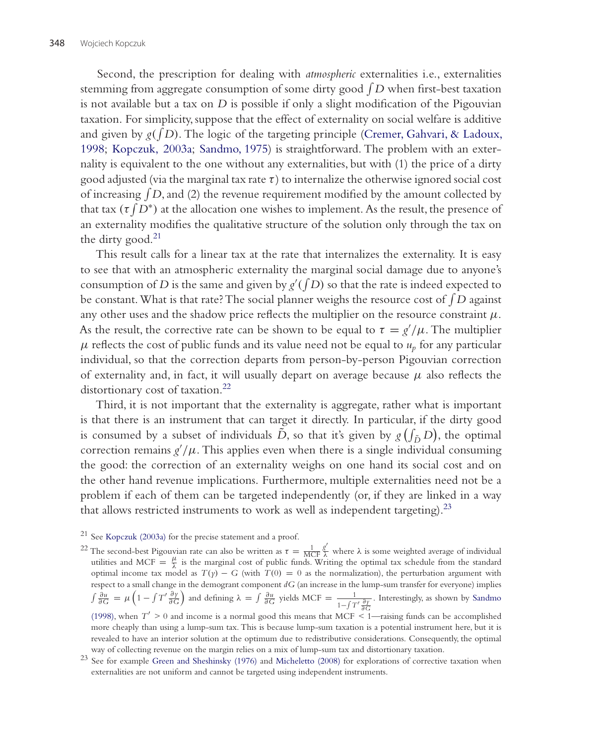Second, the prescription for dealing with *atmospheric* externalities i.e., externalities stemming from aggregate consumption of some dirty good $\int D$ when first-best taxation is not available but a tax on $D$ is possible if only a slight modification of the Pigouvian taxation. For simplicity, suppose that the effect of externality on social welfare is additive and given by $g(\int D)$. The logic of the targeting principle (Cremer, Gahvari, & Ladoux, 1998; Kopczuk, 2003a; Sandmo, 1975) is straightforward. The problem with an externality is equivalent to the one without any externalities, but with (1) the price of a dirty good adjusted (via the marginal tax rate $\tau$) to internalize the otherwise ignored social cost of increasing $\int D$, and (2) the revenue requirement modified by the amount collected by that tax ($\tau \int D^*$) at the allocation one wishes to implement. As the result, the presence of an externality modifies the qualitative structure of the solution only through the tax on the dirty good.[21]

This result calls for a linear tax at the rate that internalizes the externality. It is easy to see that with an atmospheric externality the marginal social damage due to anyone's consumption of $D$ is the same and given by $g'(\int D)$ so that the rate is indeed expected to be constant. What is that rate? The social planner weighs the resource cost of $\int D$ against any other uses and the shadow price reflects the multiplier on the resource constraint $\mu$. As the result, the corrective rate can be shown to be equal to $\tau = g'/\mu$. The multiplier $\mu$ reflects the cost of public funds and its value need not be equal to $u_p$ for any particular individual, so that the correction departs from person-by-person Pigouvian correction of externality and, in fact, it will usually depart on average because $\mu$ also reflects the distortionary cost of taxation.[22]

Third, it is not important that the externality is aggregate, rather what is important is that there is an instrument that can target it directly. In particular, if the dirty good is consumed by a subset of individuals $\tilde{D}$, so that it's given by $g\left(\int_{\tilde{D}} D\right)$, the optimal correction remains $g'/\mu$. This applies even when there is a single individual consuming the good: the correction of an externality weighs on one hand its social cost and on the other hand revenue implications. Furthermore, multiple externalities need not be a problem if each of them can be targeted independently (or, if they are linked in a way that allows restricted instruments to work as well as independent targeting).[23]

---

[21] See Kopczuk (2003a) for the precise statement and a proof.

[22] The second-best Pigouvian rate can also be written as $\tau = \frac{1}{\text{MCF}} \frac{g'}{\lambda}$ where $\lambda$ is some weighted average of individual utilities and $\text{MCF} = \frac{\mu}{\lambda}$ is the marginal cost of public funds. Writing the optimal tax schedule from the standard optimal income tax model as $T(y) - G$ (with $T(0) = 0$ as the normalization), the perturbation argument with respect to a small change in the demogrant component $dG$ (an increase in the lump-sum transfer for everyone) implies $\int \frac{\partial u}{\partial G} = \mu \left(1 - \int T' \frac{\partial y}{\partial G}\right)$ and defining $\lambda = \int \frac{\partial u}{\partial G}$ yields $\text{MCF} = \frac{1}{1 - \int T' \frac{\partial y}{\partial G}}$. Interestingly, as shown by Sandmo (1998), when $T' > 0$ and income is a normal good this means that $\text{MCF} < 1$—raising funds can be accomplished more cheaply than using a lump-sum tax. This is because lump-sum taxation is a potential instrument here, but it is revealed to have an interior solution at the optimum due to redistributive considerations. Consequently, the optimal way of collecting revenue on the margin relies on a mix of lump-sum tax and distortionary taxation.

[23] See for example Green and Sheshinsky (1976) and Micheletto (2008) for explorations of corrective taxation when externalities are not uniform and cannot be targeted using independent instruments.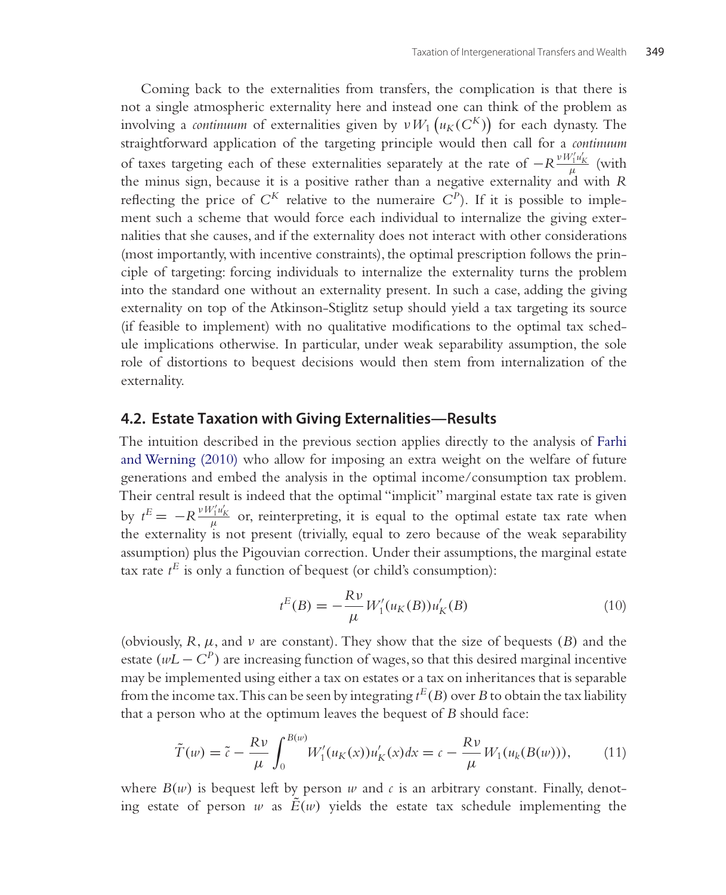Coming back to the externalities from transfers, the complication is that there is not a single atmospheric externality here and instead one can think of the problem as involving a *continuum* of externalities given by $\nu W_1\left(u_K(C^K)\right)$ for each dynasty. The straightforward application of the targeting principle would then call for a *continuum* of taxes targeting each of these externalities separately at the rate of $-R\frac{\nu W_1' u_K'}{\mu}$ (with the minus sign, because it is a positive rather than a negative externality and with $R$ reflecting the price of $C^K$ relative to the numeraire $C^P$). If it is possible to implement such a scheme that would force each individual to internalize the giving externalities that she causes, and if the externality does not interact with other considerations (most importantly, with incentive constraints), the optimal prescription follows the principle of targeting: forcing individuals to internalize the externality turns the problem into the standard one without an externality present. In such a case, adding the giving externality on top of the Atkinson-Stiglitz setup should yield a tax targeting its source (if feasible to implement) with no qualitative modifications to the optimal tax schedule implications otherwise. In particular, under weak separability assumption, the sole role of distortions to bequest decisions would then stem from internalization of the externality.

## 4.2. Estate Taxation with Giving Externalities—Results

The intuition described in the previous section applies directly to the analysis of Farhi and Werning (2010) who allow for imposing an extra weight on the welfare of future generations and embed the analysis in the optimal income/consumption tax problem. Their central result is indeed that the optimal "implicit" marginal estate tax rate is given by $t^E = -R\frac{\nu W_1' u_K'}{\mu}$ or, reinterpreting, it is equal to the optimal estate tax rate when the externality is not present (trivially, equal to zero because of the weak separability assumption) plus the Pigouvian correction. Under their assumptions, the marginal estate tax rate $t^E$ is only a function of bequest (or child's consumption):

$$t^E(B) = -\frac{R\nu}{\mu}W_1'(u_K(B))u_K'(B) \tag{10}$$

(obviously, $R$, $\mu$, and $\nu$ are constant). They show that the size of bequests ($B$) and the estate ($wL - C^P$) are increasing function of wages, so that this desired marginal incentive may be implemented using either a tax on estates or a tax on inheritances that is separable from the income tax. This can be seen by integrating $t^E(B)$ over $B$ to obtain the tax liability that a person who at the optimum leaves the bequest of $B$ should face:

$$\tilde{T}(w) = \tilde{c} - \frac{R\nu}{\mu}\int_0^{B(w)} W_1'(u_K(x))u_K'(x)dx = c - \frac{R\nu}{\mu}W_1(u_k(B(w))), \tag{11}$$

where $B(w)$ is bequest left by person $w$ and $c$ is an arbitrary constant. Finally, denoting estate of person $w$ as $\tilde{E}(w)$ yields the estate tax schedule implementing the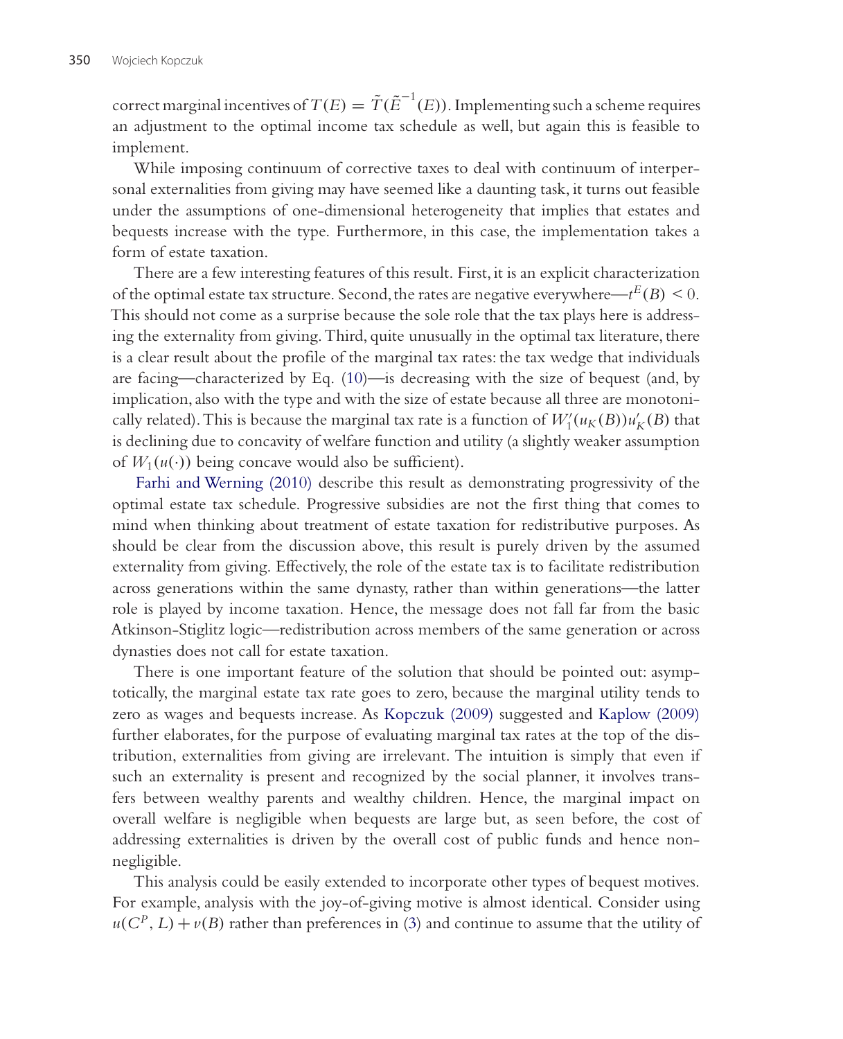correct marginal incentives of $T(E) = \tilde{T}(\tilde{E}^{-1}(E))$. Implementing such a scheme requires an adjustment to the optimal income tax schedule as well, but again this is feasible to implement.

While imposing continuum of corrective taxes to deal with continuum of interpersonal externalities from giving may have seemed like a daunting task, it turns out feasible under the assumptions of one-dimensional heterogeneity that implies that estates and bequests increase with the type. Furthermore, in this case, the implementation takes a form of estate taxation.

There are a few interesting features of this result. First, it is an explicit characterization of the optimal estate tax structure. Second, the rates are negative everywhere—$t^E(B) < 0$. This should not come as a surprise because the sole role that the tax plays here is addressing the externality from giving. Third, quite unusually in the optimal tax literature, there is a clear result about the profile of the marginal tax rates: the tax wedge that individuals are facing—characterized by Eq. (10)—is decreasing with the size of bequest (and, by implication, also with the type and with the size of estate because all three are monotonically related). This is because the marginal tax rate is a function of $W_1'(u_K(B))u_K'(B)$ that is declining due to concavity of welfare function and utility (a slightly weaker assumption of $W_1(u(\cdot))$ being concave would also be sufficient).

Farhi and Werning (2010) describe this result as demonstrating progressivity of the optimal estate tax schedule. Progressive subsidies are not the first thing that comes to mind when thinking about treatment of estate taxation for redistributive purposes. As should be clear from the discussion above, this result is purely driven by the assumed externality from giving. Effectively, the role of the estate tax is to facilitate redistribution across generations within the same dynasty, rather than within generations—the latter role is played by income taxation. Hence, the message does not fall far from the basic Atkinson-Stiglitz logic—redistribution across members of the same generation or across dynasties does not call for estate taxation.

There is one important feature of the solution that should be pointed out: asymptotically, the marginal estate tax rate goes to zero, because the marginal utility tends to zero as wages and bequests increase. As Kopczuk (2009) suggested and Kaplow (2009) further elaborates, for the purpose of evaluating marginal tax rates at the top of the distribution, externalities from giving are irrelevant. The intuition is simply that even if such an externality is present and recognized by the social planner, it involves transfers between wealthy parents and wealthy children. Hence, the marginal impact on overall welfare is negligible when bequests are large but, as seen before, the cost of addressing externalities is driven by the overall cost of public funds and hence non-negligible.

This analysis could be easily extended to incorporate other types of bequest motives. For example, analysis with the joy-of-giving motive is almost identical. Consider using $u(C^P, L) + v(B)$ rather than preferences in (3) and continue to assume that the utility of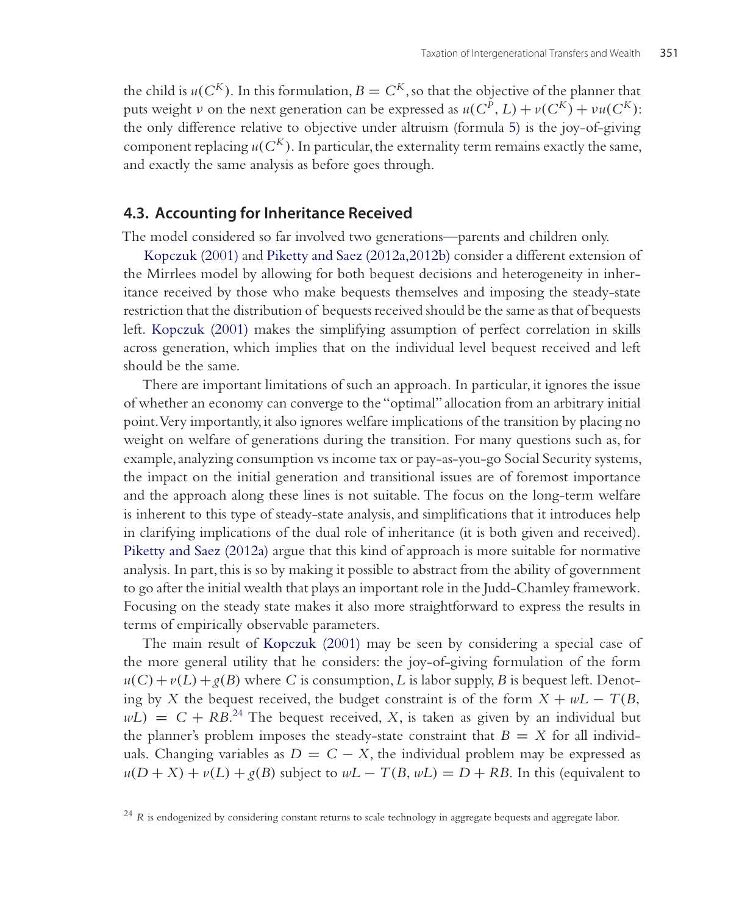the child is $u(C^K)$. In this formulation, $B = C^K$, so that the objective of the planner that puts weight $\nu$ on the next generation can be expressed as $u(C^P, L) + v(C^K) + \nu u(C^K)$: the only difference relative to objective under altruism (formula 5) is the joy-of-giving component replacing $u(C^K)$. In particular, the externality term remains exactly the same, and exactly the same analysis as before goes through.

### 4.3. Accounting for Inheritance Received

The model considered so far involved two generations—parents and children only.

Kopczuk (2001) and Piketty and Saez (2012a,2012b) consider a different extension of the Mirrlees model by allowing for both bequest decisions and heterogeneity in inheritance received by those who make bequests themselves and imposing the steady-state restriction that the distribution of bequests received should be the same as that of bequests left. Kopczuk (2001) makes the simplifying assumption of perfect correlation in skills across generation, which implies that on the individual level bequest received and left should be the same.

There are important limitations of such an approach. In particular, it ignores the issue of whether an economy can converge to the "optimal" allocation from an arbitrary initial point. Very importantly, it also ignores welfare implications of the transition by placing no weight on welfare of generations during the transition. For many questions such as, for example, analyzing consumption vs income tax or pay-as-you-go Social Security systems, the impact on the initial generation and transitional issues are of foremost importance and the approach along these lines is not suitable. The focus on the long-term welfare is inherent to this type of steady-state analysis, and simplifications that it introduces help in clarifying implications of the dual role of inheritance (it is both given and received). Piketty and Saez (2012a) argue that this kind of approach is more suitable for normative analysis. In part, this is so by making it possible to abstract from the ability of government to go after the initial wealth that plays an important role in the Judd-Chamley framework. Focusing on the steady state makes it also more straightforward to express the results in terms of empirically observable parameters.

The main result of Kopczuk (2001) may be seen by considering a special case of the more general utility that he considers: the joy-of-giving formulation of the form $u(C) + v(L) + g(B)$ where $C$ is consumption, $L$ is labor supply, $B$ is bequest left. Denoting by $X$ the bequest received, the budget constraint is of the form $X + wL - T(B, wL) = C + RB$.[24] The bequest received, $X$, is taken as given by an individual but the planner's problem imposes the steady-state constraint that $B = X$ for all individuals. Changing variables as $D = C - X$, the individual problem may be expressed as $u(D + X) + v(L) + g(B)$ subject to $wL - T(B, wL) = D + RB$. In this (equivalent to

[24] $R$ is endogenized by considering constant returns to scale technology in aggregate bequests and aggregate labor.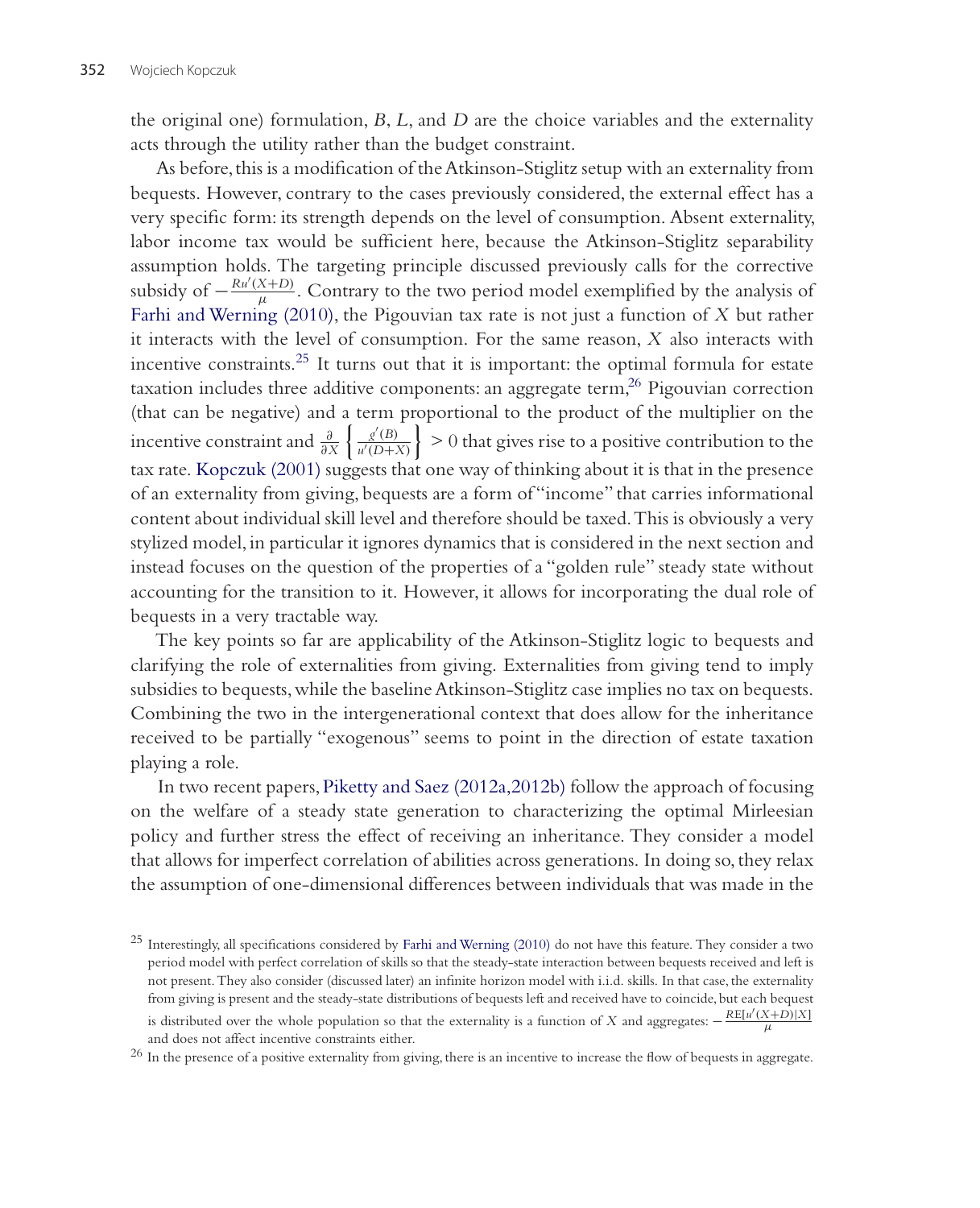the original one) formulation, $B$, $L$, and $D$ are the choice variables and the externality acts through the utility rather than the budget constraint.

As before, this is a modification of the Atkinson-Stiglitz setup with an externality from bequests. However, contrary to the cases previously considered, the external effect has a very specific form: its strength depends on the level of consumption. Absent externality, labor income tax would be sufficient here, because the Atkinson-Stiglitz separability assumption holds. The targeting principle discussed previously calls for the corrective subsidy of $-\frac{Ru'(X+D)}{\mu}$. Contrary to the two period model exemplified by the analysis of Farhi and Werning (2010), the Pigouvian tax rate is not just a function of $X$ but rather it interacts with the level of consumption. For the same reason, $X$ also interacts with incentive constraints.[25] It turns out that it is important: the optimal formula for estate taxation includes three additive components: an aggregate term,[26] Pigouvian correction (that can be negative) and a term proportional to the product of the multiplier on the incentive constraint and $\frac{\partial}{\partial X}\left\{\frac{g'(B)}{u'(D+X)}\right\} > 0$ that gives rise to a positive contribution to the tax rate. Kopczuk (2001) suggests that one way of thinking about it is that in the presence of an externality from giving, bequests are a form of "income" that carries informational content about individual skill level and therefore should be taxed. This is obviously a very stylized model, in particular it ignores dynamics that is considered in the next section and instead focuses on the question of the properties of a "golden rule" steady state without accounting for the transition to it. However, it allows for incorporating the dual role of bequests in a very tractable way.

The key points so far are applicability of the Atkinson-Stiglitz logic to bequests and clarifying the role of externalities from giving. Externalities from giving tend to imply subsidies to bequests, while the baseline Atkinson-Stiglitz case implies no tax on bequests. Combining the two in the intergenerational context that does allow for the inheritance received to be partially "exogenous" seems to point in the direction of estate taxation playing a role.

In two recent papers, Piketty and Saez (2012a,2012b) follow the approach of focusing on the welfare of a steady state generation to characterizing the optimal Mirleesian policy and further stress the effect of receiving an inheritance. They consider a model that allows for imperfect correlation of abilities across generations. In doing so, they relax the assumption of one-dimensional differences between individuals that was made in the

[25] Interestingly, all specifications considered by Farhi and Werning (2010) do not have this feature. They consider a two period model with perfect correlation of skills so that the steady-state interaction between bequests received and left is not present. They also consider (discussed later) an infinite horizon model with i.i.d. skills. In that case, the externality from giving is present and the steady-state distributions of bequests left and received have to coincide, but each bequest is distributed over the whole population so that the externality is a function of $X$ and aggregates: $-\frac{RE[u'(X+D)|X]}{\mu}$ and does not affect incentive constraints either.

[26] In the presence of a positive externality from giving, there is an incentive to increase the flow of bequests in aggregate.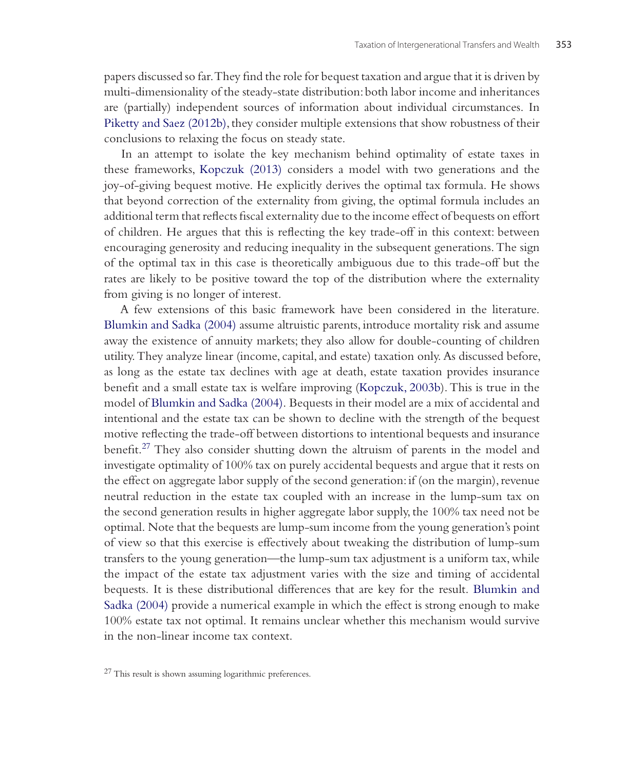papers discussed so far. They find the role for bequest taxation and argue that it is driven by multi-dimensionality of the steady-state distribution: both labor income and inheritances are (partially) independent sources of information about individual circumstances. In Piketty and Saez (2012b), they consider multiple extensions that show robustness of their conclusions to relaxing the focus on steady state.

In an attempt to isolate the key mechanism behind optimality of estate taxes in these frameworks, Kopczuk (2013) considers a model with two generations and the joy-of-giving bequest motive. He explicitly derives the optimal tax formula. He shows that beyond correction of the externality from giving, the optimal formula includes an additional term that reflects fiscal externality due to the income effect of bequests on effort of children. He argues that this is reflecting the key trade-off in this context: between encouraging generosity and reducing inequality in the subsequent generations. The sign of the optimal tax in this case is theoretically ambiguous due to this trade-off but the rates are likely to be positive toward the top of the distribution where the externality from giving is no longer of interest.

A few extensions of this basic framework have been considered in the literature. Blumkin and Sadka (2004) assume altruistic parents, introduce mortality risk and assume away the existence of annuity markets; they also allow for double-counting of children utility. They analyze linear (income, capital, and estate) taxation only. As discussed before, as long as the estate tax declines with age at death, estate taxation provides insurance benefit and a small estate tax is welfare improving (Kopczuk, 2003b). This is true in the model of Blumkin and Sadka (2004). Bequests in their model are a mix of accidental and intentional and the estate tax can be shown to decline with the strength of the bequest motive reflecting the trade-off between distortions to intentional bequests and insurance benefit.[27] They also consider shutting down the altruism of parents in the model and investigate optimality of 100% tax on purely accidental bequests and argue that it rests on the effect on aggregate labor supply of the second generation: if (on the margin), revenue neutral reduction in the estate tax coupled with an increase in the lump-sum tax on the second generation results in higher aggregate labor supply, the 100% tax need not be optimal. Note that the bequests are lump-sum income from the young generation's point of view so that this exercise is effectively about tweaking the distribution of lump-sum transfers to the young generation—the lump-sum tax adjustment is a uniform tax, while the impact of the estate tax adjustment varies with the size and timing of accidental bequests. It is these distributional differences that are key for the result. Blumkin and Sadka (2004) provide a numerical example in which the effect is strong enough to make 100% estate tax not optimal. It remains unclear whether this mechanism would survive in the non-linear income tax context.

[27] This result is shown assuming logarithmic preferences.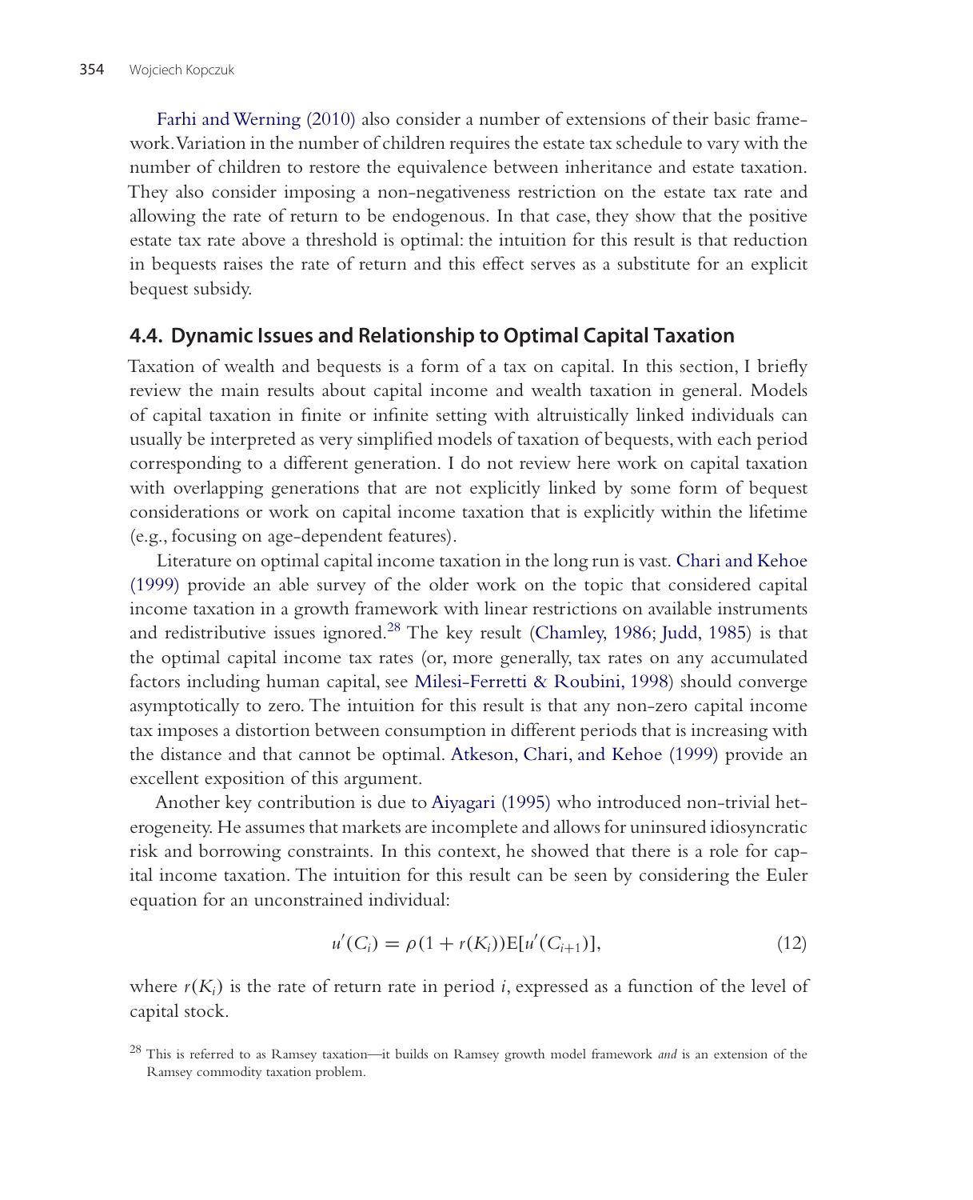Farhi and Werning (2010) also consider a number of extensions of their basic framework. Variation in the number of children requires the estate tax schedule to vary with the number of children to restore the equivalence between inheritance and estate taxation. They also consider imposing a non-negativeness restriction on the estate tax rate and allowing the rate of return to be endogenous. In that case, they show that the positive estate tax rate above a threshold is optimal: the intuition for this result is that reduction in bequests raises the rate of return and this effect serves as a substitute for an explicit bequest subsidy.

## 4.4. Dynamic Issues and Relationship to Optimal Capital Taxation

Taxation of wealth and bequests is a form of a tax on capital. In this section, I briefly review the main results about capital income and wealth taxation in general. Models of capital taxation in finite or infinite setting with altruistically linked individuals can usually be interpreted as very simplified models of taxation of bequests, with each period corresponding to a different generation. I do not review here work on capital taxation with overlapping generations that are not explicitly linked by some form of bequest considerations or work on capital income taxation that is explicitly within the lifetime (e.g., focusing on age-dependent features).

Literature on optimal capital income taxation in the long run is vast. Chari and Kehoe (1999) provide an able survey of the older work on the topic that considered capital income taxation in a growth framework with linear restrictions on available instruments and redistributive issues ignored.[28] The key result (Chamley, 1986; Judd, 1985) is that the optimal capital income tax rates (or, more generally, tax rates on any accumulated factors including human capital, see Milesi-Ferretti & Roubini, 1998) should converge asymptotically to zero. The intuition for this result is that any non-zero capital income tax imposes a distortion between consumption in different periods that is increasing with the distance and that cannot be optimal. Atkeson, Chari, and Kehoe (1999) provide an excellent exposition of this argument.

Another key contribution is due to Aiyagari (1995) who introduced non-trivial heterogeneity. He assumes that markets are incomplete and allows for uninsured idiosyncratic risk and borrowing constraints. In this context, he showed that there is a role for capital income taxation. The intuition for this result can be seen by considering the Euler equation for an unconstrained individual:

$$u'(C_i) = \rho(1 + r(K_i))\mathrm{E}[u'(C_{i+1})], \tag{12}$$

where $r(K_i)$ is the rate of return rate in period $i$, expressed as a function of the level of capital stock.

[28] This is referred to as Ramsey taxation—it builds on Ramsey growth model framework *and* is an extension of the Ramsey commodity taxation problem.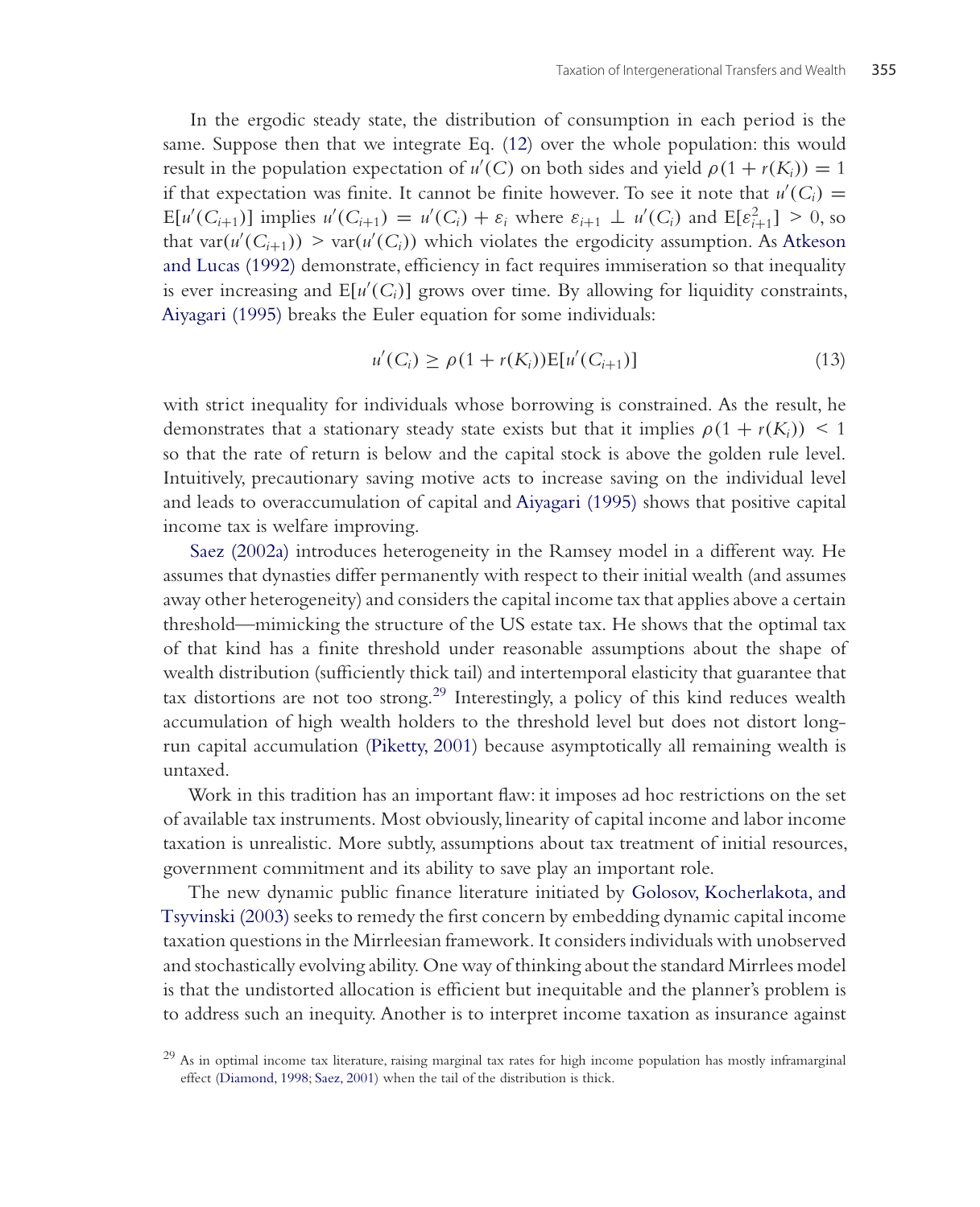In the ergodic steady state, the distribution of consumption in each period is the same. Suppose then that we integrate Eq. (12) over the whole population: this would result in the population expectation of $u'(C)$ on both sides and yield $\rho(1 + r(K_i)) = 1$ if that expectation was finite. It cannot be finite however. To see it note that $u'(C_i) = \mathrm{E}[u'(C_{i+1})]$ implies $u'(C_{i+1}) = u'(C_i) + \varepsilon_i$ where $\varepsilon_{i+1} \perp u'(C_i)$ and $\mathrm{E}[\varepsilon_{i+1}^2] > 0$, so that $\mathrm{var}(u'(C_{i+1})) > \mathrm{var}(u'(C_i))$ which violates the ergodicity assumption. As Atkeson and Lucas (1992) demonstrate, efficiency in fact requires immiseration so that inequality is ever increasing and $\mathrm{E}[u'(C_i)]$ grows over time. By allowing for liquidity constraints, Aiyagari (1995) breaks the Euler equation for some individuals:

$$u'(C_i) \geq \rho(1 + r(K_i))\mathrm{E}[u'(C_{i+1})] \tag{13}$$

with strict inequality for individuals whose borrowing is constrained. As the result, he demonstrates that a stationary steady state exists but that it implies $\rho(1 + r(K_i)) < 1$ so that the rate of return is below and the capital stock is above the golden rule level. Intuitively, precautionary saving motive acts to increase saving on the individual level and leads to overaccumulation of capital and Aiyagari (1995) shows that positive capital income tax is welfare improving.

Saez (2002a) introduces heterogeneity in the Ramsey model in a different way. He assumes that dynasties differ permanently with respect to their initial wealth (and assumes away other heterogeneity) and considers the capital income tax that applies above a certain threshold—mimicking the structure of the US estate tax. He shows that the optimal tax of that kind has a finite threshold under reasonable assumptions about the shape of wealth distribution (sufficiently thick tail) and intertemporal elasticity that guarantee that tax distortions are not too strong.[29] Interestingly, a policy of this kind reduces wealth accumulation of high wealth holders to the threshold level but does not distort long-run capital accumulation (Piketty, 2001) because asymptotically all remaining wealth is untaxed.

Work in this tradition has an important flaw: it imposes ad hoc restrictions on the set of available tax instruments. Most obviously, linearity of capital income and labor income taxation is unrealistic. More subtly, assumptions about tax treatment of initial resources, government commitment and its ability to save play an important role.

The new dynamic public finance literature initiated by Golosov, Kocherlakota, and Tsyvinski (2003) seeks to remedy the first concern by embedding dynamic capital income taxation questions in the Mirrleesian framework. It considers individuals with unobserved and stochastically evolving ability. One way of thinking about the standard Mirrlees model is that the undistorted allocation is efficient but inequitable and the planner's problem is to address such an inequity. Another is to interpret income taxation as insurance against

[29] As in optimal income tax literature, raising marginal tax rates for high income population has mostly inframarginal effect (Diamond, 1998; Saez, 2001) when the tail of the distribution is thick.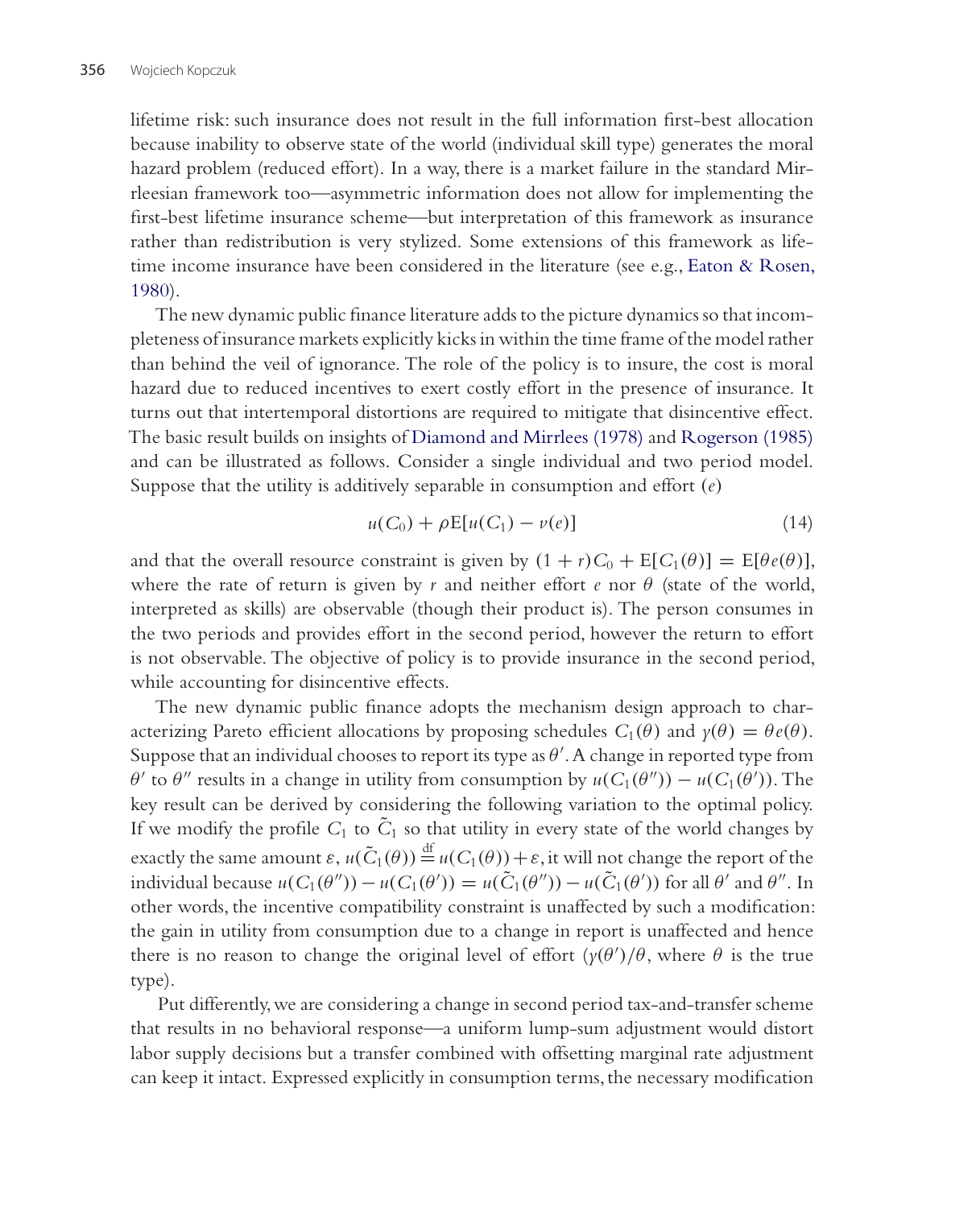lifetime risk: such insurance does not result in the full information first-best allocation because inability to observe state of the world (individual skill type) generates the moral hazard problem (reduced effort). In a way, there is a market failure in the standard Mirrleesian framework too—asymmetric information does not allow for implementing the first-best lifetime insurance scheme—but interpretation of this framework as insurance rather than redistribution is very stylized. Some extensions of this framework as lifetime income insurance have been considered in the literature (see e.g., Eaton & Rosen, 1980).

The new dynamic public finance literature adds to the picture dynamics so that incompleteness of insurance markets explicitly kicks in within the time frame of the model rather than behind the veil of ignorance. The role of the policy is to insure, the cost is moral hazard due to reduced incentives to exert costly effort in the presence of insurance. It turns out that intertemporal distortions are required to mitigate that disincentive effect. The basic result builds on insights of Diamond and Mirrlees (1978) and Rogerson (1985) and can be illustrated as follows. Consider a single individual and two period model. Suppose that the utility is additively separable in consumption and effort ($e$)

$$u(C_0) + \rho \mathrm{E}[u(C_1) - v(e)] \tag{14}$$

and that the overall resource constraint is given by $(1 + r)C_0 + \mathrm{E}[C_1(\theta)] = \mathrm{E}[\theta e(\theta)]$, where the rate of return is given by $r$ and neither effort $e$ nor $\theta$ (state of the world, interpreted as skills) are observable (though their product is). The person consumes in the two periods and provides effort in the second period, however the return to effort is not observable. The objective of policy is to provide insurance in the second period, while accounting for disincentive effects.

The new dynamic public finance adopts the mechanism design approach to characterizing Pareto efficient allocations by proposing schedules $C_1(\theta)$ and $y(\theta) = \theta e(\theta)$. Suppose that an individual chooses to report its type as $\theta'$. A change in reported type from $\theta'$ to $\theta''$ results in a change in utility from consumption by $u(C_1(\theta'')) - u(C_1(\theta'))$. The key result can be derived by considering the following variation to the optimal policy. If we modify the profile $C_1$ to $\tilde{C}_1$ so that utility in every state of the world changes by exactly the same amount $\varepsilon$, $u(\tilde{C}_1(\theta)) \stackrel{\mathrm{df}}{=} u(C_1(\theta)) + \varepsilon$, it will not change the report of the individual because $u(C_1(\theta'')) - u(C_1(\theta')) = u(\tilde{C}_1(\theta'')) - u(\tilde{C}_1(\theta'))$ for all $\theta'$ and $\theta''$. In other words, the incentive compatibility constraint is unaffected by such a modification: the gain in utility from consumption due to a change in report is unaffected and hence there is no reason to change the original level of effort ($y(\theta')/\theta$, where $\theta$ is the true type).

Put differently, we are considering a change in second period tax-and-transfer scheme that results in no behavioral response—a uniform lump-sum adjustment would distort labor supply decisions but a transfer combined with offsetting marginal rate adjustment can keep it intact. Expressed explicitly in consumption terms, the necessary modification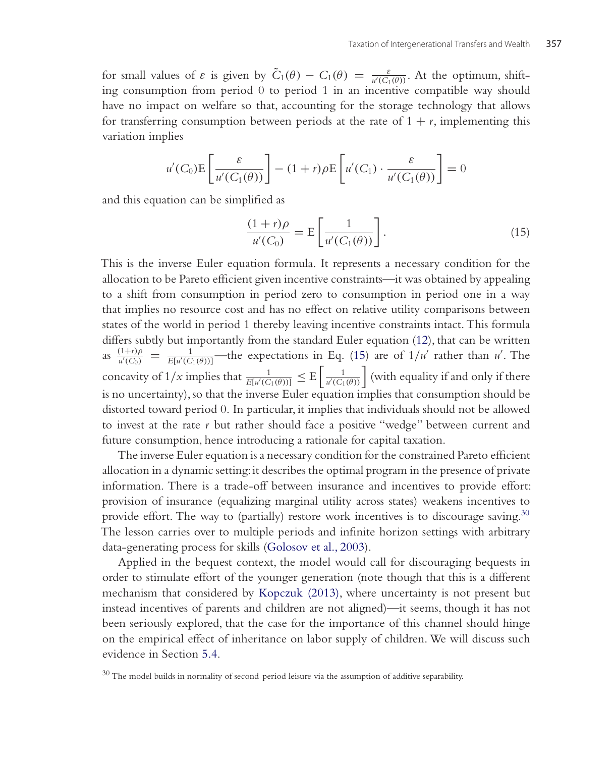for small values of $\varepsilon$ is given by $\tilde{C}_1(\theta) - C_1(\theta) = \frac{\varepsilon}{u'(C_1(\theta))}$. At the optimum, shifting consumption from period 0 to period 1 in an incentive compatible way should have no impact on welfare so that, accounting for the storage technology that allows for transferring consumption between periods at the rate of $1 + r$, implementing this variation implies

$$u'(C_0)\mathrm{E}\left[\frac{\varepsilon}{u'(C_1(\theta))}\right] - (1+r)\rho\mathrm{E}\left[u'(C_1) \cdot \frac{\varepsilon}{u'(C_1(\theta))}\right] = 0$$

and this equation can be simplified as

$$\frac{(1+r)\rho}{u'(C_0)} = \mathrm{E}\left[\frac{1}{u'(C_1(\theta))}\right]. \tag{15}$$

This is the inverse Euler equation formula. It represents a necessary condition for the allocation to be Pareto efficient given incentive constraints—it was obtained by appealing to a shift from consumption in period zero to consumption in period one in a way that implies no resource cost and has no effect on relative utility comparisons between states of the world in period 1 thereby leaving incentive constraints intact. This formula differs subtly but importantly from the standard Euler equation (12), that can be written as $\frac{(1+r)\rho}{u'(C_0)} = \frac{1}{E[u'(C_1(\theta))]}$—the expectations in Eq. (15) are of $1/u'$ rather than $u'$. The concavity of $1/x$ implies that $\frac{1}{E[u'(C_1(\theta))]} \leq \mathrm{E}\left[\frac{1}{u'(C_1(\theta))}\right]$ (with equality if and only if there is no uncertainty), so that the inverse Euler equation implies that consumption should be distorted toward period 0. In particular, it implies that individuals should not be allowed to invest at the rate $r$ but rather should face a positive "wedge" between current and future consumption, hence introducing a rationale for capital taxation.

The inverse Euler equation is a necessary condition for the constrained Pareto efficient allocation in a dynamic setting: it describes the optimal program in the presence of private information. There is a trade-off between insurance and incentives to provide effort: provision of insurance (equalizing marginal utility across states) weakens incentives to provide effort. The way to (partially) restore work incentives is to discourage saving.[30] The lesson carries over to multiple periods and infinite horizon settings with arbitrary data-generating process for skills (Golosov et al., 2003).

Applied in the bequest context, the model would call for discouraging bequests in order to stimulate effort of the younger generation (note though that this is a different mechanism that considered by Kopczuk (2013), where uncertainty is not present but instead incentives of parents and children are not aligned)—it seems, though it has not been seriously explored, that the case for the importance of this channel should hinge on the empirical effect of inheritance on labor supply of children. We will discuss such evidence in Section 5.4.

[30] The model builds in normality of second-period leisure via the assumption of additive separability.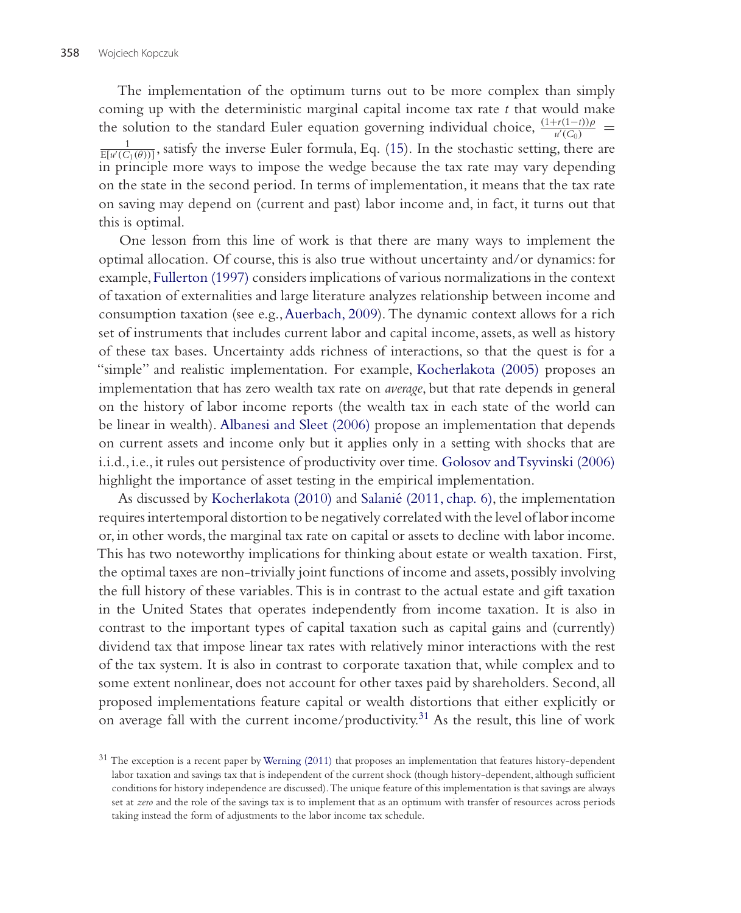The implementation of the optimum turns out to be more complex than simply coming up with the deterministic marginal capital income tax rate $t$ that would make the solution to the standard Euler equation governing individual choice, $\frac{(1+r(1-t))\rho}{u'(C_0)} = \frac{1}{\mathrm{E}[u'(C_1(\theta))]}$, satisfy the inverse Euler formula, Eq. (15). In the stochastic setting, there are in principle more ways to impose the wedge because the tax rate may vary depending on the state in the second period. In terms of implementation, it means that the tax rate on saving may depend on (current and past) labor income and, in fact, it turns out that this is optimal.

One lesson from this line of work is that there are many ways to implement the optimal allocation. Of course, this is also true without uncertainty and/or dynamics: for example, Fullerton (1997) considers implications of various normalizations in the context of taxation of externalities and large literature analyzes relationship between income and consumption taxation (see e.g., Auerbach, 2009). The dynamic context allows for a rich set of instruments that includes current labor and capital income, assets, as well as history of these tax bases. Uncertainty adds richness of interactions, so that the quest is for a "simple" and realistic implementation. For example, Kocherlakota (2005) proposes an implementation that has zero wealth tax rate on *average*, but that rate depends in general on the history of labor income reports (the wealth tax in each state of the world can be linear in wealth). Albanesi and Sleet (2006) propose an implementation that depends on current assets and income only but it applies only in a setting with shocks that are i.i.d., i.e., it rules out persistence of productivity over time. Golosov and Tsyvinski (2006) highlight the importance of asset testing in the empirical implementation.

As discussed by Kocherlakota (2010) and Salanié (2011, chap. 6), the implementation requires intertemporal distortion to be negatively correlated with the level of labor income or, in other words, the marginal tax rate on capital or assets to decline with labor income. This has two noteworthy implications for thinking about estate or wealth taxation. First, the optimal taxes are non-trivially joint functions of income and assets, possibly involving the full history of these variables. This is in contrast to the actual estate and gift taxation in the United States that operates independently from income taxation. It is also in contrast to the important types of capital taxation such as capital gains and (currently) dividend tax that impose linear tax rates with relatively minor interactions with the rest of the tax system. It is also in contrast to corporate taxation that, while complex and to some extent nonlinear, does not account for other taxes paid by shareholders. Second, all proposed implementations feature capital or wealth distortions that either explicitly or on average fall with the current income/productivity.[31] As the result, this line of work

[31] The exception is a recent paper by Werning (2011) that proposes an implementation that features history-dependent labor taxation and savings tax that is independent of the current shock (though history-dependent, although sufficient conditions for history independence are discussed). The unique feature of this implementation is that savings are always set at *zero* and the role of the savings tax is to implement that as an optimum with transfer of resources across periods taking instead the form of adjustments to the labor income tax schedule.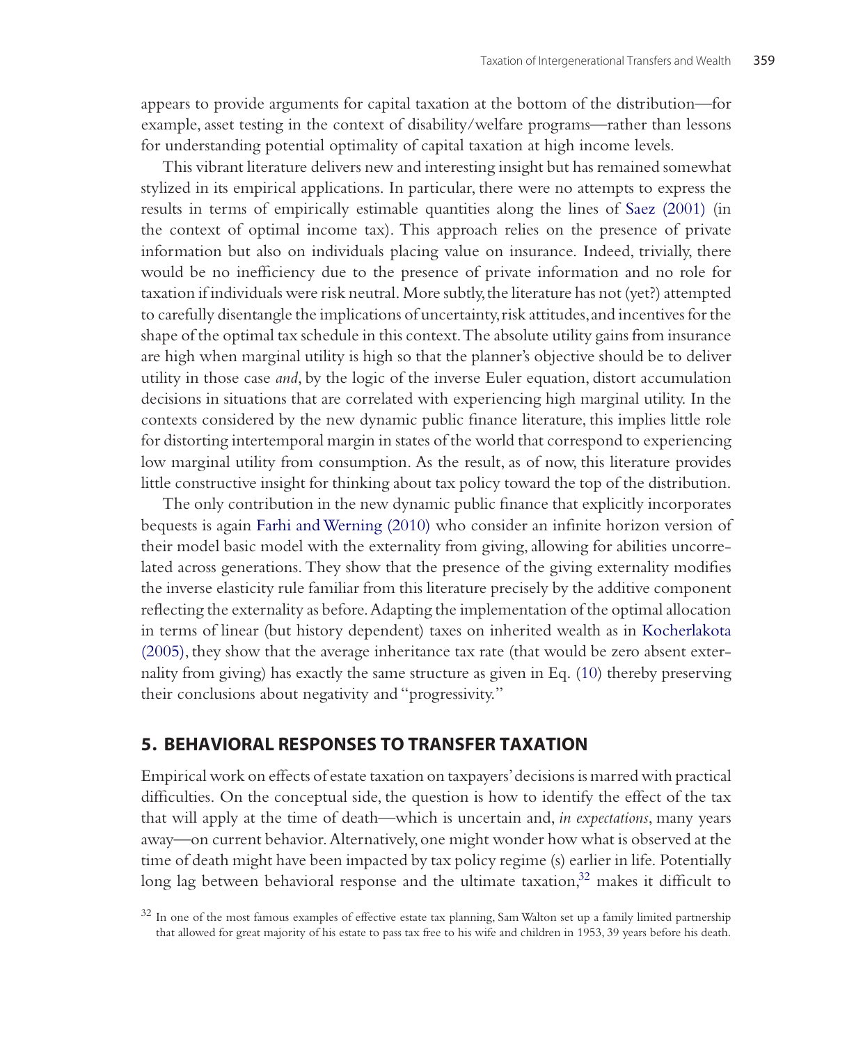appears to provide arguments for capital taxation at the bottom of the distribution—for example, asset testing in the context of disability/welfare programs—rather than lessons for understanding potential optimality of capital taxation at high income levels.

This vibrant literature delivers new and interesting insight but has remained somewhat stylized in its empirical applications. In particular, there were no attempts to express the results in terms of empirically estimable quantities along the lines of Saez (2001) (in the context of optimal income tax). This approach relies on the presence of private information but also on individuals placing value on insurance. Indeed, trivially, there would be no inefficiency due to the presence of private information and no role for taxation if individuals were risk neutral. More subtly, the literature has not (yet?) attempted to carefully disentangle the implications of uncertainty, risk attitudes, and incentives for the shape of the optimal tax schedule in this context. The absolute utility gains from insurance are high when marginal utility is high so that the planner's objective should be to deliver utility in those case *and*, by the logic of the inverse Euler equation, distort accumulation decisions in situations that are correlated with experiencing high marginal utility. In the contexts considered by the new dynamic public finance literature, this implies little role for distorting intertemporal margin in states of the world that correspond to experiencing low marginal utility from consumption. As the result, as of now, this literature provides little constructive insight for thinking about tax policy toward the top of the distribution.

The only contribution in the new dynamic public finance that explicitly incorporates bequests is again Farhi and Werning (2010) who consider an infinite horizon version of their model basic model with the externality from giving, allowing for abilities uncorrelated across generations. They show that the presence of the giving externality modifies the inverse elasticity rule familiar from this literature precisely by the additive component reflecting the externality as before. Adapting the implementation of the optimal allocation in terms of linear (but history dependent) taxes on inherited wealth as in Kocherlakota (2005), they show that the average inheritance tax rate (that would be zero absent externality from giving) has exactly the same structure as given in Eq. (10) thereby preserving their conclusions about negativity and "progressivity."

## 5. BEHAVIORAL RESPONSES TO TRANSFER TAXATION

Empirical work on effects of estate taxation on taxpayers' decisions is marred with practical difficulties. On the conceptual side, the question is how to identify the effect of the tax that will apply at the time of death—which is uncertain and, *in expectations*, many years away—on current behavior. Alternatively, one might wonder how what is observed at the time of death might have been impacted by tax policy regime (s) earlier in life. Potentially long lag between behavioral response and the ultimate taxation,[32] makes it difficult to

[32] In one of the most famous examples of effective estate tax planning, Sam Walton set up a family limited partnership that allowed for great majority of his estate to pass tax free to his wife and children in 1953, 39 years before his death.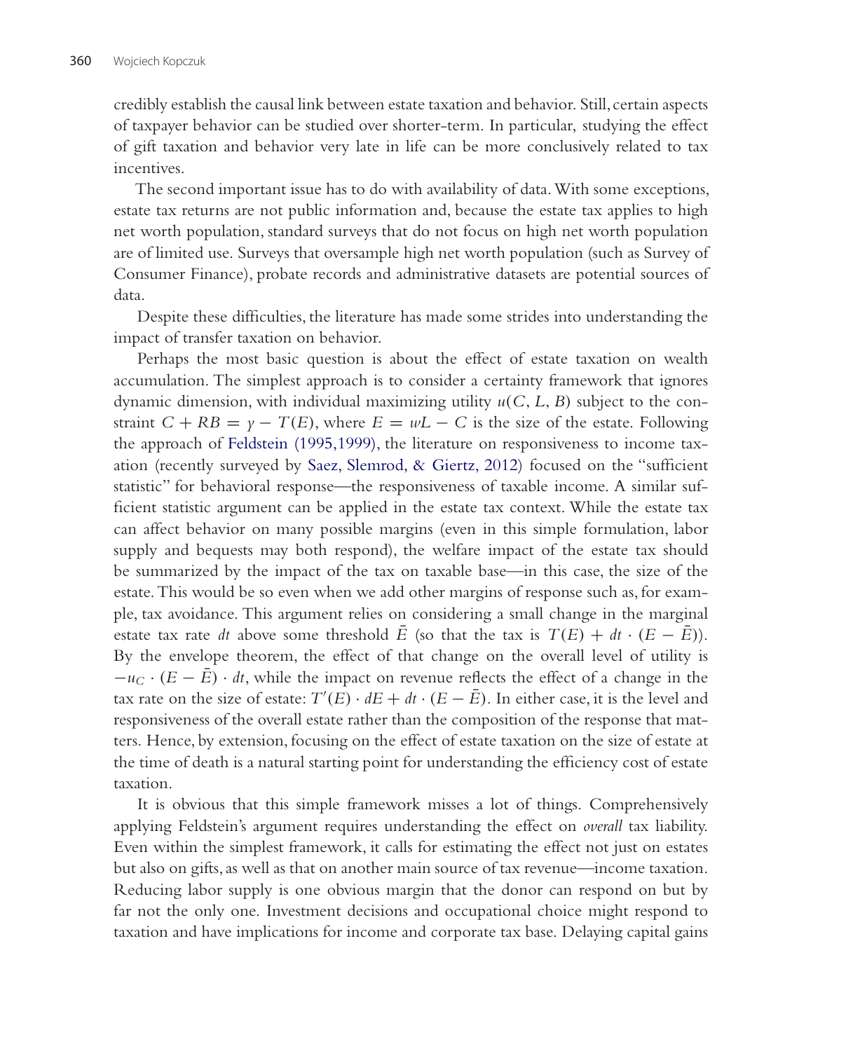credibly establish the causal link between estate taxation and behavior. Still, certain aspects of taxpayer behavior can be studied over shorter-term. In particular, studying the effect of gift taxation and behavior very late in life can be more conclusively related to tax incentives.

The second important issue has to do with availability of data. With some exceptions, estate tax returns are not public information and, because the estate tax applies to high net worth population, standard surveys that do not focus on high net worth population are of limited use. Surveys that oversample high net worth population (such as Survey of Consumer Finance), probate records and administrative datasets are potential sources of data.

Despite these difficulties, the literature has made some strides into understanding the impact of transfer taxation on behavior.

Perhaps the most basic question is about the effect of estate taxation on wealth accumulation. The simplest approach is to consider a certainty framework that ignores dynamic dimension, with individual maximizing utility $u(C, L, B)$ subject to the constraint $C + RB = y - T(E)$, where $E = wL - C$ is the size of the estate. Following the approach of Feldstein (1995,1999), the literature on responsiveness to income taxation (recently surveyed by Saez, Slemrod, & Giertz, 2012) focused on the "sufficient statistic" for behavioral response—the responsiveness of taxable income. A similar sufficient statistic argument can be applied in the estate tax context. While the estate tax can affect behavior on many possible margins (even in this simple formulation, labor supply and bequests may both respond), the welfare impact of the estate tax should be summarized by the impact of the tax on taxable base—in this case, the size of the estate. This would be so even when we add other margins of response such as, for example, tax avoidance. This argument relies on considering a small change in the marginal estate tax rate $dt$ above some threshold $\bar{E}$ (so that the tax is $T(E) + dt \cdot (E - \bar{E})$). By the envelope theorem, the effect of that change on the overall level of utility is $-u_C \cdot (E - \bar{E}) \cdot dt$, while the impact on revenue reflects the effect of a change in the tax rate on the size of estate: $T'(E) \cdot dE + dt \cdot (E - \bar{E})$. In either case, it is the level and responsiveness of the overall estate rather than the composition of the response that matters. Hence, by extension, focusing on the effect of estate taxation on the size of estate at the time of death is a natural starting point for understanding the efficiency cost of estate taxation.

It is obvious that this simple framework misses a lot of things. Comprehensively applying Feldstein's argument requires understanding the effect on *overall* tax liability. Even within the simplest framework, it calls for estimating the effect not just on estates but also on gifts, as well as that on another main source of tax revenue—income taxation. Reducing labor supply is one obvious margin that the donor can respond on but by far not the only one. Investment decisions and occupational choice might respond to taxation and have implications for income and corporate tax base. Delaying capital gains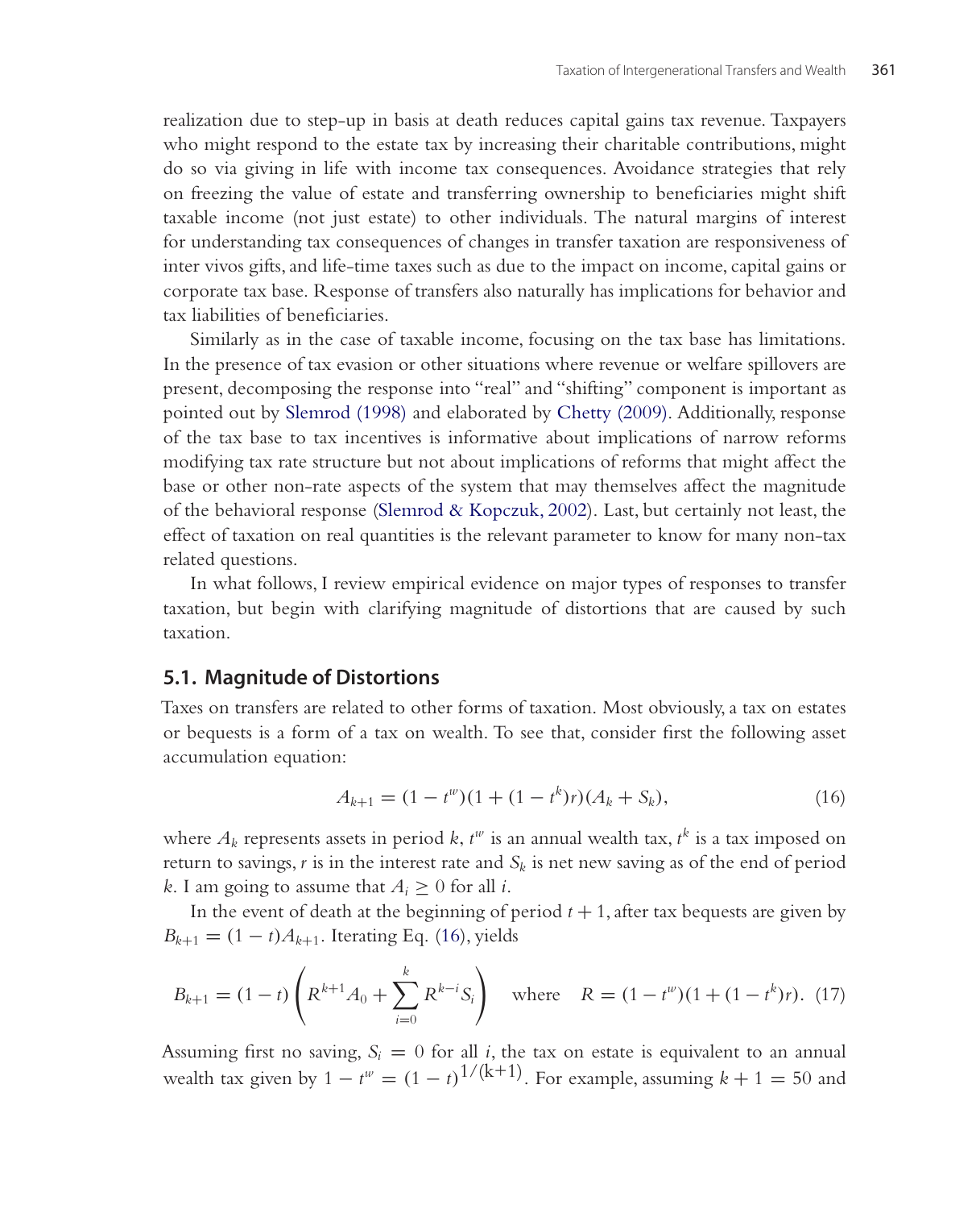realization due to step-up in basis at death reduces capital gains tax revenue. Taxpayers who might respond to the estate tax by increasing their charitable contributions, might do so via giving in life with income tax consequences. Avoidance strategies that rely on freezing the value of estate and transferring ownership to beneficiaries might shift taxable income (not just estate) to other individuals. The natural margins of interest for understanding tax consequences of changes in transfer taxation are responsiveness of inter vivos gifts, and life-time taxes such as due to the impact on income, capital gains or corporate tax base. Response of transfers also naturally has implications for behavior and tax liabilities of beneficiaries.

Similarly as in the case of taxable income, focusing on the tax base has limitations. In the presence of tax evasion or other situations where revenue or welfare spillovers are present, decomposing the response into "real" and "shifting" component is important as pointed out by Slemrod (1998) and elaborated by Chetty (2009). Additionally, response of the tax base to tax incentives is informative about implications of narrow reforms modifying tax rate structure but not about implications of reforms that might affect the base or other non-rate aspects of the system that may themselves affect the magnitude of the behavioral response (Slemrod & Kopczuk, 2002). Last, but certainly not least, the effect of taxation on real quantities is the relevant parameter to know for many non-tax related questions.

In what follows, I review empirical evidence on major types of responses to transfer taxation, but begin with clarifying magnitude of distortions that are caused by such taxation.

## 5.1. Magnitude of Distortions

Taxes on transfers are related to other forms of taxation. Most obviously, a tax on estates or bequests is a form of a tax on wealth. To see that, consider first the following asset accumulation equation:

$$A_{k+1} = (1 - t^w)(1 + (1 - t^k)r)(A_k + S_k), \tag{16}$$

where $A_k$ represents assets in period $k$, $t^w$ is an annual wealth tax, $t^k$ is a tax imposed on return to savings, $r$ is in the interest rate and $S_k$ is net new saving as of the end of period $k$. I am going to assume that $A_i \geq 0$ for all $i$.

In the event of death at the beginning of period $t+1$, after tax bequests are given by $B_{k+1} = (1-t)A_{k+1}$. Iterating Eq. (16), yields

$$B_{k+1} = (1-t)\left(R^{k+1}A_0 + \sum_{i=0}^{k} R^{k-i}S_i\right) \quad \text{where} \quad R = (1-t^w)(1+(1-t^k)r). \tag{17}$$

Assuming first no saving, $S_i = 0$ for all $i$, the tax on estate is equivalent to an annual wealth tax given by $1 - t^w = (1-t)^{1/(k+1)}$. For example, assuming $k+1 = 50$ and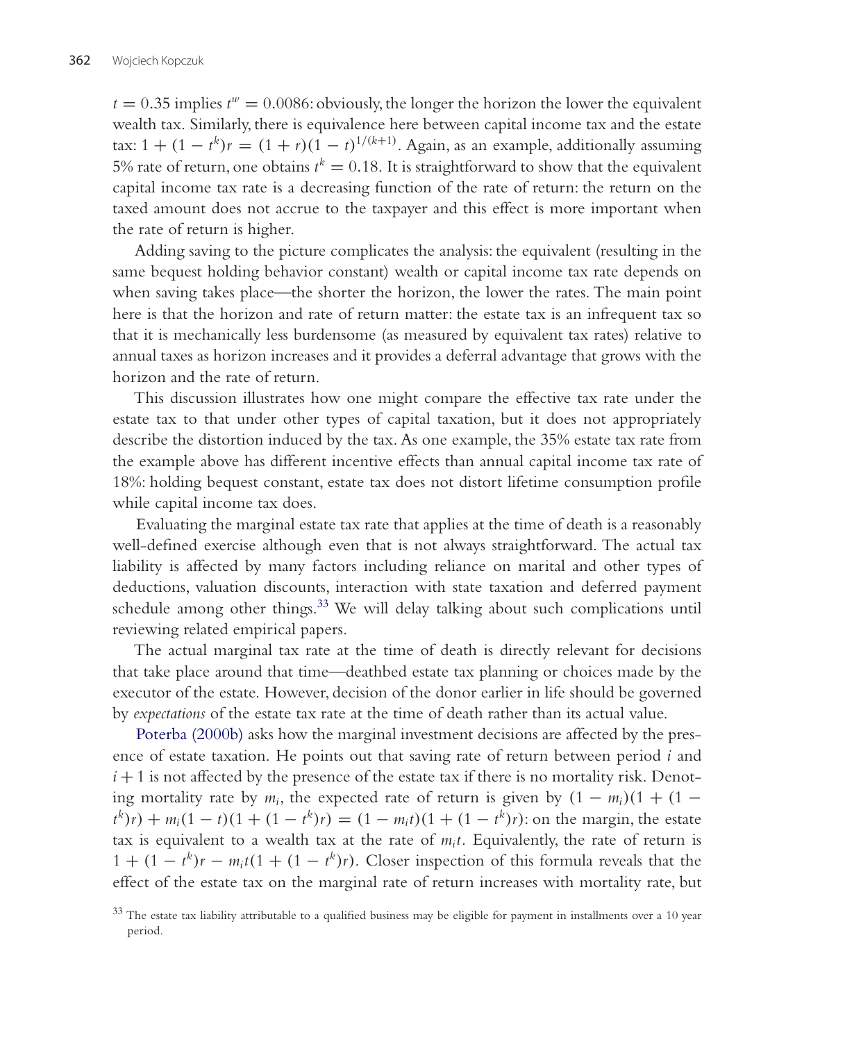$t = 0.35$ implies $t^w = 0.0086$: obviously, the longer the horizon the lower the equivalent wealth tax. Similarly, there is equivalence here between capital income tax and the estate tax: $1 + (1 - t^k)r = (1 + r)(1 - t)^{1/(k+1)}$. Again, as an example, additionally assuming 5% rate of return, one obtains $t^k = 0.18$. It is straightforward to show that the equivalent capital income tax rate is a decreasing function of the rate of return: the return on the taxed amount does not accrue to the taxpayer and this effect is more important when the rate of return is higher.

Adding saving to the picture complicates the analysis: the equivalent (resulting in the same bequest holding behavior constant) wealth or capital income tax rate depends on when saving takes place—the shorter the horizon, the lower the rates. The main point here is that the horizon and rate of return matter: the estate tax is an infrequent tax so that it is mechanically less burdensome (as measured by equivalent tax rates) relative to annual taxes as horizon increases and it provides a deferral advantage that grows with the horizon and the rate of return.

This discussion illustrates how one might compare the effective tax rate under the estate tax to that under other types of capital taxation, but it does not appropriately describe the distortion induced by the tax. As one example, the 35% estate tax rate from the example above has different incentive effects than annual capital income tax rate of 18%: holding bequest constant, estate tax does not distort lifetime consumption profile while capital income tax does.

Evaluating the marginal estate tax rate that applies at the time of death is a reasonably well-defined exercise although even that is not always straightforward. The actual tax liability is affected by many factors including reliance on marital and other types of deductions, valuation discounts, interaction with state taxation and deferred payment schedule among other things.[33] We will delay talking about such complications until reviewing related empirical papers.

The actual marginal tax rate at the time of death is directly relevant for decisions that take place around that time—deathbed estate tax planning or choices made by the executor of the estate. However, decision of the donor earlier in life should be governed by *expectations* of the estate tax rate at the time of death rather than its actual value.

Poterba (2000b) asks how the marginal investment decisions are affected by the presence of estate taxation. He points out that saving rate of return between period $i$ and $i + 1$ is not affected by the presence of the estate tax if there is no mortality risk. Denoting mortality rate by $m_i$, the expected rate of return is given by $(1 - m_i)(1 + (1 - t^k)r) + m_i(1 - t)(1 + (1 - t^k)r) = (1 - m_i t)(1 + (1 - t^k)r)$: on the margin, the estate tax is equivalent to a wealth tax at the rate of $m_i t$. Equivalently, the rate of return is $1 + (1 - t^k)r - m_i t(1 + (1 - t^k)r)$. Closer inspection of this formula reveals that the effect of the estate tax on the marginal rate of return increases with mortality rate, but

[33] The estate tax liability attributable to a qualified business may be eligible for payment in installments over a 10 year period.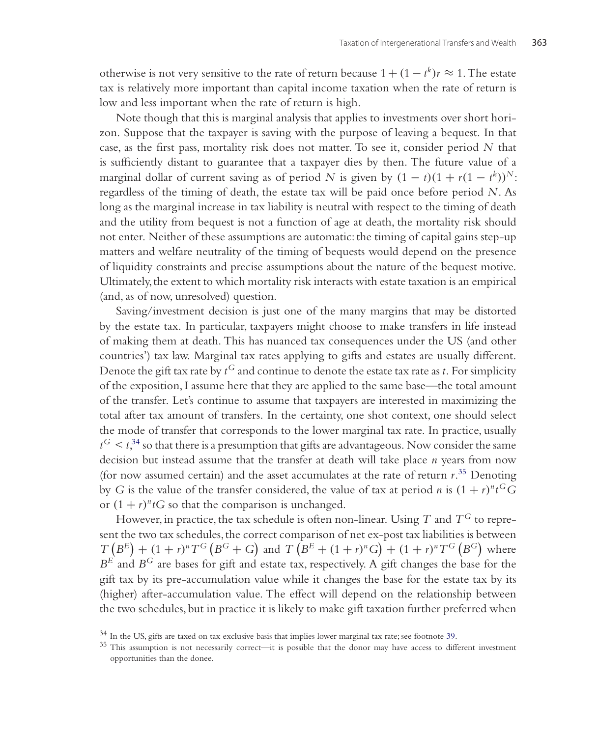otherwise is not very sensitive to the rate of return because $1 + (1 - t^k)r \approx 1$. The estate tax is relatively more important than capital income taxation when the rate of return is low and less important when the rate of return is high.

Note though that this is marginal analysis that applies to investments over short horizon. Suppose that the taxpayer is saving with the purpose of leaving a bequest. In that case, as the first pass, mortality risk does not matter. To see it, consider period $N$ that is sufficiently distant to guarantee that a taxpayer dies by then. The future value of a marginal dollar of current saving as of period $N$ is given by $(1 - t)(1 + r(1 - t^k))^N$: regardless of the timing of death, the estate tax will be paid once before period $N$. As long as the marginal increase in tax liability is neutral with respect to the timing of death and the utility from bequest is not a function of age at death, the mortality risk should not enter. Neither of these assumptions are automatic: the timing of capital gains step-up matters and welfare neutrality of the timing of bequests would depend on the presence of liquidity constraints and precise assumptions about the nature of the bequest motive. Ultimately, the extent to which mortality risk interacts with estate taxation is an empirical (and, as of now, unresolved) question.

Saving/investment decision is just one of the many margins that may be distorted by the estate tax. In particular, taxpayers might choose to make transfers in life instead of making them at death. This has nuanced tax consequences under the US (and other countries') tax law. Marginal tax rates applying to gifts and estates are usually different. Denote the gift tax rate by $t^G$ and continue to denote the estate tax rate as $t$. For simplicity of the exposition, I assume here that they are applied to the same base—the total amount of the transfer. Let's continue to assume that taxpayers are interested in maximizing the total after tax amount of transfers. In the certainty, one shot context, one should select the mode of transfer that corresponds to the lower marginal tax rate. In practice, usually $t^G < t$,[34] so that there is a presumption that gifts are advantageous. Now consider the same decision but instead assume that the transfer at death will take place $n$ years from now (for now assumed certain) and the asset accumulates at the rate of return $r$.[35] Denoting by $G$ is the value of the transfer considered, the value of tax at period $n$ is $(1 + r)^n t^G G$ or $(1 + r)^n tG$ so that the comparison is unchanged.

However, in practice, the tax schedule is often non-linear. Using $T$ and $T^G$ to represent the two tax schedules, the correct comparison of net ex-post tax liabilities is between $T\left(B^E\right) + (1 + r)^n T^G\left(B^G + G\right)$ and $T\left(B^E + (1 + r)^n G\right) + (1 + r)^n T^G\left(B^G\right)$ where $B^E$ and $B^G$ are bases for gift and estate tax, respectively. A gift changes the base for the gift tax by its pre-accumulation value while it changes the base for the estate tax by its (higher) after-accumulation value. The effect will depend on the relationship between the two schedules, but in practice it is likely to make gift taxation further preferred when

[34] In the US, gifts are taxed on tax exclusive basis that implies lower marginal tax rate; see footnote 39.

[35] This assumption is not necessarily correct—it is possible that the donor may have access to different investment opportunities than the donee.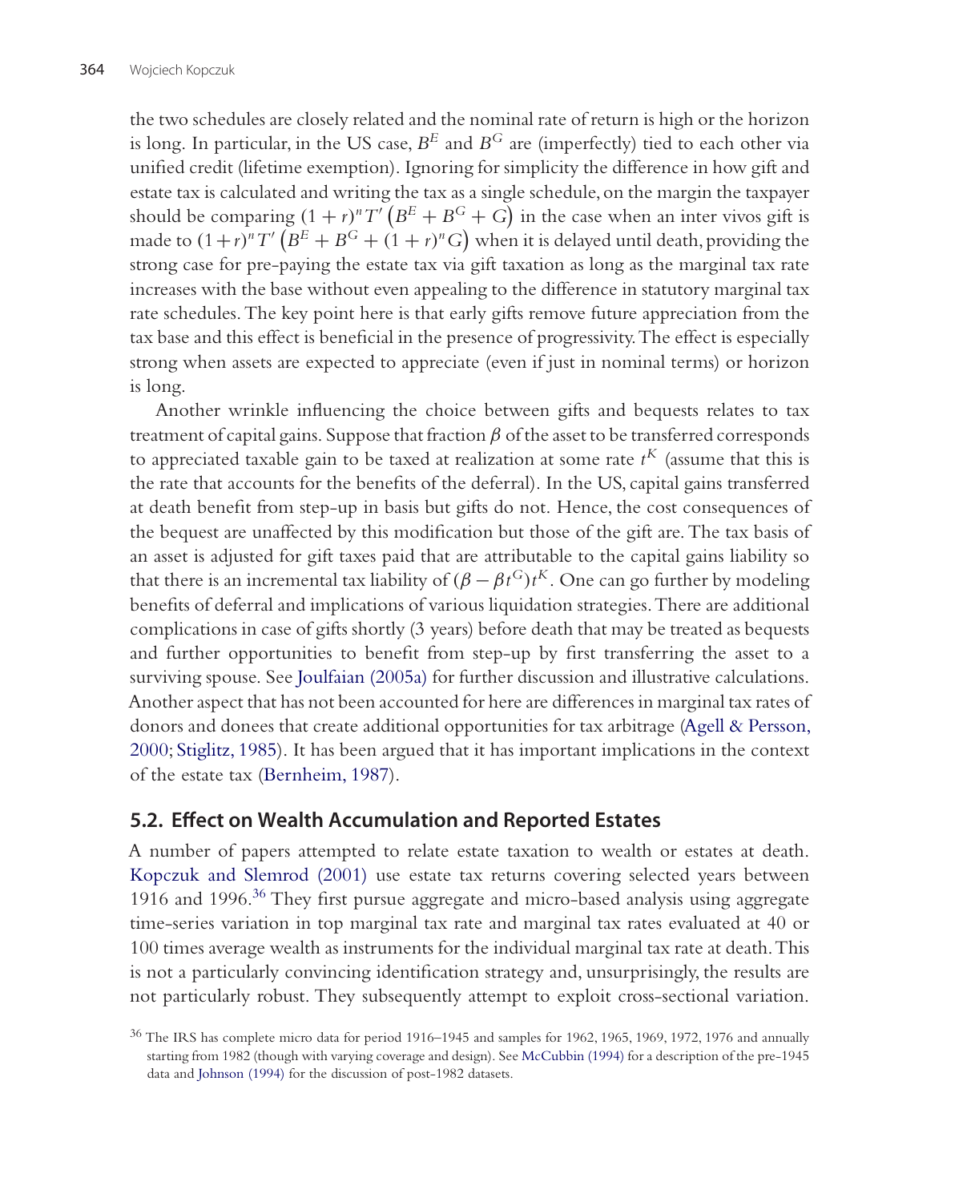the two schedules are closely related and the nominal rate of return is high or the horizon is long. In particular, in the US case, $B^E$ and $B^G$ are (imperfectly) tied to each other via unified credit (lifetime exemption). Ignoring for simplicity the difference in how gift and estate tax is calculated and writing the tax as a single schedule, on the margin the taxpayer should be comparing $(1+r)^n T'\left(B^E + B^G + G\right)$ in the case when an inter vivos gift is made to $(1+r)^n T'\left(B^E + B^G + (1+r)^n G\right)$ when it is delayed until death, providing the strong case for pre-paying the estate tax via gift taxation as long as the marginal tax rate increases with the base without even appealing to the difference in statutory marginal tax rate schedules. The key point here is that early gifts remove future appreciation from the tax base and this effect is beneficial in the presence of progressivity. The effect is especially strong when assets are expected to appreciate (even if just in nominal terms) or horizon is long.

Another wrinkle influencing the choice between gifts and bequests relates to tax treatment of capital gains. Suppose that fraction $\beta$ of the asset to be transferred corresponds to appreciated taxable gain to be taxed at realization at some rate $t^K$ (assume that this is the rate that accounts for the benefits of the deferral). In the US, capital gains transferred at death benefit from step-up in basis but gifts do not. Hence, the cost consequences of the bequest are unaffected by this modification but those of the gift are. The tax basis of an asset is adjusted for gift taxes paid that are attributable to the capital gains liability so that there is an incremental tax liability of $(\beta - \beta t^G)t^K$. One can go further by modeling benefits of deferral and implications of various liquidation strategies. There are additional complications in case of gifts shortly (3 years) before death that may be treated as bequests and further opportunities to benefit from step-up by first transferring the asset to a surviving spouse. See Joulfaian (2005a) for further discussion and illustrative calculations. Another aspect that has not been accounted for here are differences in marginal tax rates of donors and donees that create additional opportunities for tax arbitrage (Agell & Persson, 2000; Stiglitz, 1985). It has been argued that it has important implications in the context of the estate tax (Bernheim, 1987).

## 5.2. Effect on Wealth Accumulation and Reported Estates

A number of papers attempted to relate estate taxation to wealth or estates at death. Kopczuk and Slemrod (2001) use estate tax returns covering selected years between 1916 and 1996.[36] They first pursue aggregate and micro-based analysis using aggregate time-series variation in top marginal tax rate and marginal tax rates evaluated at 40 or 100 times average wealth as instruments for the individual marginal tax rate at death. This is not a particularly convincing identification strategy and, unsurprisingly, the results are not particularly robust. They subsequently attempt to exploit cross-sectional variation.

[36] The IRS has complete micro data for period 1916–1945 and samples for 1962, 1965, 1969, 1972, 1976 and annually starting from 1982 (though with varying coverage and design). See McCubbin (1994) for a description of the pre-1945 data and Johnson (1994) for the discussion of post-1982 datasets.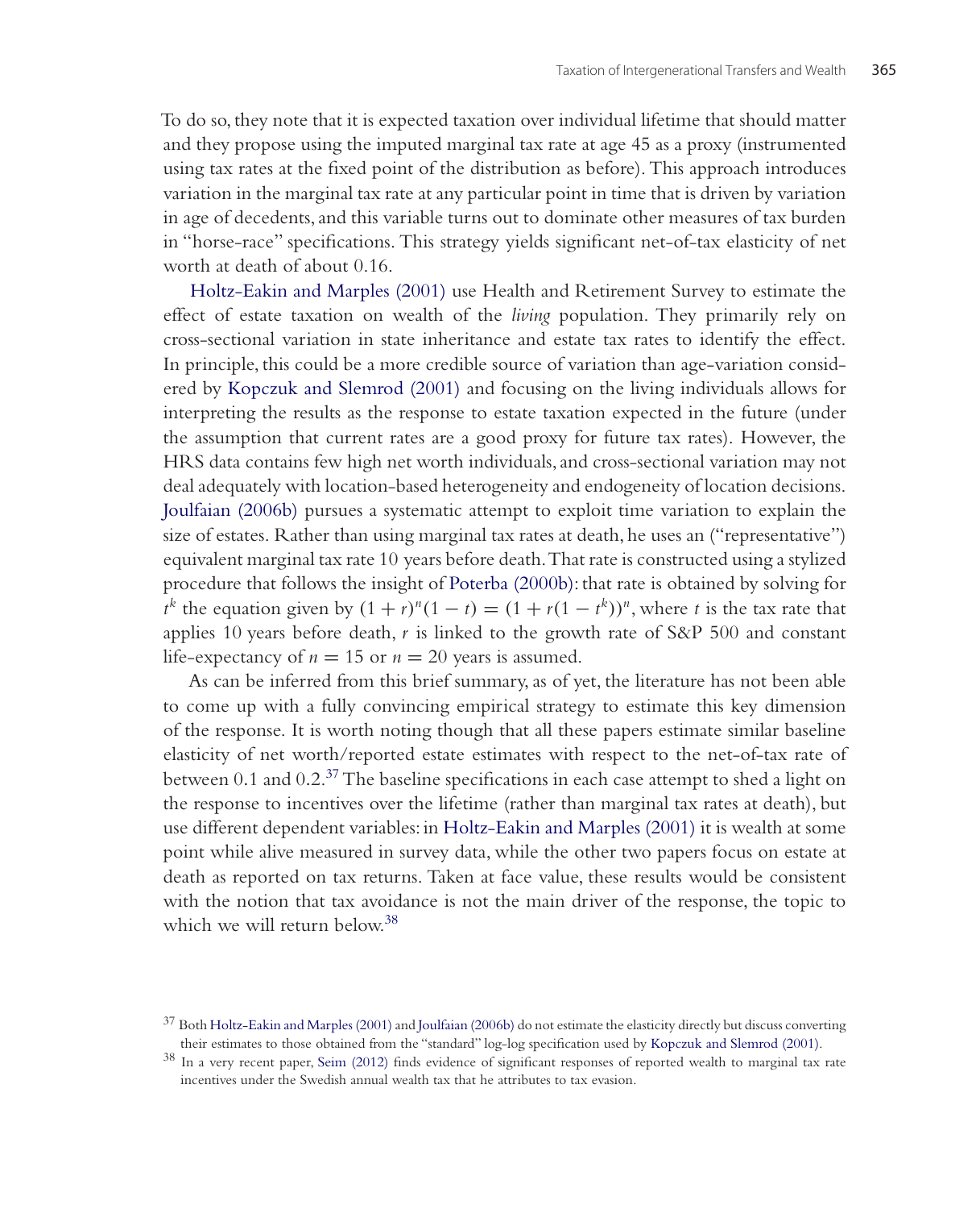To do so, they note that it is expected taxation over individual lifetime that should matter and they propose using the imputed marginal tax rate at age 45 as a proxy (instrumented using tax rates at the fixed point of the distribution as before). This approach introduces variation in the marginal tax rate at any particular point in time that is driven by variation in age of decedents, and this variable turns out to dominate other measures of tax burden in "horse-race" specifications. This strategy yields significant net-of-tax elasticity of net worth at death of about 0.16.

Holtz-Eakin and Marples (2001) use Health and Retirement Survey to estimate the effect of estate taxation on wealth of the *living* population. They primarily rely on cross-sectional variation in state inheritance and estate tax rates to identify the effect. In principle, this could be a more credible source of variation than age-variation considered by Kopczuk and Slemrod (2001) and focusing on the living individuals allows for interpreting the results as the response to estate taxation expected in the future (under the assumption that current rates are a good proxy for future tax rates). However, the HRS data contains few high net worth individuals, and cross-sectional variation may not deal adequately with location-based heterogeneity and endogeneity of location decisions. Joulfaian (2006b) pursues a systematic attempt to exploit time variation to explain the size of estates. Rather than using marginal tax rates at death, he uses an ("representative") equivalent marginal tax rate 10 years before death. That rate is constructed using a stylized procedure that follows the insight of Poterba (2000b): that rate is obtained by solving for $t^k$ the equation given by $(1+r)^n(1-t) = (1+r(1-t^k))^n$, where $t$ is the tax rate that applies 10 years before death, $r$ is linked to the growth rate of S&P 500 and constant life-expectancy of $n = 15$ or $n = 20$ years is assumed.

As can be inferred from this brief summary, as of yet, the literature has not been able to come up with a fully convincing empirical strategy to estimate this key dimension of the response. It is worth noting though that all these papers estimate similar baseline elasticity of net worth/reported estate estimates with respect to the net-of-tax rate of between 0.1 and 0.2.[37] The baseline specifications in each case attempt to shed a light on the response to incentives over the lifetime (rather than marginal tax rates at death), but use different dependent variables: in Holtz-Eakin and Marples (2001) it is wealth at some point while alive measured in survey data, while the other two papers focus on estate at death as reported on tax returns. Taken at face value, these results would be consistent with the notion that tax avoidance is not the main driver of the response, the topic to which we will return below.[38]

[37] Both Holtz-Eakin and Marples (2001) and Joulfaian (2006b) do not estimate the elasticity directly but discuss converting their estimates to those obtained from the "standard" log-log specification used by Kopczuk and Slemrod (2001).

[38] In a very recent paper, Seim (2012) finds evidence of significant responses of reported wealth to marginal tax rate incentives under the Swedish annual wealth tax that he attributes to tax evasion.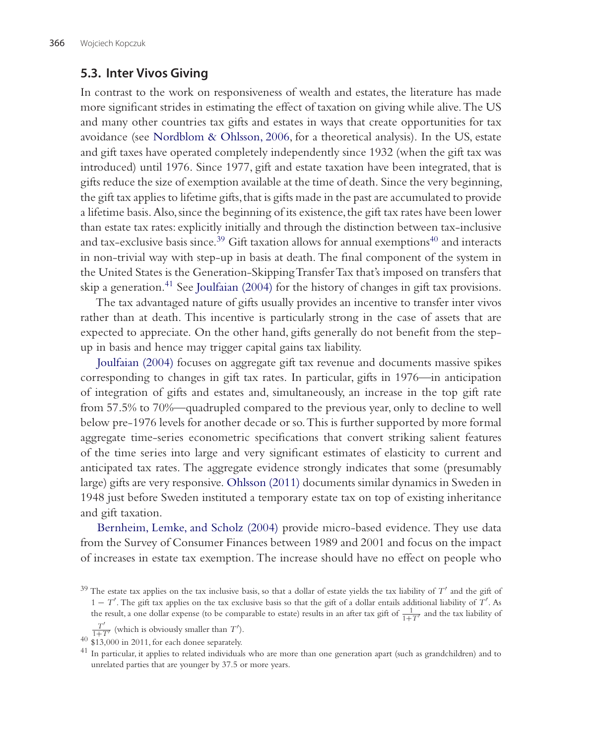### 5.3. Inter Vivos Giving

In contrast to the work on responsiveness of wealth and estates, the literature has made more significant strides in estimating the effect of taxation on giving while alive. The US and many other countries tax gifts and estates in ways that create opportunities for tax avoidance (see Nordblom & Ohlsson, 2006, for a theoretical analysis). In the US, estate and gift taxes have operated completely independently since 1932 (when the gift tax was introduced) until 1976. Since 1977, gift and estate taxation have been integrated, that is gifts reduce the size of exemption available at the time of death. Since the very beginning, the gift tax applies to lifetime gifts, that is gifts made in the past are accumulated to provide a lifetime basis. Also, since the beginning of its existence, the gift tax rates have been lower than estate tax rates: explicitly initially and through the distinction between tax-inclusive and tax-exclusive basis since.[39] Gift taxation allows for annual exemptions[40] and interacts in non-trivial way with step-up in basis at death. The final component of the system in the United States is the Generation-Skipping Transfer Tax that's imposed on transfers that skip a generation.[41] See Joulfaian (2004) for the history of changes in gift tax provisions.

The tax advantaged nature of gifts usually provides an incentive to transfer inter vivos rather than at death. This incentive is particularly strong in the case of assets that are expected to appreciate. On the other hand, gifts generally do not benefit from the step-up in basis and hence may trigger capital gains tax liability.

Joulfaian (2004) focuses on aggregate gift tax revenue and documents massive spikes corresponding to changes in gift tax rates. In particular, gifts in 1976—in anticipation of integration of gifts and estates and, simultaneously, an increase in the top gift rate from 57.5% to 70%—quadrupled compared to the previous year, only to decline to well below pre-1976 levels for another decade or so. This is further supported by more formal aggregate time-series econometric specifications that convert striking salient features of the time series into large and very significant estimates of elasticity to current and anticipated tax rates. The aggregate evidence strongly indicates that some (presumably large) gifts are very responsive. Ohlsson (2011) documents similar dynamics in Sweden in 1948 just before Sweden instituted a temporary estate tax on top of existing inheritance and gift taxation.

Bernheim, Lemke, and Scholz (2004) provide micro-based evidence. They use data from the Survey of Consumer Finances between 1989 and 2001 and focus on the impact of increases in estate tax exemption. The increase should have no effect on people who

[39] The estate tax applies on the tax inclusive basis, so that a dollar of estate yields the tax liability of $T'$ and the gift of $1 - T'$. The gift tax applies on the tax exclusive basis so that the gift of a dollar entails additional liability of $T'$. As the result, a one dollar expense (to be comparable to estate) results in an after tax gift of $\frac{1}{1+T'}$ and the tax liability of $\frac{T'}{1+T'}$ (which is obviously smaller than $T'$).

[40] $13,000 in 2011, for each donee separately.

[41] In particular, it applies to related individuals who are more than one generation apart (such as grandchildren) and to unrelated parties that are younger by 37.5 or more years.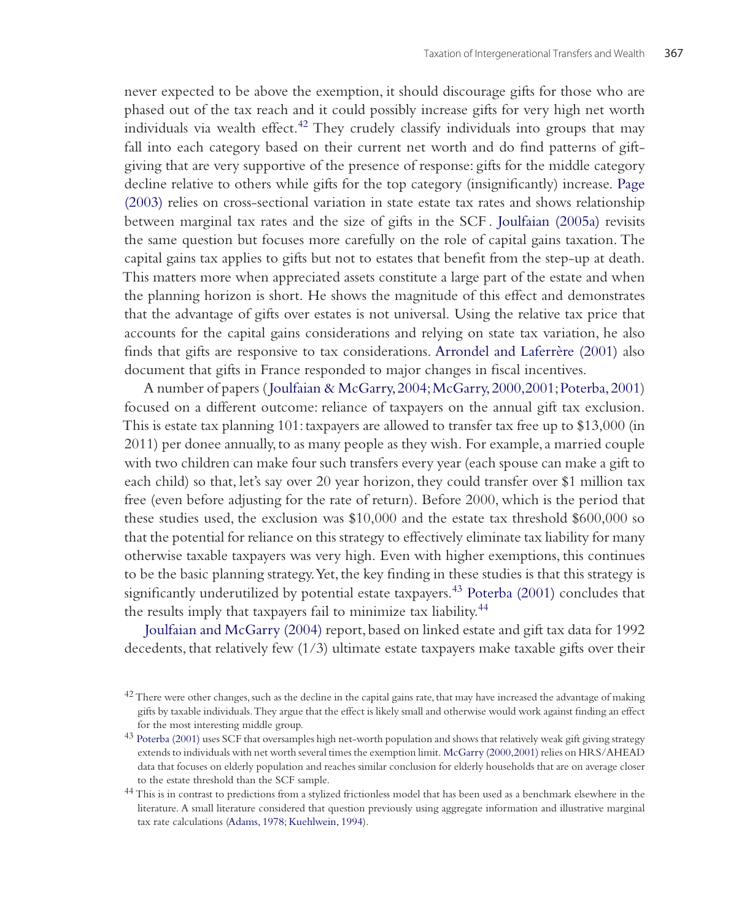never expected to be above the exemption, it should discourage gifts for those who are phased out of the tax reach and it could possibly increase gifts for very high net worth individuals via wealth effect.[42] They crudely classify individuals into groups that may fall into each category based on their current net worth and do find patterns of gift-giving that are very supportive of the presence of response: gifts for the middle category decline relative to others while gifts for the top category (insignificantly) increase. Page (2003) relies on cross-sectional variation in state estate tax rates and shows relationship between marginal tax rates and the size of gifts in the SCF. Joulfaian (2005a) revisits the same question but focuses more carefully on the role of capital gains taxation. The capital gains tax applies to gifts but not to estates that benefit from the step-up at death. This matters more when appreciated assets constitute a large part of the estate and when the planning horizon is short. He shows the magnitude of this effect and demonstrates that the advantage of gifts over estates is not universal. Using the relative tax price that accounts for the capital gains considerations and relying on state tax variation, he also finds that gifts are responsive to tax considerations. Arrondel and Laferrère (2001) also document that gifts in France responded to major changes in fiscal incentives.

A number of papers (Joulfaian & McGarry, 2004; McGarry, 2000, 2001; Poterba, 2001) focused on a different outcome: reliance of taxpayers on the annual gift tax exclusion. This is estate tax planning 101: taxpayers are allowed to transfer tax free up to $13,000 (in 2011) per donee annually, to as many people as they wish. For example, a married couple with two children can make four such transfers every year (each spouse can make a gift to each child) so that, let's say over 20 year horizon, they could transfer over $1 million tax free (even before adjusting for the rate of return). Before 2000, which is the period that these studies used, the exclusion was $10,000 and the estate tax threshold $600,000 so that the potential for reliance on this strategy to effectively eliminate tax liability for many otherwise taxable taxpayers was very high. Even with higher exemptions, this continues to be the basic planning strategy. Yet, the key finding in these studies is that this strategy is significantly underutilized by potential estate taxpayers.[43] Poterba (2001) concludes that the results imply that taxpayers fail to minimize tax liability.[44]

Joulfaian and McGarry (2004) report, based on linked estate and gift tax data for 1992 decedents, that relatively few (1/3) ultimate estate taxpayers make taxable gifts over their

---

[42] There were other changes, such as the decline in the capital gains rate, that may have increased the advantage of making gifts by taxable individuals. They argue that the effect is likely small and otherwise would work against finding an effect for the most interesting middle group.

[43] Poterba (2001) uses SCF that oversamples high net-worth population and shows that relatively weak gift giving strategy extends to individuals with net worth several times the exemption limit. McGarry (2000, 2001) relies on HRS/AHEAD data that focuses on elderly population and reaches similar conclusion for elderly households that are on average closer to the estate threshold than the SCF sample.

[44] This is in contrast to predictions from a stylized frictionless model that has been used as a benchmark elsewhere in the literature. A small literature considered that question previously using aggregate information and illustrative marginal tax rate calculations (Adams, 1978; Kuehlwein, 1994).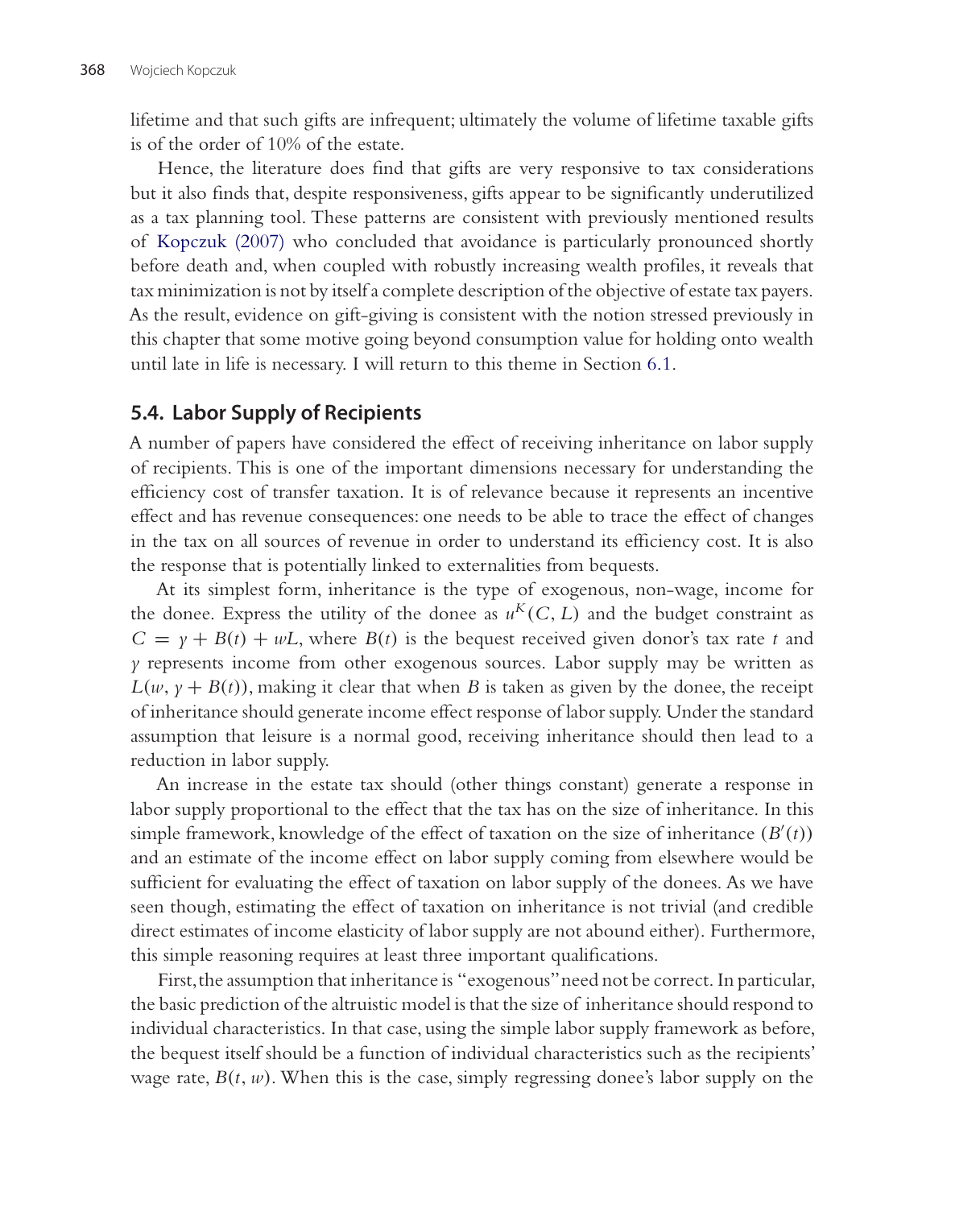lifetime and that such gifts are infrequent; ultimately the volume of lifetime taxable gifts is of the order of 10% of the estate.

Hence, the literature does find that gifts are very responsive to tax considerations but it also finds that, despite responsiveness, gifts appear to be significantly underutilized as a tax planning tool. These patterns are consistent with previously mentioned results of Kopczuk (2007) who concluded that avoidance is particularly pronounced shortly before death and, when coupled with robustly increasing wealth profiles, it reveals that tax minimization is not by itself a complete description of the objective of estate tax payers. As the result, evidence on gift-giving is consistent with the notion stressed previously in this chapter that some motive going beyond consumption value for holding onto wealth until late in life is necessary. I will return to this theme in Section 6.1.

### 5.4. Labor Supply of Recipients

A number of papers have considered the effect of receiving inheritance on labor supply of recipients. This is one of the important dimensions necessary for understanding the efficiency cost of transfer taxation. It is of relevance because it represents an incentive effect and has revenue consequences: one needs to be able to trace the effect of changes in the tax on all sources of revenue in order to understand its efficiency cost. It is also the response that is potentially linked to externalities from bequests.

At its simplest form, inheritance is the type of exogenous, non-wage, income for the donee. Express the utility of the donee as $u^K(C, L)$ and the budget constraint as $C = y + B(t) + wL$, where $B(t)$ is the bequest received given donor's tax rate $t$ and $y$ represents income from other exogenous sources. Labor supply may be written as $L(w, y + B(t))$, making it clear that when $B$ is taken as given by the donee, the receipt of inheritance should generate income effect response of labor supply. Under the standard assumption that leisure is a normal good, receiving inheritance should then lead to a reduction in labor supply.

An increase in the estate tax should (other things constant) generate a response in labor supply proportional to the effect that the tax has on the size of inheritance. In this simple framework, knowledge of the effect of taxation on the size of inheritance ($B'(t)$) and an estimate of the income effect on labor supply coming from elsewhere would be sufficient for evaluating the effect of taxation on labor supply of the donees. As we have seen though, estimating the effect of taxation on inheritance is not trivial (and credible direct estimates of income elasticity of labor supply are not abound either). Furthermore, this simple reasoning requires at least three important qualifications.

First, the assumption that inheritance is "exogenous" need not be correct. In particular, the basic prediction of the altruistic model is that the size of inheritance should respond to individual characteristics. In that case, using the simple labor supply framework as before, the bequest itself should be a function of individual characteristics such as the recipients' wage rate, $B(t, w)$. When this is the case, simply regressing donee's labor supply on the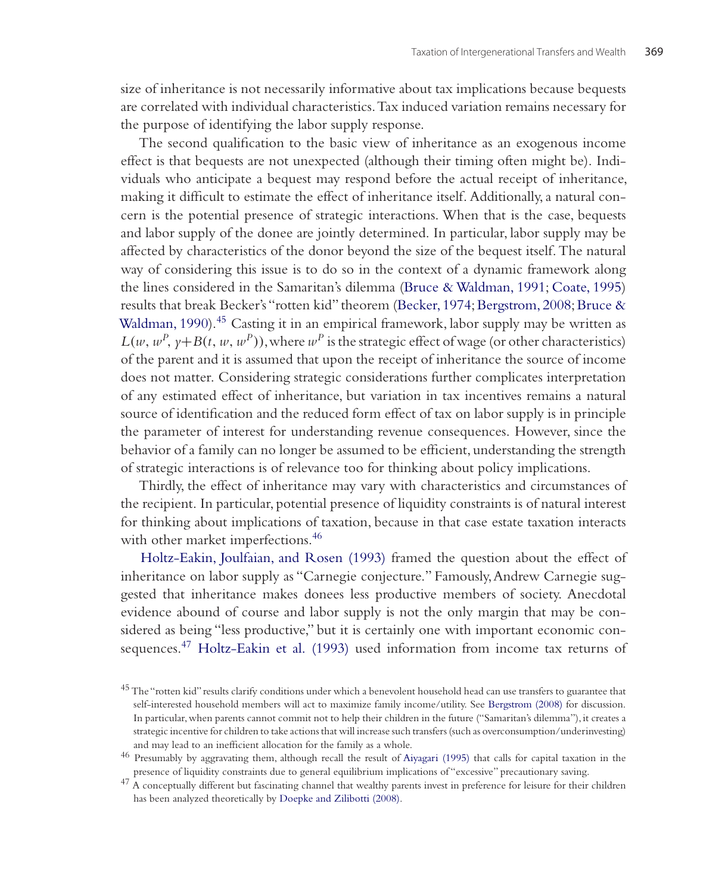size of inheritance is not necessarily informative about tax implications because bequests are correlated with individual characteristics. Tax induced variation remains necessary for the purpose of identifying the labor supply response.

The second qualification to the basic view of inheritance as an exogenous income effect is that bequests are not unexpected (although their timing often might be). Individuals who anticipate a bequest may respond before the actual receipt of inheritance, making it difficult to estimate the effect of inheritance itself. Additionally, a natural concern is the potential presence of strategic interactions. When that is the case, bequests and labor supply of the donee are jointly determined. In particular, labor supply may be affected by characteristics of the donor beyond the size of the bequest itself. The natural way of considering this issue is to do so in the context of a dynamic framework along the lines considered in the Samaritan's dilemma (Bruce & Waldman, 1991; Coate, 1995) results that break Becker's "rotten kid" theorem (Becker, 1974; Bergstrom, 2008; Bruce & Waldman, 1990).[45] Casting it in an empirical framework, labor supply may be written as $L(w, w^P, y+B(t, w, w^P))$, where $w^P$ is the strategic effect of wage (or other characteristics) of the parent and it is assumed that upon the receipt of inheritance the source of income does not matter. Considering strategic considerations further complicates interpretation of any estimated effect of inheritance, but variation in tax incentives remains a natural source of identification and the reduced form effect of tax on labor supply is in principle the parameter of interest for understanding revenue consequences. However, since the behavior of a family can no longer be assumed to be efficient, understanding the strength of strategic interactions is of relevance too for thinking about policy implications.

Thirdly, the effect of inheritance may vary with characteristics and circumstances of the recipient. In particular, potential presence of liquidity constraints is of natural interest for thinking about implications of taxation, because in that case estate taxation interacts with other market imperfections.[46]

Holtz-Eakin, Joulfaian, and Rosen (1993) framed the question about the effect of inheritance on labor supply as "Carnegie conjecture." Famously, Andrew Carnegie suggested that inheritance makes donees less productive members of society. Anecdotal evidence abound of course and labor supply is not the only margin that may be considered as being "less productive," but it is certainly one with important economic consequences.[47] Holtz-Eakin et al. (1993) used information from income tax returns of

[45] The "rotten kid" results clarify conditions under which a benevolent household head can use transfers to guarantee that self-interested household members will act to maximize family income/utility. See Bergstrom (2008) for discussion. In particular, when parents cannot commit not to help their children in the future ("Samaritan's dilemma"), it creates a strategic incentive for children to take actions that will increase such transfers (such as overconsumption/underinvesting) and may lead to an inefficient allocation for the family as a whole.

[46] Presumably by aggravating them, although recall the result of Aiyagari (1995) that calls for capital taxation in the presence of liquidity constraints due to general equilibrium implications of "excessive" precautionary saving.

[47] A conceptually different but fascinating channel that wealthy parents invest in preference for leisure for their children has been analyzed theoretically by Doepke and Zilibotti (2008).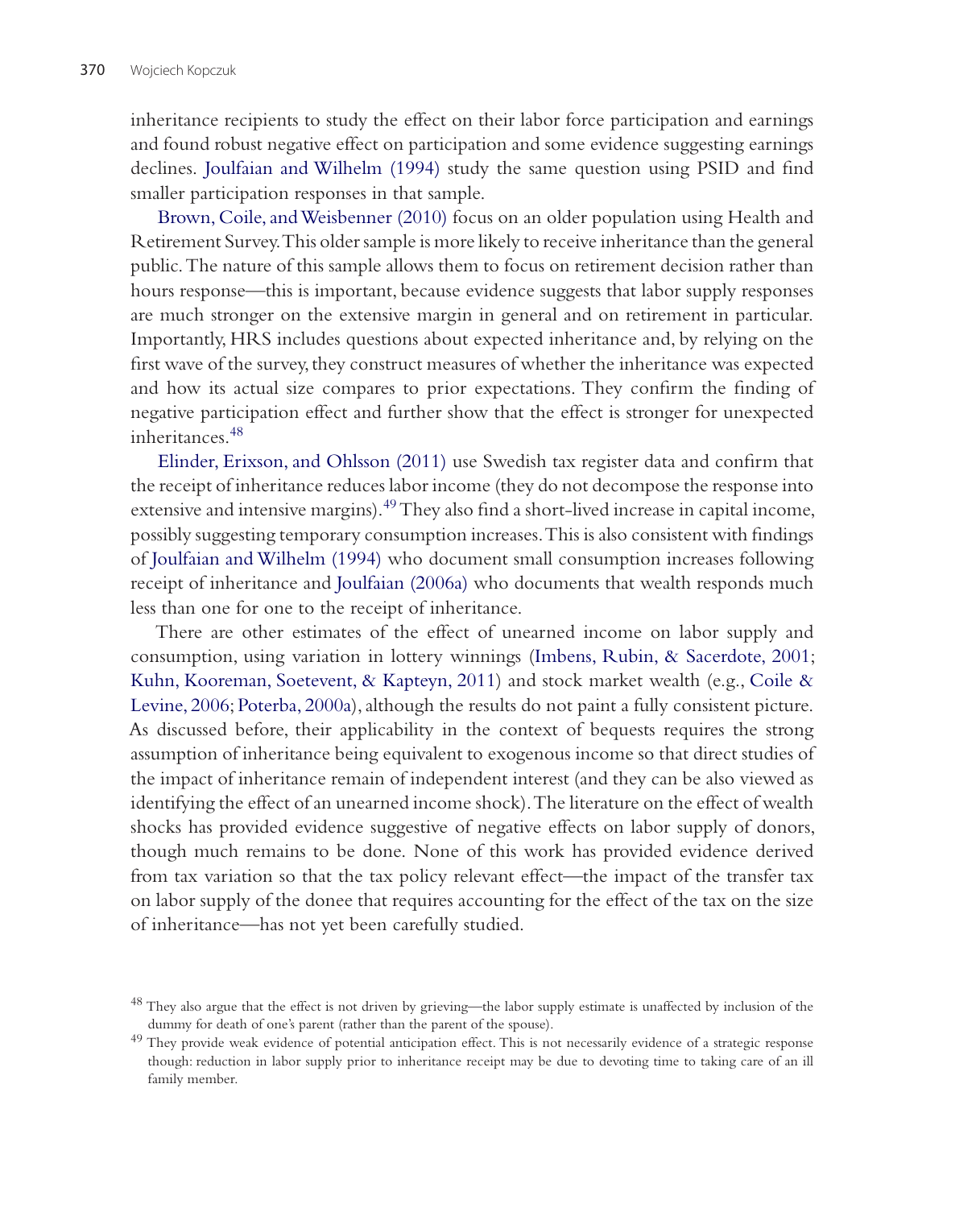inheritance recipients to study the effect on their labor force participation and earnings and found robust negative effect on participation and some evidence suggesting earnings declines. Joulfaian and Wilhelm (1994) study the same question using PSID and find smaller participation responses in that sample.

Brown, Coile, and Weisbenner (2010) focus on an older population using Health and Retirement Survey. This older sample is more likely to receive inheritance than the general public. The nature of this sample allows them to focus on retirement decision rather than hours response—this is important, because evidence suggests that labor supply responses are much stronger on the extensive margin in general and on retirement in particular. Importantly, HRS includes questions about expected inheritance and, by relying on the first wave of the survey, they construct measures of whether the inheritance was expected and how its actual size compares to prior expectations. They confirm the finding of negative participation effect and further show that the effect is stronger for unexpected inheritances.[48]

Elinder, Erixson, and Ohlsson (2011) use Swedish tax register data and confirm that the receipt of inheritance reduces labor income (they do not decompose the response into extensive and intensive margins).[49] They also find a short-lived increase in capital income, possibly suggesting temporary consumption increases. This is also consistent with findings of Joulfaian and Wilhelm (1994) who document small consumption increases following receipt of inheritance and Joulfaian (2006a) who documents that wealth responds much less than one for one to the receipt of inheritance.

There are other estimates of the effect of unearned income on labor supply and consumption, using variation in lottery winnings (Imbens, Rubin, & Sacerdote, 2001; Kuhn, Kooreman, Soetevent, & Kapteyn, 2011) and stock market wealth (e.g., Coile & Levine, 2006; Poterba, 2000a), although the results do not paint a fully consistent picture. As discussed before, their applicability in the context of bequests requires the strong assumption of inheritance being equivalent to exogenous income so that direct studies of the impact of inheritance remain of independent interest (and they can be also viewed as identifying the effect of an unearned income shock). The literature on the effect of wealth shocks has provided evidence suggestive of negative effects on labor supply of donors, though much remains to be done. None of this work has provided evidence derived from tax variation so that the tax policy relevant effect—the impact of the transfer tax on labor supply of the donee that requires accounting for the effect of the tax on the size of inheritance—has not yet been carefully studied.

[48] They also argue that the effect is not driven by grieving—the labor supply estimate is unaffected by inclusion of the dummy for death of one's parent (rather than the parent of the spouse).

[49] They provide weak evidence of potential anticipation effect. This is not necessarily evidence of a strategic response though: reduction in labor supply prior to inheritance receipt may be due to devoting time to taking care of an ill family member.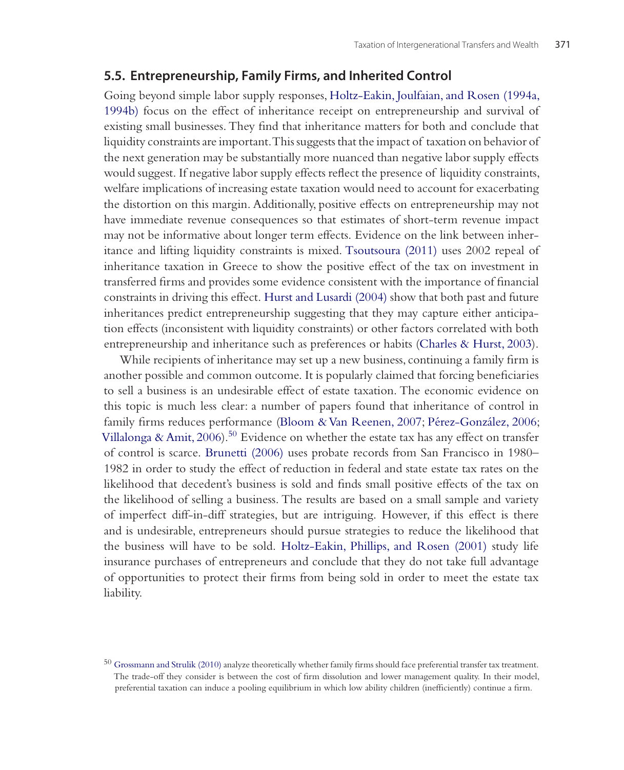## 5.5. Entrepreneurship, Family Firms, and Inherited Control

Going beyond simple labor supply responses, Holtz-Eakin, Joulfaian, and Rosen (1994a, 1994b) focus on the effect of inheritance receipt on entrepreneurship and survival of existing small businesses. They find that inheritance matters for both and conclude that liquidity constraints are important. This suggests that the impact of taxation on behavior of the next generation may be substantially more nuanced than negative labor supply effects would suggest. If negative labor supply effects reflect the presence of liquidity constraints, welfare implications of increasing estate taxation would need to account for exacerbating the distortion on this margin. Additionally, positive effects on entrepreneurship may not have immediate revenue consequences so that estimates of short-term revenue impact may not be informative about longer term effects. Evidence on the link between inheritance and lifting liquidity constraints is mixed. Tsoutsoura (2011) uses 2002 repeal of inheritance taxation in Greece to show the positive effect of the tax on investment in transferred firms and provides some evidence consistent with the importance of financial constraints in driving this effect. Hurst and Lusardi (2004) show that both past and future inheritances predict entrepreneurship suggesting that they may capture either anticipation effects (inconsistent with liquidity constraints) or other factors correlated with both entrepreneurship and inheritance such as preferences or habits (Charles & Hurst, 2003).

While recipients of inheritance may set up a new business, continuing a family firm is another possible and common outcome. It is popularly claimed that forcing beneficiaries to sell a business is an undesirable effect of estate taxation. The economic evidence on this topic is much less clear: a number of papers found that inheritance of control in family firms reduces performance (Bloom & Van Reenen, 2007; Pérez-González, 2006; Villalonga & Amit, 2006).[50] Evidence on whether the estate tax has any effect on transfer of control is scarce. Brunetti (2006) uses probate records from San Francisco in 1980–1982 in order to study the effect of reduction in federal and state estate tax rates on the likelihood that decedent's business is sold and finds small positive effects of the tax on the likelihood of selling a business. The results are based on a small sample and variety of imperfect diff-in-diff strategies, but are intriguing. However, if this effect is there and is undesirable, entrepreneurs should pursue strategies to reduce the likelihood that the business will have to be sold. Holtz-Eakin, Phillips, and Rosen (2001) study life insurance purchases of entrepreneurs and conclude that they do not take full advantage of opportunities to protect their firms from being sold in order to meet the estate tax liability.

[50] Grossmann and Strulik (2010) analyze theoretically whether family firms should face preferential transfer tax treatment. The trade-off they consider is between the cost of firm dissolution and lower management quality. In their model, preferential taxation can induce a pooling equilibrium in which low ability children (inefficiently) continue a firm.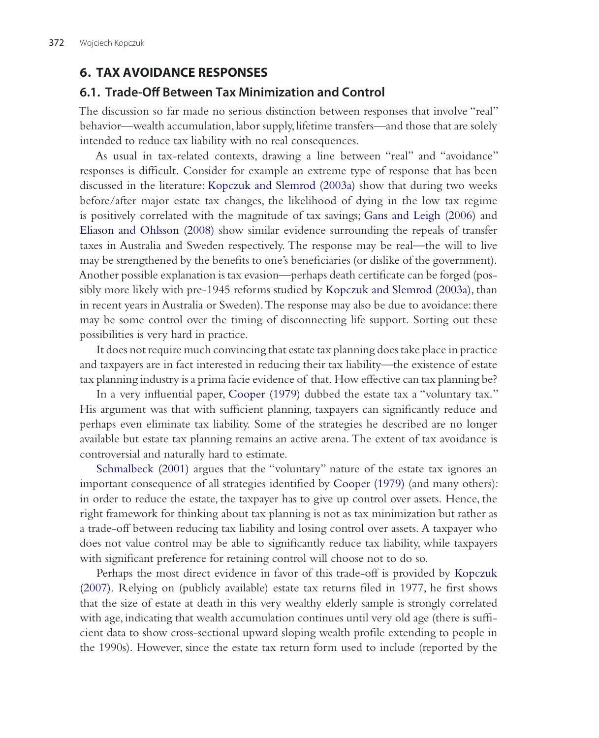## 6. TAX AVOIDANCE RESPONSES

### 6.1. Trade-Off Between Tax Minimization and Control

The discussion so far made no serious distinction between responses that involve "real" behavior—wealth accumulation, labor supply, lifetime transfers—and those that are solely intended to reduce tax liability with no real consequences.

As usual in tax-related contexts, drawing a line between "real" and "avoidance" responses is difficult. Consider for example an extreme type of response that has been discussed in the literature: Kopczuk and Slemrod (2003a) show that during two weeks before/after major estate tax changes, the likelihood of dying in the low tax regime is positively correlated with the magnitude of tax savings; Gans and Leigh (2006) and Eliason and Ohlsson (2008) show similar evidence surrounding the repeals of transfer taxes in Australia and Sweden respectively. The response may be real—the will to live may be strengthened by the benefits to one's beneficiaries (or dislike of the government). Another possible explanation is tax evasion—perhaps death certificate can be forged (possibly more likely with pre-1945 reforms studied by Kopczuk and Slemrod (2003a), than in recent years in Australia or Sweden). The response may also be due to avoidance: there may be some control over the timing of disconnecting life support. Sorting out these possibilities is very hard in practice.

It does not require much convincing that estate tax planning does take place in practice and taxpayers are in fact interested in reducing their tax liability—the existence of estate tax planning industry is a prima facie evidence of that. How effective can tax planning be?

In a very influential paper, Cooper (1979) dubbed the estate tax a "voluntary tax." His argument was that with sufficient planning, taxpayers can significantly reduce and perhaps even eliminate tax liability. Some of the strategies he described are no longer available but estate tax planning remains an active arena. The extent of tax avoidance is controversial and naturally hard to estimate.

Schmalbeck (2001) argues that the "voluntary" nature of the estate tax ignores an important consequence of all strategies identified by Cooper (1979) (and many others): in order to reduce the estate, the taxpayer has to give up control over assets. Hence, the right framework for thinking about tax planning is not as tax minimization but rather as a trade-off between reducing tax liability and losing control over assets. A taxpayer who does not value control may be able to significantly reduce tax liability, while taxpayers with significant preference for retaining control will choose not to do so.

Perhaps the most direct evidence in favor of this trade-off is provided by Kopczuk (2007). Relying on (publicly available) estate tax returns filed in 1977, he first shows that the size of estate at death in this very wealthy elderly sample is strongly correlated with age, indicating that wealth accumulation continues until very old age (there is sufficient data to show cross-sectional upward sloping wealth profile extending to people in the 1990s). However, since the estate tax return form used to include (reported by the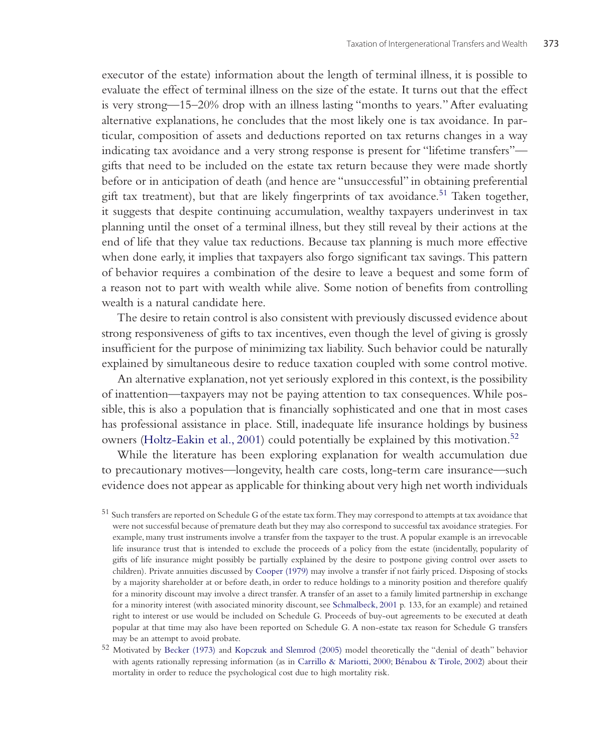executor of the estate) information about the length of terminal illness, it is possible to evaluate the effect of terminal illness on the size of the estate. It turns out that the effect is very strong—15–20% drop with an illness lasting "months to years." After evaluating alternative explanations, he concludes that the most likely one is tax avoidance. In particular, composition of assets and deductions reported on tax returns changes in a way indicating tax avoidance and a very strong response is present for "lifetime transfers"—gifts that need to be included on the estate tax return because they were made shortly before or in anticipation of death (and hence are "unsuccessful" in obtaining preferential gift tax treatment), but that are likely fingerprints of tax avoidance.[51] Taken together, it suggests that despite continuing accumulation, wealthy taxpayers underinvest in tax planning until the onset of a terminal illness, but they still reveal by their actions at the end of life that they value tax reductions. Because tax planning is much more effective when done early, it implies that taxpayers also forgo significant tax savings. This pattern of behavior requires a combination of the desire to leave a bequest and some form of a reason not to part with wealth while alive. Some notion of benefits from controlling wealth is a natural candidate here.

The desire to retain control is also consistent with previously discussed evidence about strong responsiveness of gifts to tax incentives, even though the level of giving is grossly insufficient for the purpose of minimizing tax liability. Such behavior could be naturally explained by simultaneous desire to reduce taxation coupled with some control motive.

An alternative explanation, not yet seriously explored in this context, is the possibility of inattention—taxpayers may not be paying attention to tax consequences. While possible, this is also a population that is financially sophisticated and one that in most cases has professional assistance in place. Still, inadequate life insurance holdings by business owners (Holtz-Eakin et al., 2001) could potentially be explained by this motivation.[52]

While the literature has been exploring explanation for wealth accumulation due to precautionary motives—longevity, health care costs, long-term care insurance—such evidence does not appear as applicable for thinking about very high net worth individuals

[51] Such transfers are reported on Schedule G of the estate tax form. They may correspond to attempts at tax avoidance that were not successful because of premature death but they may also correspond to successful tax avoidance strategies. For example, many trust instruments involve a transfer from the taxpayer to the trust. A popular example is an irrevocable life insurance trust that is intended to exclude the proceeds of a policy from the estate (incidentally, popularity of gifts of life insurance might possibly be partially explained by the desire to postpone giving control over assets to children). Private annuities discussed by Cooper (1979) may involve a transfer if not fairly priced. Disposing of stocks by a majority shareholder at or before death, in order to reduce holdings to a minority position and therefore qualify for a minority discount may involve a direct transfer. A transfer of an asset to a family limited partnership in exchange for a minority interest (with associated minority discount, see Schmalbeck, 2001 p. 133, for an example) and retained right to interest or use would be included on Schedule G. Proceeds of buy-out agreements to be executed at death popular at that time may also have been reported on Schedule G. A non-estate tax reason for Schedule G transfers may be an attempt to avoid probate.

[52] Motivated by Becker (1973) and Kopczuk and Slemrod (2005) model theoretically the "denial of death" behavior with agents rationally repressing information (as in Carrillo & Mariotti, 2000; Bénabou & Tirole, 2002) about their mortality in order to reduce the psychological cost due to high mortality risk.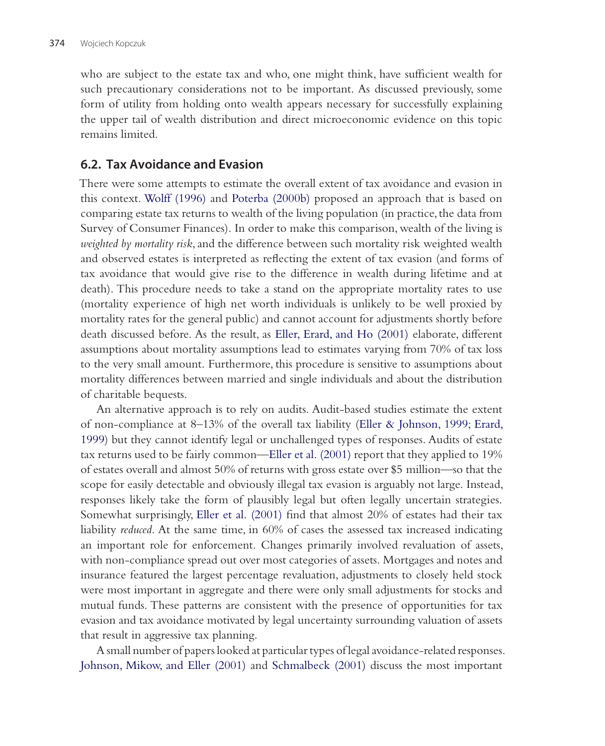who are subject to the estate tax and who, one might think, have sufficient wealth for such precautionary considerations not to be important. As discussed previously, some form of utility from holding onto wealth appears necessary for successfully explaining the upper tail of wealth distribution and direct microeconomic evidence on this topic remains limited.

## 6.2. Tax Avoidance and Evasion

There were some attempts to estimate the overall extent of tax avoidance and evasion in this context. Wolff (1996) and Poterba (2000b) proposed an approach that is based on comparing estate tax returns to wealth of the living population (in practice, the data from Survey of Consumer Finances). In order to make this comparison, wealth of the living is *weighted by mortality risk*, and the difference between such mortality risk weighted wealth and observed estates is interpreted as reflecting the extent of tax evasion (and forms of tax avoidance that would give rise to the difference in wealth during lifetime and at death). This procedure needs to take a stand on the appropriate mortality rates to use (mortality experience of high net worth individuals is unlikely to be well proxied by mortality rates for the general public) and cannot account for adjustments shortly before death discussed before. As the result, as Eller, Erard, and Ho (2001) elaborate, different assumptions about mortality assumptions lead to estimates varying from 70% of tax loss to the very small amount. Furthermore, this procedure is sensitive to assumptions about mortality differences between married and single individuals and about the distribution of charitable bequests.

An alternative approach is to rely on audits. Audit-based studies estimate the extent of non-compliance at 8–13% of the overall tax liability (Eller & Johnson, 1999; Erard, 1999) but they cannot identify legal or unchallenged types of responses. Audits of estate tax returns used to be fairly common—Eller et al. (2001) report that they applied to 19% of estates overall and almost 50% of returns with gross estate over $5 million—so that the scope for easily detectable and obviously illegal tax evasion is arguably not large. Instead, responses likely take the form of plausibly legal but often legally uncertain strategies. Somewhat surprisingly, Eller et al. (2001) find that almost 20% of estates had their tax liability *reduced*. At the same time, in 60% of cases the assessed tax increased indicating an important role for enforcement. Changes primarily involved revaluation of assets, with non-compliance spread out over most categories of assets. Mortgages and notes and insurance featured the largest percentage revaluation, adjustments to closely held stock were most important in aggregate and there were only small adjustments for stocks and mutual funds. These patterns are consistent with the presence of opportunities for tax evasion and tax avoidance motivated by legal uncertainty surrounding valuation of assets that result in aggressive tax planning.

A small number of papers looked at particular types of legal avoidance-related responses. Johnson, Mikow, and Eller (2001) and Schmalbeck (2001) discuss the most important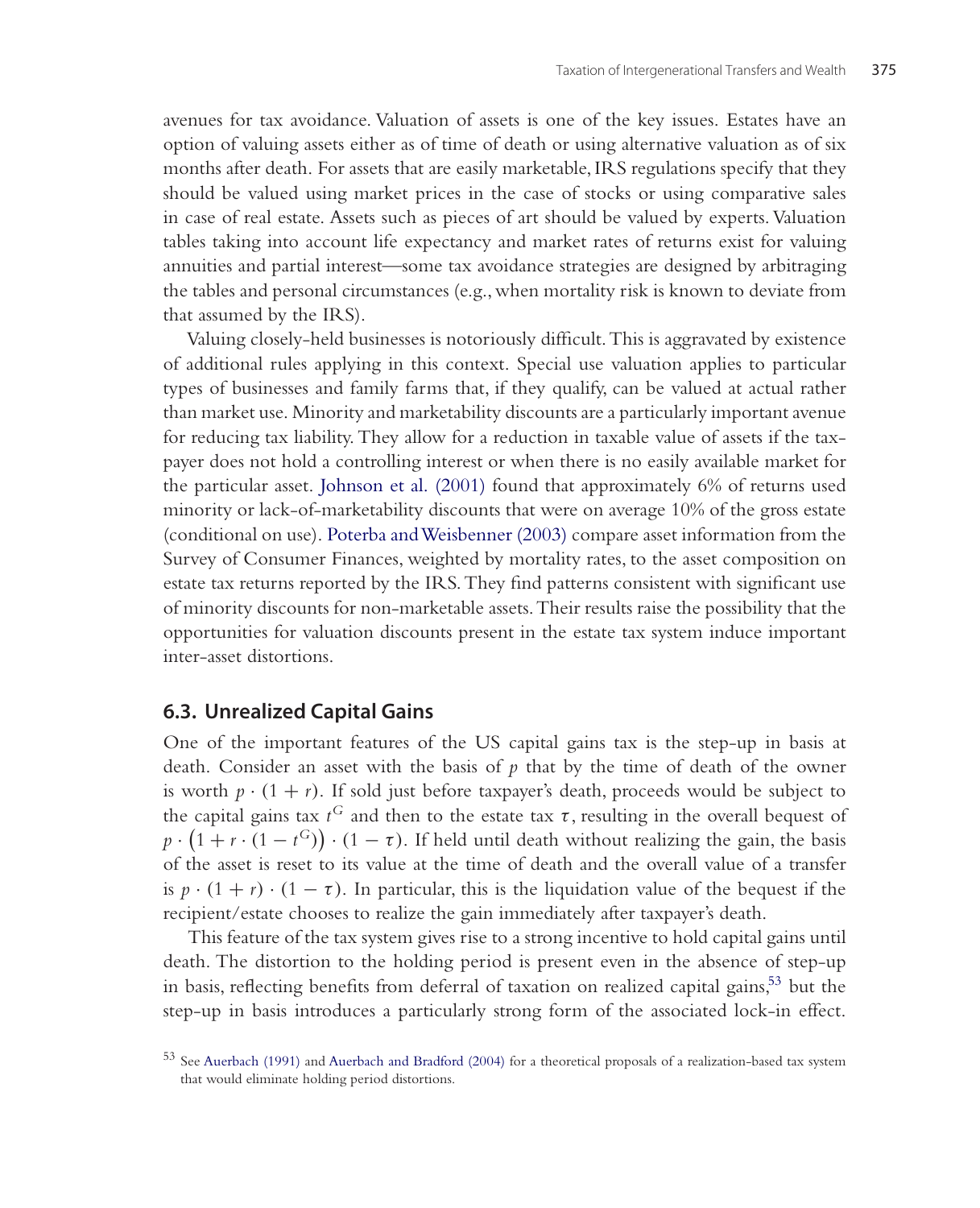avenues for tax avoidance. Valuation of assets is one of the key issues. Estates have an option of valuing assets either as of time of death or using alternative valuation as of six months after death. For assets that are easily marketable, IRS regulations specify that they should be valued using market prices in the case of stocks or using comparative sales in case of real estate. Assets such as pieces of art should be valued by experts. Valuation tables taking into account life expectancy and market rates of returns exist for valuing annuities and partial interest—some tax avoidance strategies are designed by arbitraging the tables and personal circumstances (e.g., when mortality risk is known to deviate from that assumed by the IRS).

Valuing closely-held businesses is notoriously difficult. This is aggravated by existence of additional rules applying in this context. Special use valuation applies to particular types of businesses and family farms that, if they qualify, can be valued at actual rather than market use. Minority and marketability discounts are a particularly important avenue for reducing tax liability. They allow for a reduction in taxable value of assets if the taxpayer does not hold a controlling interest or when there is no easily available market for the particular asset. Johnson et al. (2001) found that approximately 6% of returns used minority or lack-of-marketability discounts that were on average 10% of the gross estate (conditional on use). Poterba and Weisbenner (2003) compare asset information from the Survey of Consumer Finances, weighted by mortality rates, to the asset composition on estate tax returns reported by the IRS. They find patterns consistent with significant use of minority discounts for non-marketable assets. Their results raise the possibility that the opportunities for valuation discounts present in the estate tax system induce important inter-asset distortions.

## 6.3. Unrealized Capital Gains

One of the important features of the US capital gains tax is the step-up in basis at death. Consider an asset with the basis of $p$ that by the time of death of the owner is worth $p \cdot (1 + r)$. If sold just before taxpayer's death, proceeds would be subject to the capital gains tax $t^G$ and then to the estate tax $\tau$, resulting in the overall bequest of $p \cdot \left(1 + r \cdot (1 - t^G)\right) \cdot (1 - \tau)$. If held until death without realizing the gain, the basis of the asset is reset to its value at the time of death and the overall value of a transfer is $p \cdot (1 + r) \cdot (1 - \tau)$. In particular, this is the liquidation value of the bequest if the recipient/estate chooses to realize the gain immediately after taxpayer's death.

This feature of the tax system gives rise to a strong incentive to hold capital gains until death. The distortion to the holding period is present even in the absence of step-up in basis, reflecting benefits from deferral of taxation on realized capital gains,[53] but the step-up in basis introduces a particularly strong form of the associated lock-in effect.

[53] See Auerbach (1991) and Auerbach and Bradford (2004) for a theoretical proposals of a realization-based tax system that would eliminate holding period distortions.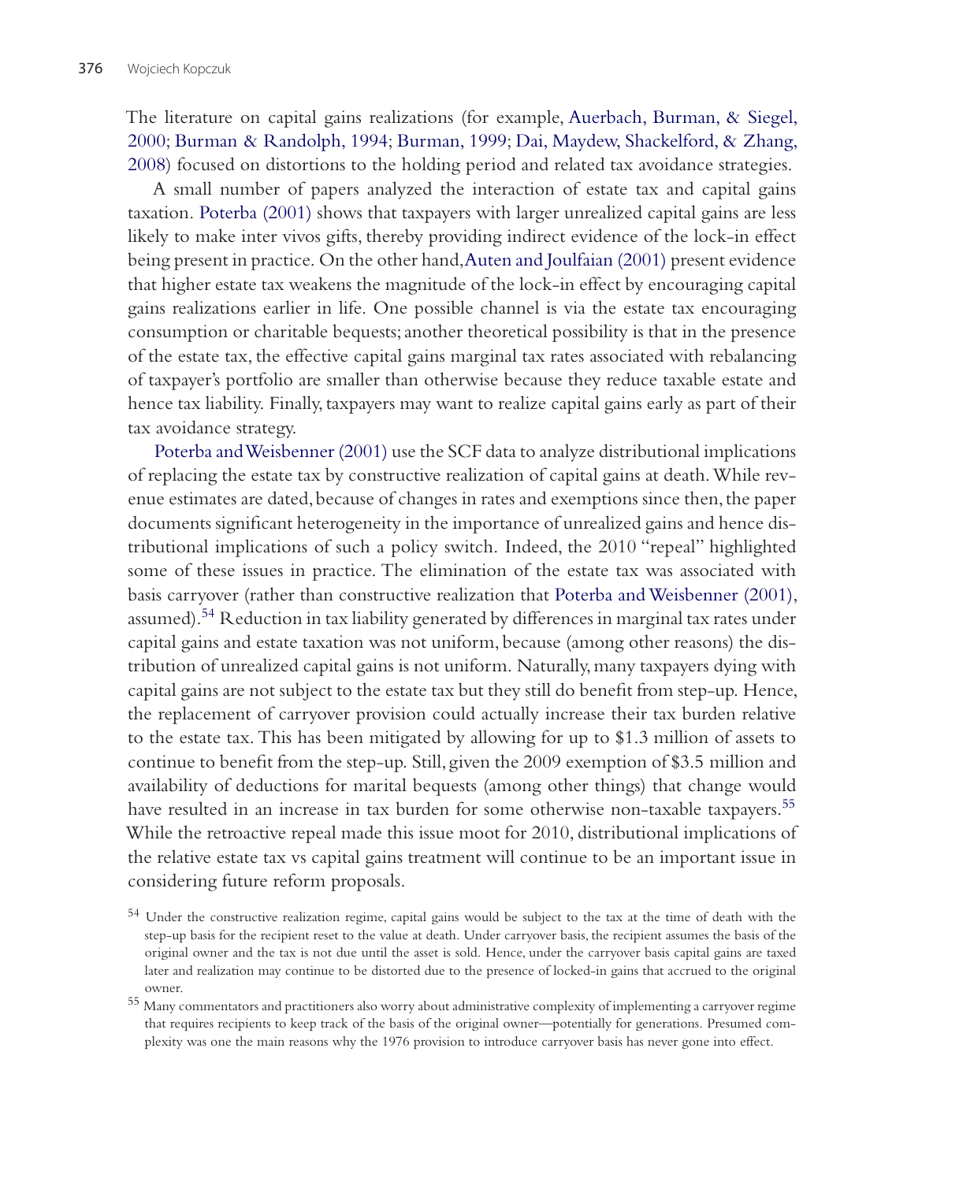The literature on capital gains realizations (for example, Auerbach, Burman, & Siegel, 2000; Burman & Randolph, 1994; Burman, 1999; Dai, Maydew, Shackelford, & Zhang, 2008) focused on distortions to the holding period and related tax avoidance strategies.

A small number of papers analyzed the interaction of estate tax and capital gains taxation. Poterba (2001) shows that taxpayers with larger unrealized capital gains are less likely to make inter vivos gifts, thereby providing indirect evidence of the lock-in effect being present in practice. On the other hand, Auten and Joulfaian (2001) present evidence that higher estate tax weakens the magnitude of the lock-in effect by encouraging capital gains realizations earlier in life. One possible channel is via the estate tax encouraging consumption or charitable bequests; another theoretical possibility is that in the presence of the estate tax, the effective capital gains marginal tax rates associated with rebalancing of taxpayer's portfolio are smaller than otherwise because they reduce taxable estate and hence tax liability. Finally, taxpayers may want to realize capital gains early as part of their tax avoidance strategy.

Poterba and Weisbenner (2001) use the SCF data to analyze distributional implications of replacing the estate tax by constructive realization of capital gains at death. While revenue estimates are dated, because of changes in rates and exemptions since then, the paper documents significant heterogeneity in the importance of unrealized gains and hence distributional implications of such a policy switch. Indeed, the 2010 "repeal" highlighted some of these issues in practice. The elimination of the estate tax was associated with basis carryover (rather than constructive realization that Poterba and Weisbenner (2001), assumed).[54] Reduction in tax liability generated by differences in marginal tax rates under capital gains and estate taxation was not uniform, because (among other reasons) the distribution of unrealized capital gains is not uniform. Naturally, many taxpayers dying with capital gains are not subject to the estate tax but they still do benefit from step-up. Hence, the replacement of carryover provision could actually increase their tax burden relative to the estate tax. This has been mitigated by allowing for up to $1.3 million of assets to continue to benefit from the step-up. Still, given the 2009 exemption of $3.5 million and availability of deductions for marital bequests (among other things) that change would have resulted in an increase in tax burden for some otherwise non-taxable taxpayers.[55] While the retroactive repeal made this issue moot for 2010, distributional implications of the relative estate tax vs capital gains treatment will continue to be an important issue in considering future reform proposals.

[54] Under the constructive realization regime, capital gains would be subject to the tax at the time of death with the step-up basis for the recipient reset to the value at death. Under carryover basis, the recipient assumes the basis of the original owner and the tax is not due until the asset is sold. Hence, under the carryover basis capital gains are taxed later and realization may continue to be distorted due to the presence of locked-in gains that accrued to the original owner.

[55] Many commentators and practitioners also worry about administrative complexity of implementing a carryover regime that requires recipients to keep track of the basis of the original owner—potentially for generations. Presumed complexity was one the main reasons why the 1976 provision to introduce carryover basis has never gone into effect.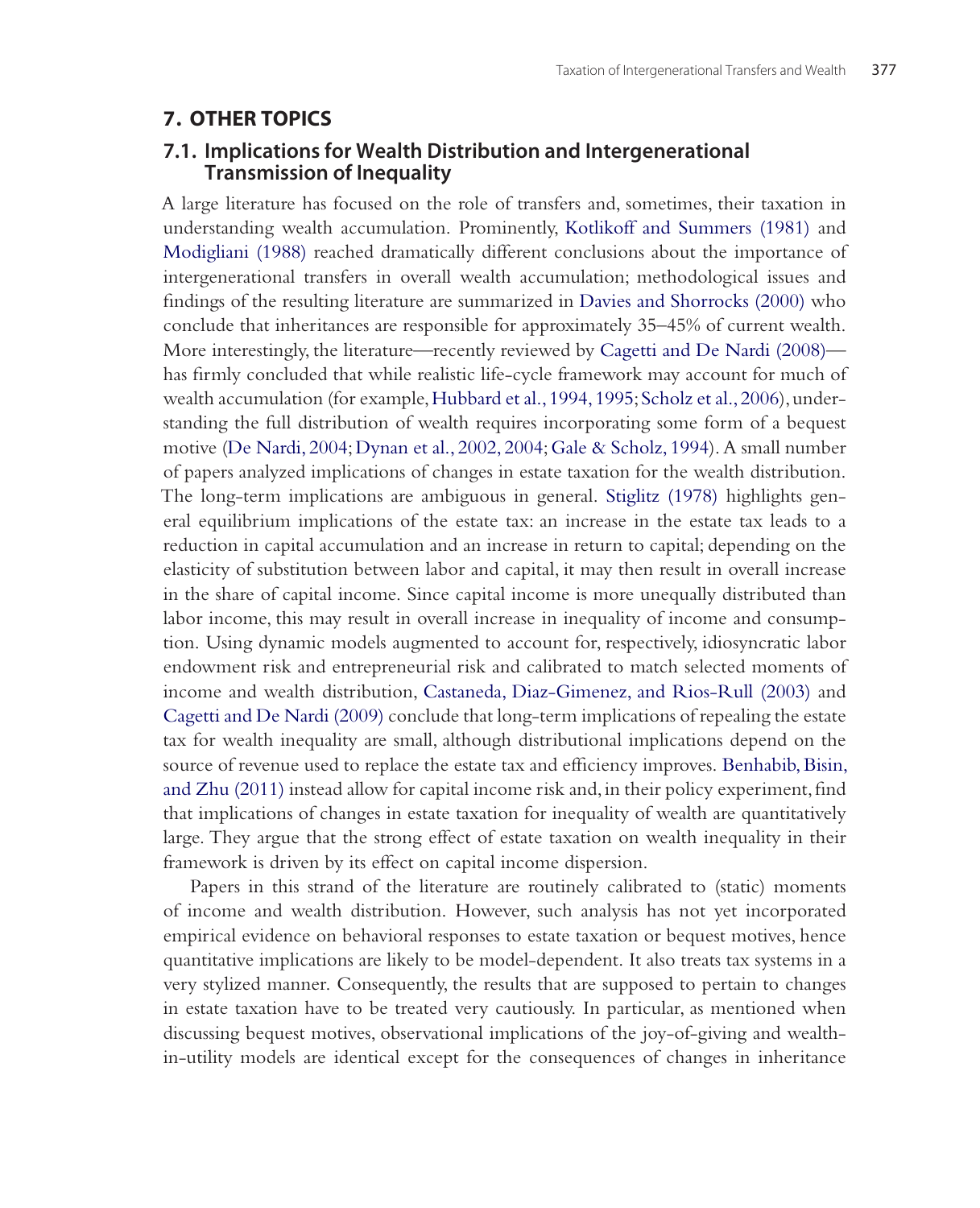## 7. OTHER TOPICS

### 7.1. Implications for Wealth Distribution and Intergenerational Transmission of Inequality

A large literature has focused on the role of transfers and, sometimes, their taxation in understanding wealth accumulation. Prominently, Kotlikoff and Summers (1981) and Modigliani (1988) reached dramatically different conclusions about the importance of intergenerational transfers in overall wealth accumulation; methodological issues and findings of the resulting literature are summarized in Davies and Shorrocks (2000) who conclude that inheritances are responsible for approximately 35–45% of current wealth. More interestingly, the literature—recently reviewed by Cagetti and De Nardi (2008)—has firmly concluded that while realistic life-cycle framework may account for much of wealth accumulation (for example, Hubbard et al., 1994, 1995; Scholz et al., 2006), understanding the full distribution of wealth requires incorporating some form of a bequest motive (De Nardi, 2004; Dynan et al., 2002, 2004; Gale & Scholz, 1994). A small number of papers analyzed implications of changes in estate taxation for the wealth distribution. The long-term implications are ambiguous in general. Stiglitz (1978) highlights general equilibrium implications of the estate tax: an increase in the estate tax leads to a reduction in capital accumulation and an increase in return to capital; depending on the elasticity of substitution between labor and capital, it may then result in overall increase in the share of capital income. Since capital income is more unequally distributed than labor income, this may result in overall increase in inequality of income and consumption. Using dynamic models augmented to account for, respectively, idiosyncratic labor endowment risk and entrepreneurial risk and calibrated to match selected moments of income and wealth distribution, Castaneda, Diaz-Gimenez, and Rios-Rull (2003) and Cagetti and De Nardi (2009) conclude that long-term implications of repealing the estate tax for wealth inequality are small, although distributional implications depend on the source of revenue used to replace the estate tax and efficiency improves. Benhabib, Bisin, and Zhu (2011) instead allow for capital income risk and, in their policy experiment, find that implications of changes in estate taxation for inequality of wealth are quantitatively large. They argue that the strong effect of estate taxation on wealth inequality in their framework is driven by its effect on capital income dispersion.

Papers in this strand of the literature are routinely calibrated to (static) moments of income and wealth distribution. However, such analysis has not yet incorporated empirical evidence on behavioral responses to estate taxation or bequest motives, hence quantitative implications are likely to be model-dependent. It also treats tax systems in a very stylized manner. Consequently, the results that are supposed to pertain to changes in estate taxation have to be treated very cautiously. In particular, as mentioned when discussing bequest motives, observational implications of the joy-of-giving and wealth-in-utility models are identical except for the consequences of changes in inheritance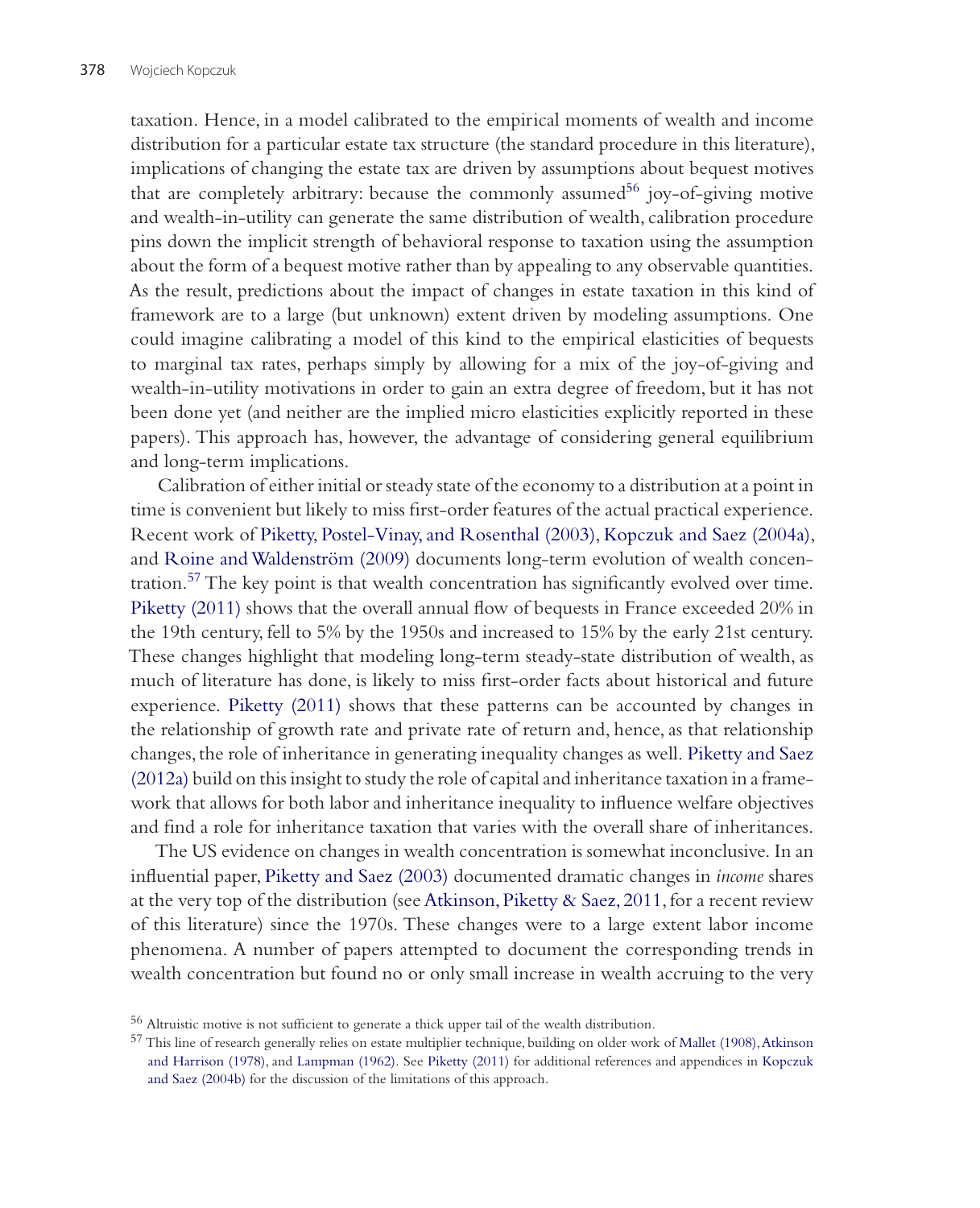taxation. Hence, in a model calibrated to the empirical moments of wealth and income distribution for a particular estate tax structure (the standard procedure in this literature), implications of changing the estate tax are driven by assumptions about bequest motives that are completely arbitrary: because the commonly assumed[56] joy-of-giving motive and wealth-in-utility can generate the same distribution of wealth, calibration procedure pins down the implicit strength of behavioral response to taxation using the assumption about the form of a bequest motive rather than by appealing to any observable quantities. As the result, predictions about the impact of changes in estate taxation in this kind of framework are to a large (but unknown) extent driven by modeling assumptions. One could imagine calibrating a model of this kind to the empirical elasticities of bequests to marginal tax rates, perhaps simply by allowing for a mix of the joy-of-giving and wealth-in-utility motivations in order to gain an extra degree of freedom, but it has not been done yet (and neither are the implied micro elasticities explicitly reported in these papers). This approach has, however, the advantage of considering general equilibrium and long-term implications.

Calibration of either initial or steady state of the economy to a distribution at a point in time is convenient but likely to miss first-order features of the actual practical experience. Recent work of Piketty, Postel-Vinay, and Rosenthal (2003), Kopczuk and Saez (2004a), and Roine and Waldenström (2009) documents long-term evolution of wealth concentration.[57] The key point is that wealth concentration has significantly evolved over time. Piketty (2011) shows that the overall annual flow of bequests in France exceeded 20% in the 19th century, fell to 5% by the 1950s and increased to 15% by the early 21st century. These changes highlight that modeling long-term steady-state distribution of wealth, as much of literature has done, is likely to miss first-order facts about historical and future experience. Piketty (2011) shows that these patterns can be accounted by changes in the relationship of growth rate and private rate of return and, hence, as that relationship changes, the role of inheritance in generating inequality changes as well. Piketty and Saez (2012a) build on this insight to study the role of capital and inheritance taxation in a framework that allows for both labor and inheritance inequality to influence welfare objectives and find a role for inheritance taxation that varies with the overall share of inheritances.

The US evidence on changes in wealth concentration is somewhat inconclusive. In an influential paper, Piketty and Saez (2003) documented dramatic changes in *income* shares at the very top of the distribution (see Atkinson, Piketty & Saez, 2011, for a recent review of this literature) since the 1970s. These changes were to a large extent labor income phenomena. A number of papers attempted to document the corresponding trends in wealth concentration but found no or only small increase in wealth accruing to the very

[56] Altruistic motive is not sufficient to generate a thick upper tail of the wealth distribution.

[57] This line of research generally relies on estate multiplier technique, building on older work of Mallet (1908), Atkinson and Harrison (1978), and Lampman (1962). See Piketty (2011) for additional references and appendices in Kopczuk and Saez (2004b) for the discussion of the limitations of this approach.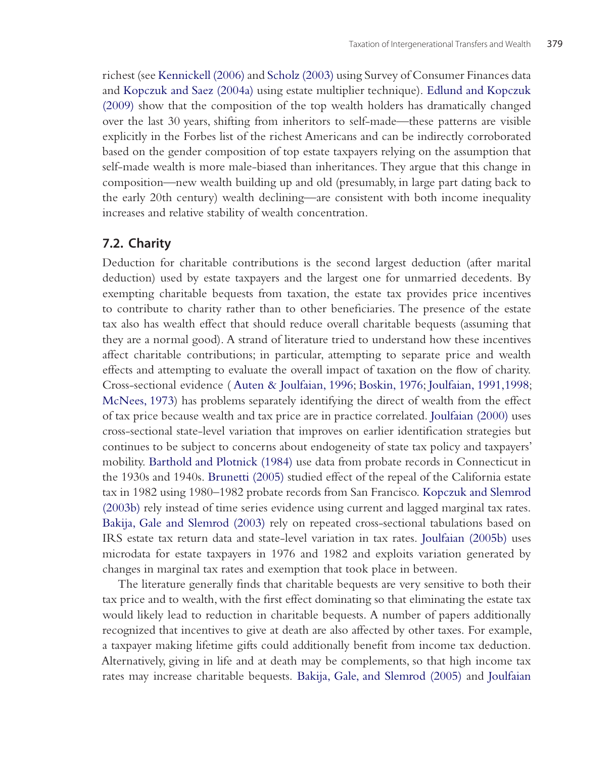richest (see Kennickell (2006) and Scholz (2003) using Survey of Consumer Finances data and Kopczuk and Saez (2004a) using estate multiplier technique). Edlund and Kopczuk (2009) show that the composition of the top wealth holders has dramatically changed over the last 30 years, shifting from inheritors to self-made—these patterns are visible explicitly in the Forbes list of the richest Americans and can be indirectly corroborated based on the gender composition of top estate taxpayers relying on the assumption that self-made wealth is more male-biased than inheritances. They argue that this change in composition—new wealth building up and old (presumably, in large part dating back to the early 20th century) wealth declining—are consistent with both income inequality increases and relative stability of wealth concentration.

## 7.2. Charity

Deduction for charitable contributions is the second largest deduction (after marital deduction) used by estate taxpayers and the largest one for unmarried decedents. By exempting charitable bequests from taxation, the estate tax provides price incentives to contribute to charity rather than to other beneficiaries. The presence of the estate tax also has wealth effect that should reduce overall charitable bequests (assuming that they are a normal good). A strand of literature tried to understand how these incentives affect charitable contributions; in particular, attempting to separate price and wealth effects and attempting to evaluate the overall impact of taxation on the flow of charity. Cross-sectional evidence ( Auten & Joulfaian, 1996; Boskin, 1976; Joulfaian, 1991,1998; McNees, 1973) has problems separately identifying the direct of wealth from the effect of tax price because wealth and tax price are in practice correlated. Joulfaian (2000) uses cross-sectional state-level variation that improves on earlier identification strategies but continues to be subject to concerns about endogeneity of state tax policy and taxpayers' mobility. Barthold and Plotnick (1984) use data from probate records in Connecticut in the 1930s and 1940s. Brunetti (2005) studied effect of the repeal of the California estate tax in 1982 using 1980–1982 probate records from San Francisco. Kopczuk and Slemrod (2003b) rely instead of time series evidence using current and lagged marginal tax rates. Bakija, Gale and Slemrod (2003) rely on repeated cross-sectional tabulations based on IRS estate tax return data and state-level variation in tax rates. Joulfaian (2005b) uses microdata for estate taxpayers in 1976 and 1982 and exploits variation generated by changes in marginal tax rates and exemption that took place in between.

The literature generally finds that charitable bequests are very sensitive to both their tax price and to wealth, with the first effect dominating so that eliminating the estate tax would likely lead to reduction in charitable bequests. A number of papers additionally recognized that incentives to give at death are also affected by other taxes. For example, a taxpayer making lifetime gifts could additionally benefit from income tax deduction. Alternatively, giving in life and at death may be complements, so that high income tax rates may increase charitable bequests. Bakija, Gale, and Slemrod (2005) and Joulfaian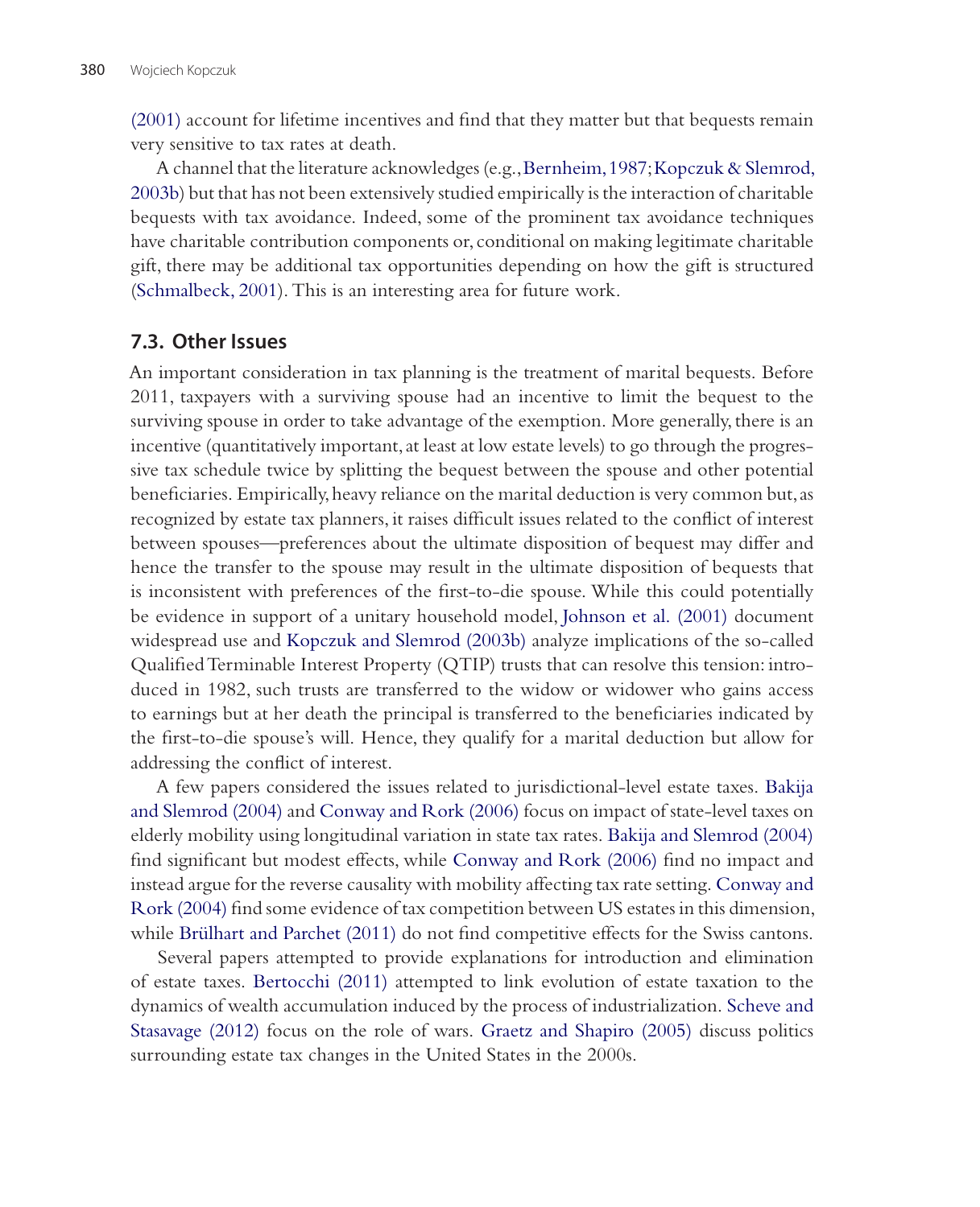(2001) account for lifetime incentives and find that they matter but that bequests remain very sensitive to tax rates at death.

A channel that the literature acknowledges (e.g., Bernheim, 1987; Kopczuk & Slemrod, 2003b) but that has not been extensively studied empirically is the interaction of charitable bequests with tax avoidance. Indeed, some of the prominent tax avoidance techniques have charitable contribution components or, conditional on making legitimate charitable gift, there may be additional tax opportunities depending on how the gift is structured (Schmalbeck, 2001). This is an interesting area for future work.

### 7.3. Other Issues

An important consideration in tax planning is the treatment of marital bequests. Before 2011, taxpayers with a surviving spouse had an incentive to limit the bequest to the surviving spouse in order to take advantage of the exemption. More generally, there is an incentive (quantitatively important, at least at low estate levels) to go through the progressive tax schedule twice by splitting the bequest between the spouse and other potential beneficiaries. Empirically, heavy reliance on the marital deduction is very common but, as recognized by estate tax planners, it raises difficult issues related to the conflict of interest between spouses—preferences about the ultimate disposition of bequest may differ and hence the transfer to the spouse may result in the ultimate disposition of bequests that is inconsistent with preferences of the first-to-die spouse. While this could potentially be evidence in support of a unitary household model, Johnson et al. (2001) document widespread use and Kopczuk and Slemrod (2003b) analyze implications of the so-called Qualified Terminable Interest Property (QTIP) trusts that can resolve this tension: introduced in 1982, such trusts are transferred to the widow or widower who gains access to earnings but at her death the principal is transferred to the beneficiaries indicated by the first-to-die spouse's will. Hence, they qualify for a marital deduction but allow for addressing the conflict of interest.

A few papers considered the issues related to jurisdictional-level estate taxes. Bakija and Slemrod (2004) and Conway and Rork (2006) focus on impact of state-level taxes on elderly mobility using longitudinal variation in state tax rates. Bakija and Slemrod (2004) find significant but modest effects, while Conway and Rork (2006) find no impact and instead argue for the reverse causality with mobility affecting tax rate setting. Conway and Rork (2004) find some evidence of tax competition between US estates in this dimension, while Brülhart and Parchet (2011) do not find competitive effects for the Swiss cantons.

Several papers attempted to provide explanations for introduction and elimination of estate taxes. Bertocchi (2011) attempted to link evolution of estate taxation to the dynamics of wealth accumulation induced by the process of industrialization. Scheve and Stasavage (2012) focus on the role of wars. Graetz and Shapiro (2005) discuss politics surrounding estate tax changes in the United States in the 2000s.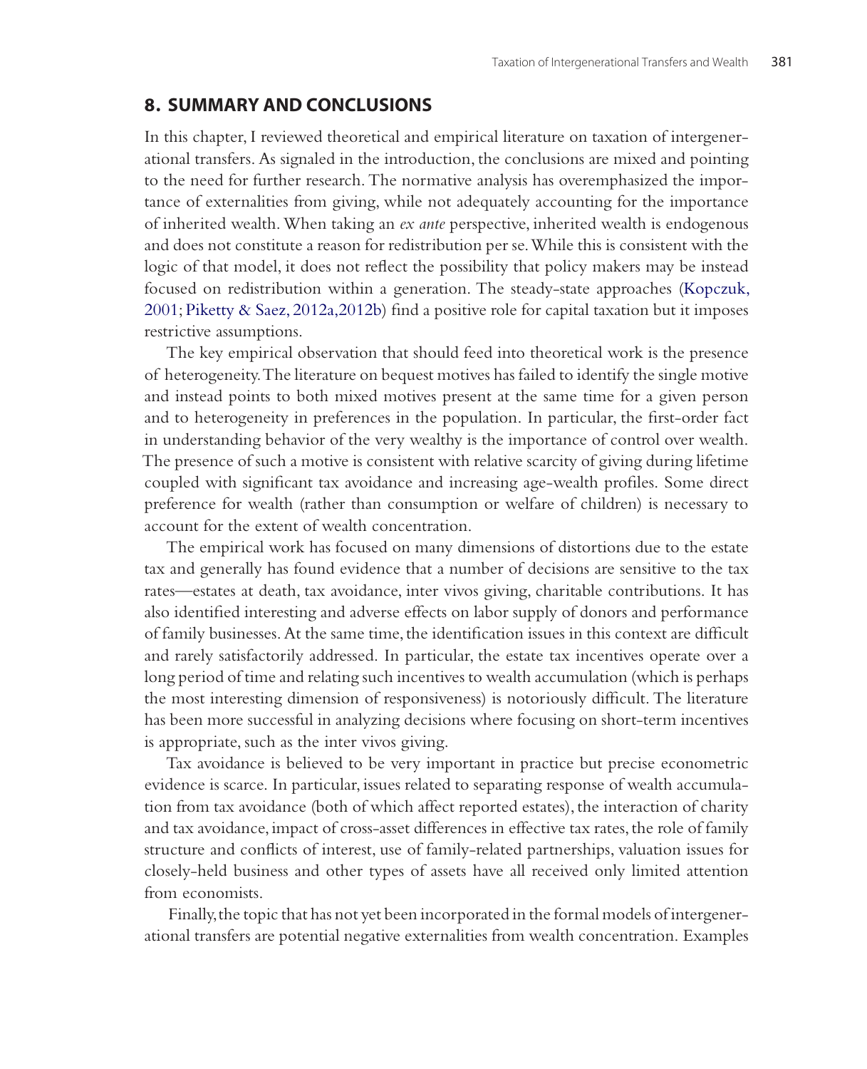## 8. SUMMARY AND CONCLUSIONS

In this chapter, I reviewed theoretical and empirical literature on taxation of intergenerational transfers. As signaled in the introduction, the conclusions are mixed and pointing to the need for further research. The normative analysis has overemphasized the importance of externalities from giving, while not adequately accounting for the importance of inherited wealth. When taking an *ex ante* perspective, inherited wealth is endogenous and does not constitute a reason for redistribution per se. While this is consistent with the logic of that model, it does not reflect the possibility that policy makers may be instead focused on redistribution within a generation. The steady-state approaches (Kopczuk, 2001; Piketty & Saez, 2012a,2012b) find a positive role for capital taxation but it imposes restrictive assumptions.

The key empirical observation that should feed into theoretical work is the presence of heterogeneity. The literature on bequest motives has failed to identify the single motive and instead points to both mixed motives present at the same time for a given person and to heterogeneity in preferences in the population. In particular, the first-order fact in understanding behavior of the very wealthy is the importance of control over wealth. The presence of such a motive is consistent with relative scarcity of giving during lifetime coupled with significant tax avoidance and increasing age-wealth profiles. Some direct preference for wealth (rather than consumption or welfare of children) is necessary to account for the extent of wealth concentration.

The empirical work has focused on many dimensions of distortions due to the estate tax and generally has found evidence that a number of decisions are sensitive to the tax rates—estates at death, tax avoidance, inter vivos giving, charitable contributions. It has also identified interesting and adverse effects on labor supply of donors and performance of family businesses. At the same time, the identification issues in this context are difficult and rarely satisfactorily addressed. In particular, the estate tax incentives operate over a long period of time and relating such incentives to wealth accumulation (which is perhaps the most interesting dimension of responsiveness) is notoriously difficult. The literature has been more successful in analyzing decisions where focusing on short-term incentives is appropriate, such as the inter vivos giving.

Tax avoidance is believed to be very important in practice but precise econometric evidence is scarce. In particular, issues related to separating response of wealth accumulation from tax avoidance (both of which affect reported estates), the interaction of charity and tax avoidance, impact of cross-asset differences in effective tax rates, the role of family structure and conflicts of interest, use of family-related partnerships, valuation issues for closely-held business and other types of assets have all received only limited attention from economists.

Finally, the topic that has not yet been incorporated in the formal models of intergenerational transfers are potential negative externalities from wealth concentration. Examples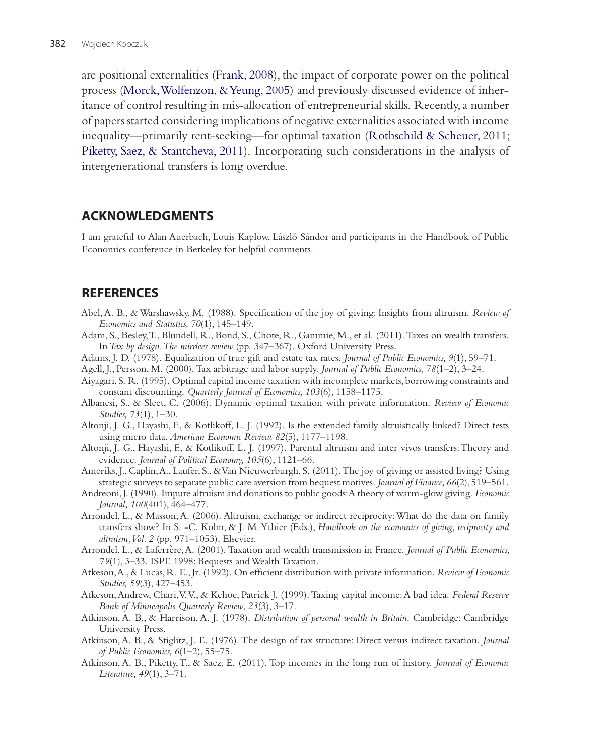are positional externalities (Frank, 2008), the impact of corporate power on the political process (Morck, Wolfenzon, & Yeung, 2005) and previously discussed evidence of inheritance of control resulting in mis-allocation of entrepreneurial skills. Recently, a number of papers started considering implications of negative externalities associated with income inequality—primarily rent-seeking—for optimal taxation (Rothschild & Scheuer, 2011; Piketty, Saez, & Stantcheva, 2011). Incorporating such considerations in the analysis of intergenerational transfers is long overdue.

## ACKNOWLEDGMENTS

I am grateful to Alan Auerbach, Louis Kaplow, László Sándor and participants in the Handbook of Public Economics conference in Berkeley for helpful comments.

## REFERENCES

Abel, A. B., & Warshawsky, M. (1988). Specification of the joy of giving: Insights from altruism. *Review of Economics and Statistics, 70*(1), 145–149.

Adam, S., Besley, T., Blundell, R., Bond, S., Chote, R., Gammie, M., et al. (2011). Taxes on wealth transfers. In *Tax by design. The mirrlees review* (pp. 347–367). Oxford University Press.

Adams, J. D. (1978). Equalization of true gift and estate tax rates. *Journal of Public Economics, 9*(1), 59–71.

Agell, J., Persson, M. (2000). Tax arbitrage and labor supply. *Journal of Public Economics, 78*(1–2), 3–24.

Aiyagari, S. R. (1995). Optimal capital income taxation with incomplete markets, borrowing constraints and constant discounting. *Quarterly Journal of Economics, 103*(6), 1158–1175.

Albanesi, S., & Sleet, C. (2006). Dynamic optimal taxation with private information. *Review of Economic Studies, 73*(1), 1–30.

Altonji, J. G., Hayashi, F., & Kotlikoff, L. J. (1992). Is the extended family altruistically linked? Direct tests using micro data. *American Economic Review, 82*(5), 1177–1198.

Altonji, J. G., Hayashi, F., & Kotlikoff, L. J. (1997). Parental altruism and inter vivos transfers: Theory and evidence. *Journal of Political Economy, 105*(6), 1121–66.

Ameriks, J., Caplin, A., Laufer, S., & Van Nieuwerburgh, S. (2011). The joy of giving or assisted living? Using strategic surveys to separate public care aversion from bequest motives. *Journal of Finance, 66*(2), 519–561.

Andreoni, J. (1990). Impure altruism and donations to public goods: A theory of warm-glow giving. *Economic Journal, 100*(401), 464–477.

Arrondel, L., & Masson, A. (2006). Altruism, exchange or indirect reciprocity: What do the data on family transfers show? In S. -C. Kolm, & J. M. Ythier (Eds.), *Handbook on the economics of giving, reciprocity and altruism, Vol. 2* (pp. 971–1053). Elsevier.

Arrondel, L., & Laferrère, A. (2001). Taxation and wealth transmission in France. *Journal of Public Economics, 79*(1), 3–33. ISPE 1998: Bequests and Wealth Taxation.

Atkeson, A., & Lucas, R. E., Jr. (1992). On efficient distribution with private information. *Review of Economic Studies, 59*(3), 427–453.

Atkeson, Andrew, Chari, V. V., & Kehoe, Patrick J. (1999). Taxing capital income: A bad idea. *Federal Reserve Bank of Minneapolis Quarterly Review*, *23*(3), 3–17.

Atkinson, A. B., & Harrison, A. J. (1978). *Distribution of personal wealth in Britain*. Cambridge: Cambridge University Press.

Atkinson, A. B., & Stiglitz, J. E. (1976). The design of tax structure: Direct versus indirect taxation. *Journal of Public Economics, 6*(1–2), 55–75.

Atkinson, A. B., Piketty, T., & Saez, E. (2011). Top incomes in the long run of history. *Journal of Economic Literature, 49*(1), 3–71.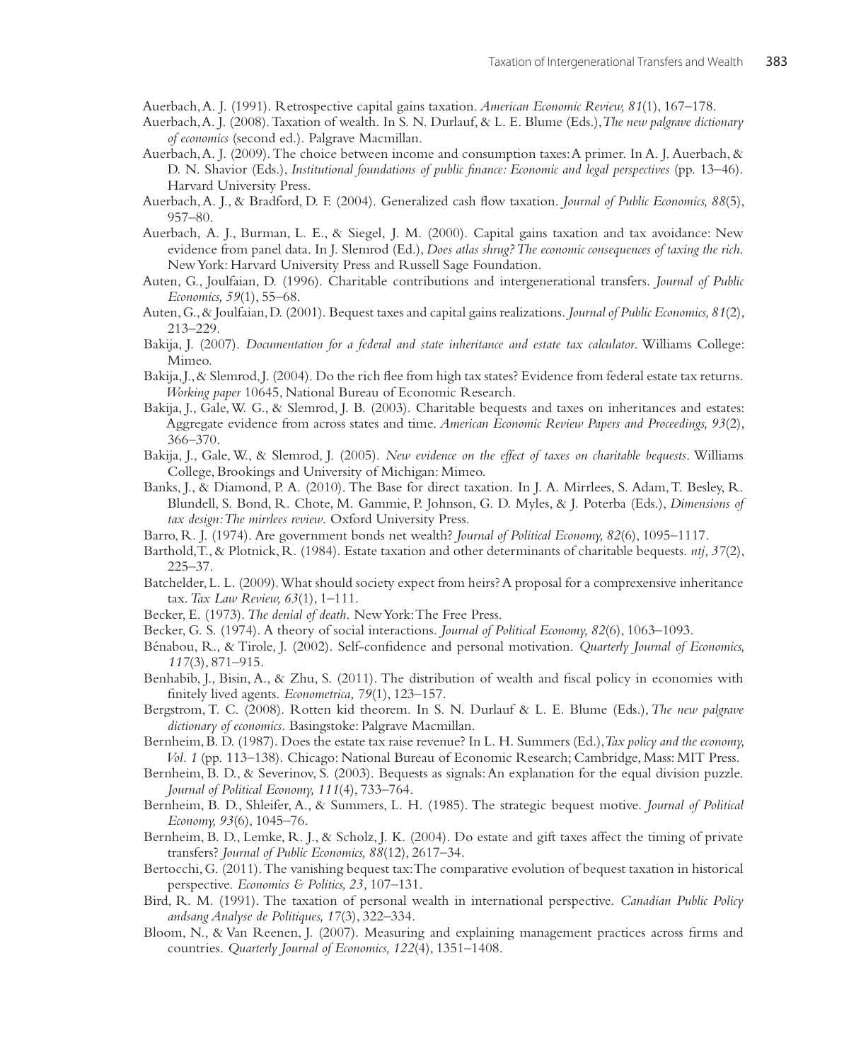Auerbach, A. J. (1991). Retrospective capital gains taxation. *American Economic Review, 81*(1), 167–178.

Auerbach, A. J. (2008). Taxation of wealth. In S. N. Durlauf, & L. E. Blume (Eds.), *The new palgrave dictionary of economics* (second ed.). Palgrave Macmillan.

Auerbach, A. J. (2009). The choice between income and consumption taxes: A primer. In A. J. Auerbach, & D. N. Shavior (Eds.), *Institutional foundations of public finance: Economic and legal perspectives* (pp. 13–46). Harvard University Press.

Auerbach, A. J., & Bradford, D. F. (2004). Generalized cash flow taxation. *Journal of Public Economics, 88*(5), 957–80.

Auerbach, A. J., Burman, L. E., & Siegel, J. M. (2000). Capital gains taxation and tax avoidance: New evidence from panel data. In J. Slemrod (Ed.), *Does atlas shrug? The economic consequences of taxing the rich*. New York: Harvard University Press and Russell Sage Foundation.

Auten, G., Joulfaian, D. (1996). Charitable contributions and intergenerational transfers. *Journal of Public Economics, 59*(1), 55–68.

Auten, G., & Joulfaian, D. (2001). Bequest taxes and capital gains realizations. *Journal of Public Economics, 81*(2), 213–229.

Bakija, J. (2007). *Documentation for a federal and state inheritance and estate tax calculator*. Williams College: Mimeo.

Bakija, J., & Slemrod, J. (2004). Do the rich flee from high tax states? Evidence from federal estate tax returns. *Working paper* 10645, National Bureau of Economic Research.

Bakija, J., Gale, W. G., & Slemrod, J. B. (2003). Charitable bequests and taxes on inheritances and estates: Aggregate evidence from across states and time. *American Economic Review Papers and Proceedings, 93*(2), 366–370.

Bakija, J., Gale, W., & Slemrod, J. (2005). *New evidence on the effect of taxes on charitable bequests*. Williams College, Brookings and University of Michigan: Mimeo.

Banks, J., & Diamond, P. A. (2010). The Base for direct taxation. In J. A. Mirrlees, S. Adam, T. Besley, R. Blundell, S. Bond, R. Chote, M. Gammie, P. Johnson, G. D. Myles, & J. Poterba (Eds.), *Dimensions of tax design: The mirrlees review*. Oxford University Press.

Barro, R. J. (1974). Are government bonds net wealth? *Journal of Political Economy, 82*(6), 1095–1117.

Barthold, T., & Plotnick, R. (1984). Estate taxation and other determinants of charitable bequests. *ntj, 37*(2), 225–37.

Batchelder, L. L. (2009). What should society expect from heirs? A proposal for a comprexensive inheritance tax. *Tax Law Review, 63*(1), 1–111.

Becker, E. (1973). *The denial of death*. New York: The Free Press.

Becker, G. S. (1974). A theory of social interactions. *Journal of Political Economy, 82*(6), 1063–1093.

Bénabou, R., & Tirole, J. (2002). Self-confidence and personal motivation. *Quarterly Journal of Economics, 117*(3), 871–915.

Benhabib, J., Bisin, A., & Zhu, S. (2011). The distribution of wealth and fiscal policy in economies with finitely lived agents. *Econometrica, 79*(1), 123–157.

Bergstrom, T. C. (2008). Rotten kid theorem. In S. N. Durlauf & L. E. Blume (Eds.), *The new palgrave dictionary of economics*. Basingstoke: Palgrave Macmillan.

Bernheim, B. D. (1987). Does the estate tax raise revenue? In L. H. Summers (Ed.), *Tax policy and the economy, Vol. 1* (pp. 113–138). Chicago: National Bureau of Economic Research; Cambridge, Mass: MIT Press.

Bernheim, B. D., & Severinov, S. (2003). Bequests as signals: An explanation for the equal division puzzle. *Journal of Political Economy, 111*(4), 733–764.

Bernheim, B. D., Shleifer, A., & Summers, L. H. (1985). The strategic bequest motive. *Journal of Political Economy, 93*(6), 1045–76.

Bernheim, B. D., Lemke, R. J., & Scholz, J. K. (2004). Do estate and gift taxes affect the timing of private transfers? *Journal of Public Economics, 88*(12), 2617–34.

Bertocchi, G. (2011). The vanishing bequest tax: The comparative evolution of bequest taxation in historical perspective. *Economics & Politics, 23*, 107–131.

Bird, R. M. (1991). The taxation of personal wealth in international perspective. *Canadian Public Policy andsang Analyse de Politiques, 17*(3), 322–334.

Bloom, N., & Van Reenen, J. (2007). Measuring and explaining management practices across firms and countries. *Quarterly Journal of Economics, 122*(4), 1351–1408.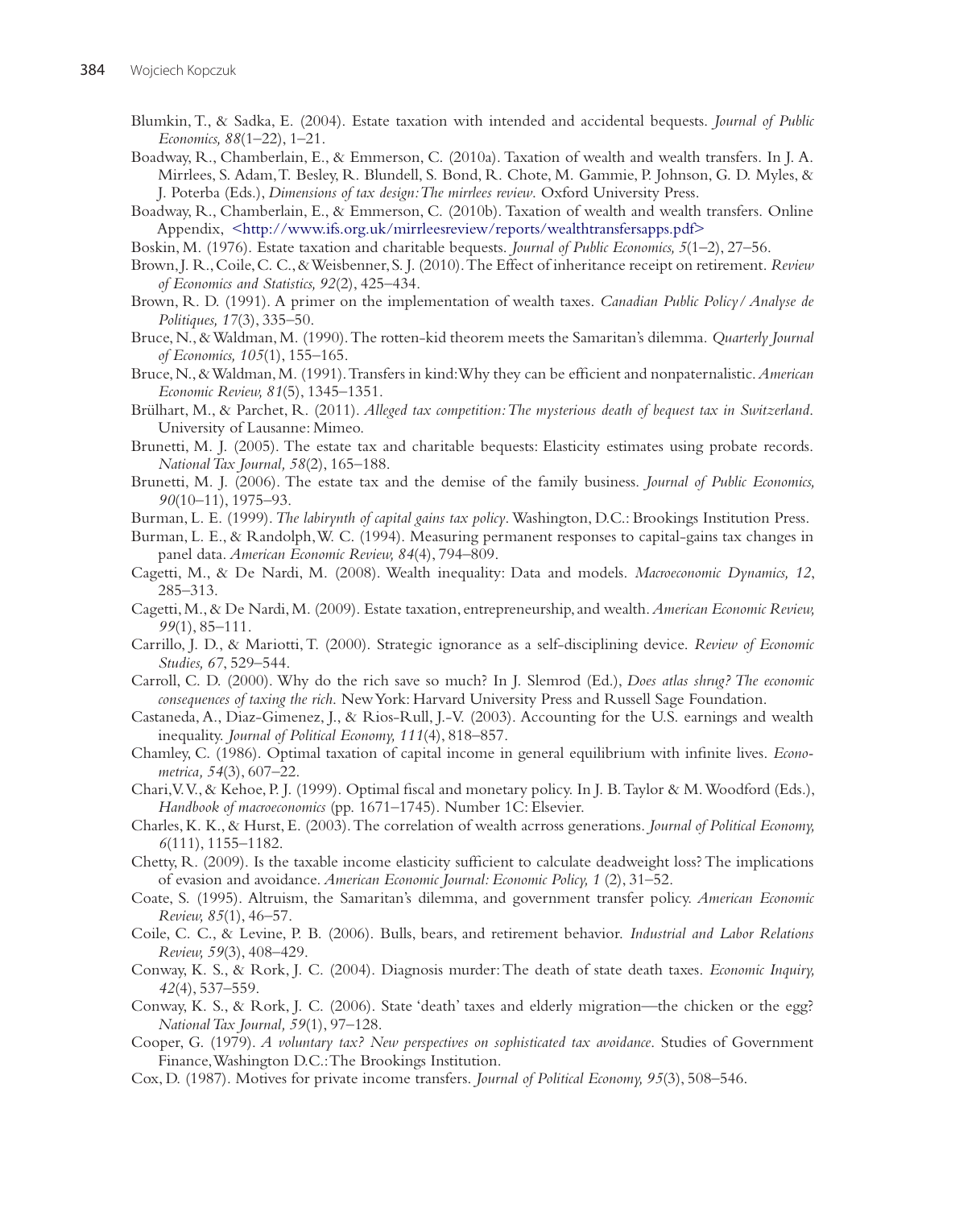Blumkin, T., & Sadka, E. (2004). Estate taxation with intended and accidental bequests. *Journal of Public Economics, 88*(1–22), 1–21.

Boadway, R., Chamberlain, E., & Emmerson, C. (2010a). Taxation of wealth and wealth transfers. In J. A. Mirrlees, S. Adam, T. Besley, R. Blundell, S. Bond, R. Chote, M. Gammie, P. Johnson, G. D. Myles, & J. Poterba (Eds.), *Dimensions of tax design: The mirrlees review*. Oxford University Press.

Boadway, R., Chamberlain, E., & Emmerson, C. (2010b). Taxation of wealth and wealth transfers. Online Appendix, <http://www.ifs.org.uk/mirrleesreview/reports/wealthtransfersapps.pdf>

Boskin, M. (1976). Estate taxation and charitable bequests. *Journal of Public Economics, 5*(1–2), 27–56.

Brown, J. R., Coile, C. C., & Weisbenner, S. J. (2010). The Effect of inheritance receipt on retirement. *Review of Economics and Statistics, 92*(2), 425–434.

Brown, R. D. (1991). A primer on the implementation of wealth taxes. *Canadian Public Policy / Analyse de Politiques, 17*(3), 335–50.

Bruce, N., & Waldman, M. (1990). The rotten-kid theorem meets the Samaritan's dilemma. *Quarterly Journal of Economics, 105*(1), 155–165.

Bruce, N., & Waldman, M. (1991). Transfers in kind: Why they can be efficient and nonpaternalistic. *American Economic Review, 81*(5), 1345–1351.

Brülhart, M., & Parchet, R. (2011). *Alleged tax competition: The mysterious death of bequest tax in Switzerland*. University of Lausanne: Mimeo.

Brunetti, M. J. (2005). The estate tax and charitable bequests: Elasticity estimates using probate records. *National Tax Journal, 58*(2), 165–188.

Brunetti, M. J. (2006). The estate tax and the demise of the family business. *Journal of Public Economics, 90*(10–11), 1975–93.

Burman, L. E. (1999). *The labirynth of capital gains tax policy*. Washington, D.C.: Brookings Institution Press.

Burman, L. E., & Randolph, W. C. (1994). Measuring permanent responses to capital-gains tax changes in panel data. *American Economic Review, 84*(4), 794–809.

Cagetti, M., & De Nardi, M. (2008). Wealth inequality: Data and models. *Macroeconomic Dynamics, 12*, 285–313.

Cagetti, M., & De Nardi, M. (2009). Estate taxation, entrepreneurship, and wealth. *American Economic Review, 99*(1), 85–111.

Carrillo, J. D., & Mariotti, T. (2000). Strategic ignorance as a self-disciplining device. *Review of Economic Studies, 67*, 529–544.

Carroll, C. D. (2000). Why do the rich save so much? In J. Slemrod (Ed.), *Does atlas shrug? The economic consequences of taxing the rich*. New York: Harvard University Press and Russell Sage Foundation.

Castaneda, A., Diaz-Gimenez, J., & Rios-Rull, J.-V. (2003). Accounting for the U.S. earnings and wealth inequality. *Journal of Political Economy, 111*(4), 818–857.

Chamley, C. (1986). Optimal taxation of capital income in general equilibrium with infinite lives. *Econometrica, 54*(3), 607–22.

Chari, V. V., & Kehoe, P. J. (1999). Optimal fiscal and monetary policy. In J. B. Taylor & M. Woodford (Eds.), *Handbook of macroeconomics* (pp. 1671–1745). Number 1C: Elsevier.

Charles, K. K., & Hurst, E. (2003). The correlation of wealth acrross generations. *Journal of Political Economy, 6*(111), 1155–1182.

Chetty, R. (2009). Is the taxable income elasticity sufficient to calculate deadweight loss? The implications of evasion and avoidance. *American Economic Journal: Economic Policy, 1* (2), 31–52.

Coate, S. (1995). Altruism, the Samaritan's dilemma, and government transfer policy. *American Economic Review, 85*(1), 46–57.

Coile, C. C., & Levine, P. B. (2006). Bulls, bears, and retirement behavior. *Industrial and Labor Relations Review, 59*(3), 408–429.

Conway, K. S., & Rork, J. C. (2004). Diagnosis murder: The death of state death taxes. *Economic Inquiry, 42*(4), 537–559.

Conway, K. S., & Rork, J. C. (2006). State 'death' taxes and elderly migration—the chicken or the egg? *National Tax Journal, 59*(1), 97–128.

Cooper, G. (1979). *A voluntary tax? New perspectives on sophisticated tax avoidance*. Studies of Government Finance, Washington D.C.: The Brookings Institution.

Cox, D. (1987). Motives for private income transfers. *Journal of Political Economy, 95*(3), 508–546.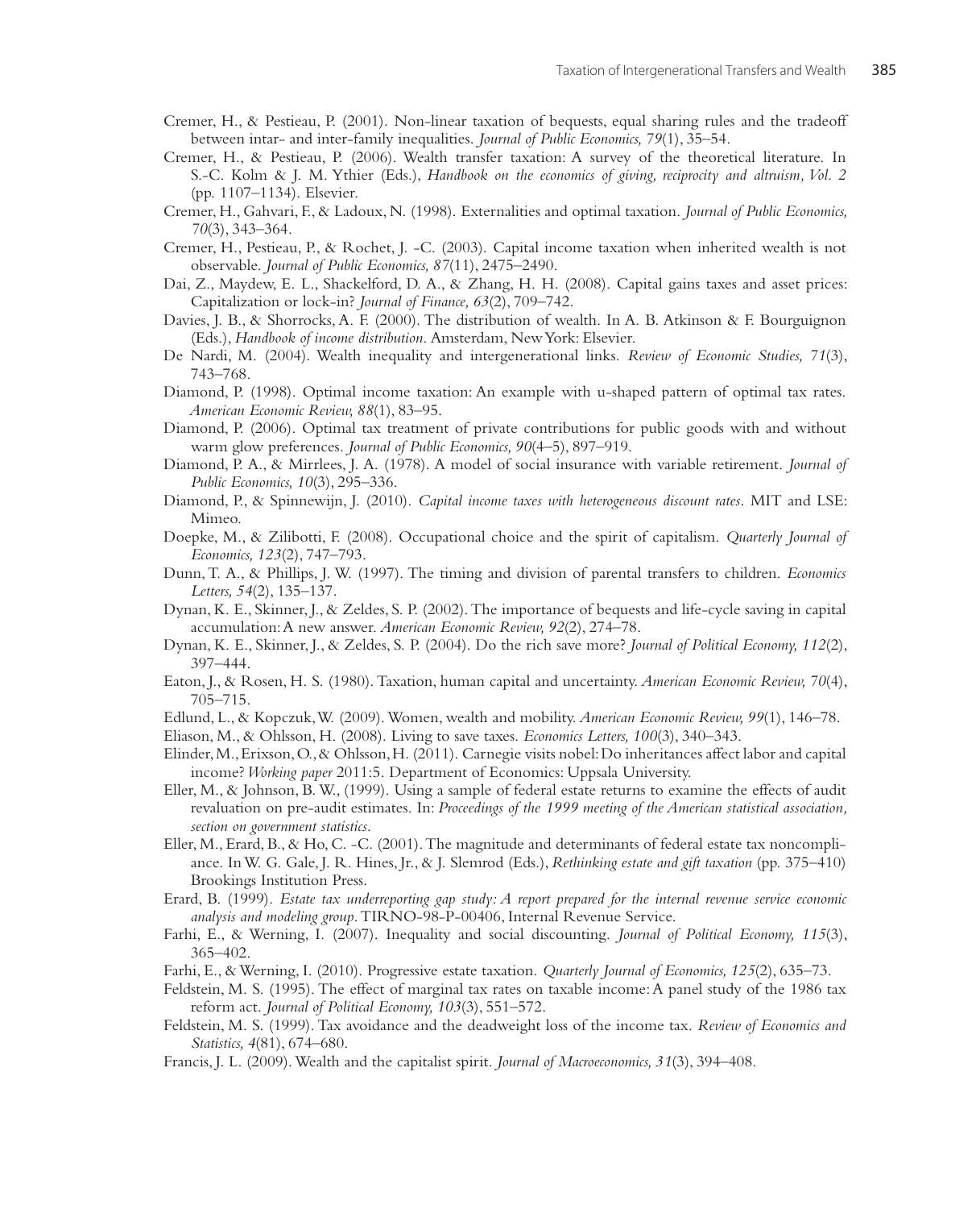Cremer, H., & Pestieau, P. (2001). Non-linear taxation of bequests, equal sharing rules and the tradeoff between intar- and inter-family inequalities. *Journal of Public Economics, 79*(1), 35–54.

Cremer, H., & Pestieau, P. (2006). Wealth transfer taxation: A survey of the theoretical literature. In S.-C. Kolm & J. M. Ythier (Eds.), *Handbook on the economics of giving, reciprocity and altruism, Vol. 2* (pp. 1107–1134). Elsevier.

Cremer, H., Gahvari, F., & Ladoux, N. (1998). Externalities and optimal taxation. *Journal of Public Economics, 70*(3), 343–364.

Cremer, H., Pestieau, P., & Rochet, J. -C. (2003). Capital income taxation when inherited wealth is not observable. *Journal of Public Economics, 87*(11), 2475–2490.

Dai, Z., Maydew, E. L., Shackelford, D. A., & Zhang, H. H. (2008). Capital gains taxes and asset prices: Capitalization or lock-in? *Journal of Finance, 63*(2), 709–742.

Davies, J. B., & Shorrocks, A. F. (2000). The distribution of wealth. In A. B. Atkinson & F. Bourguignon (Eds.), *Handbook of income distribution*. Amsterdam, New York: Elsevier.

De Nardi, M. (2004). Wealth inequality and intergenerational links. *Review of Economic Studies, 71*(3), 743–768.

Diamond, P. (1998). Optimal income taxation: An example with u-shaped pattern of optimal tax rates. *American Economic Review, 88*(1), 83–95.

Diamond, P. (2006). Optimal tax treatment of private contributions for public goods with and without warm glow preferences. *Journal of Public Economics, 90*(4–5), 897–919.

Diamond, P. A., & Mirrlees, J. A. (1978). A model of social insurance with variable retirement. *Journal of Public Economics, 10*(3), 295–336.

Diamond, P., & Spinnewijn, J. (2010). *Capital income taxes with heterogeneous discount rates*. MIT and LSE: Mimeo.

Doepke, M., & Zilibotti, F. (2008). Occupational choice and the spirit of capitalism. *Quarterly Journal of Economics, 123*(2), 747–793.

Dunn, T. A., & Phillips, J. W. (1997). The timing and division of parental transfers to children. *Economics Letters, 54*(2), 135–137.

Dynan, K. E., Skinner, J., & Zeldes, S. P. (2002). The importance of bequests and life-cycle saving in capital accumulation: A new answer. *American Economic Review, 92*(2), 274–78.

Dynan, K. E., Skinner, J., & Zeldes, S. P. (2004). Do the rich save more? *Journal of Political Economy, 112*(2), 397–444.

Eaton, J., & Rosen, H. S. (1980). Taxation, human capital and uncertainty. *American Economic Review, 70*(4), 705–715.

Edlund, L., & Kopczuk, W. (2009). Women, wealth and mobility. *American Economic Review, 99*(1), 146–78.

Eliason, M., & Ohlsson, H. (2008). Living to save taxes. *Economics Letters, 100*(3), 340–343.

Elinder, M., Erixson, O., & Ohlsson, H. (2011). Carnegie visits nobel: Do inheritances affect labor and capital income? *Working paper* 2011:5. Department of Economics: Uppsala University.

Eller, M., & Johnson, B. W., (1999). Using a sample of federal estate returns to examine the effects of audit revaluation on pre-audit estimates. In: *Proceedings of the 1999 meeting of the American statistical association, section on government statistics*.

Eller, M., Erard, B., & Ho, C. -C. (2001). The magnitude and determinants of federal estate tax noncompliance. In W. G. Gale, J. R. Hines, Jr., & J. Slemrod (Eds.), *Rethinking estate and gift taxation* (pp. 375–410) Brookings Institution Press.

Erard, B. (1999). *Estate tax underreporting gap study: A report prepared for the internal revenue service economic analysis and modeling group*. TIRNO-98-P-00406, Internal Revenue Service.

Farhi, E., & Werning, I. (2007). Inequality and social discounting. *Journal of Political Economy, 115*(3), 365–402.

Farhi, E., & Werning, I. (2010). Progressive estate taxation. *Quarterly Journal of Economics, 125*(2), 635–73.

Feldstein, M. S. (1995). The effect of marginal tax rates on taxable income: A panel study of the 1986 tax reform act. *Journal of Political Economy, 103*(3), 551–572.

Feldstein, M. S. (1999). Tax avoidance and the deadweight loss of the income tax. *Review of Economics and Statistics, 4*(81), 674–680.

Francis, J. L. (2009). Wealth and the capitalist spirit. *Journal of Macroeconomics, 31*(3), 394–408.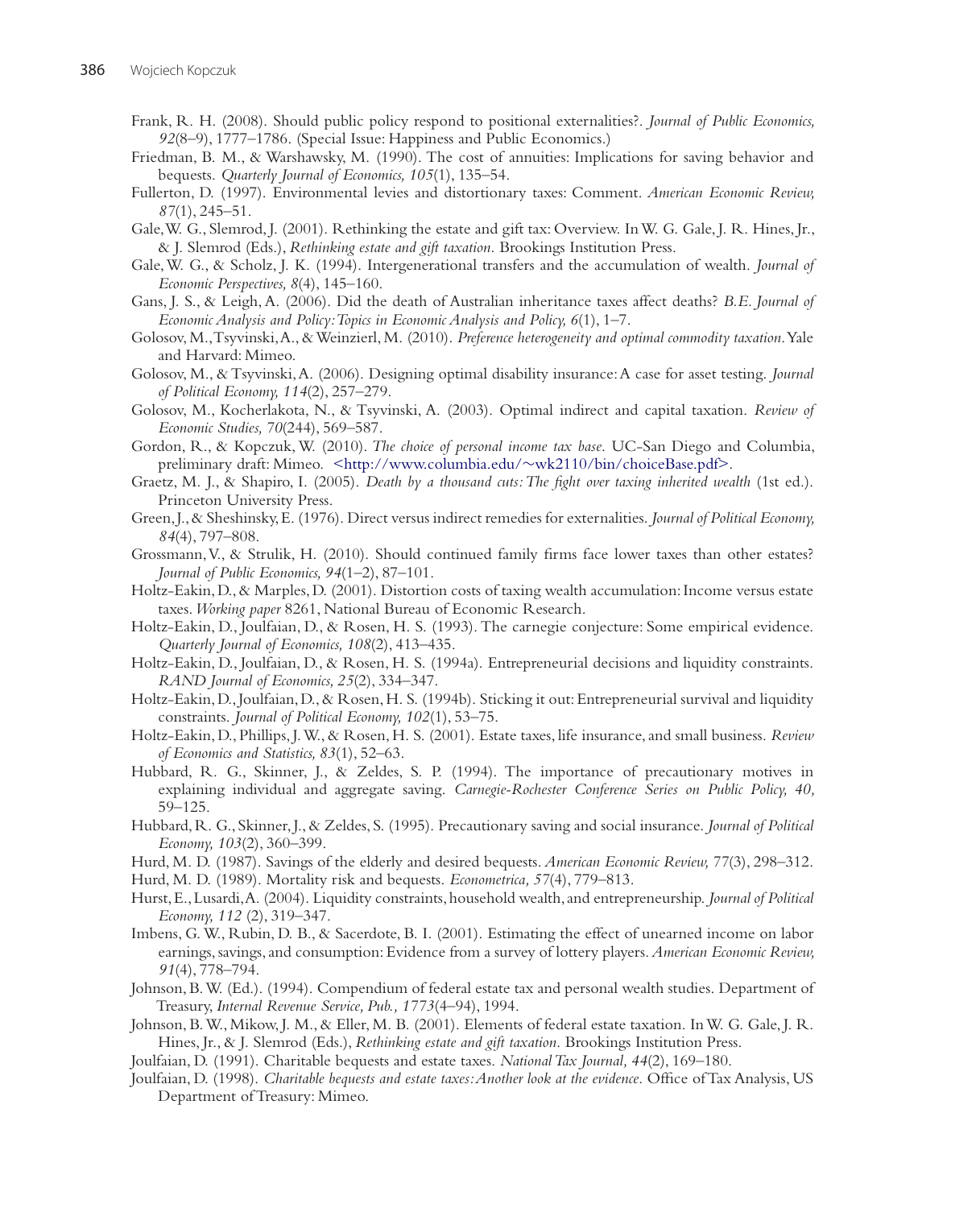Frank, R. H. (2008). Should public policy respond to positional externalities?. *Journal of Public Economics, 92*(8–9), 1777–1786. (Special Issue: Happiness and Public Economics.)

Friedman, B. M., & Warshawsky, M. (1990). The cost of annuities: Implications for saving behavior and bequests. *Quarterly Journal of Economics, 105*(1), 135–54.

Fullerton, D. (1997). Environmental levies and distortionary taxes: Comment. *American Economic Review, 87*(1), 245–51.

Gale, W. G., Slemrod, J. (2001). Rethinking the estate and gift tax: Overview. In W. G. Gale, J. R. Hines, Jr., & J. Slemrod (Eds.), *Rethinking estate and gift taxation*. Brookings Institution Press.

Gale, W. G., & Scholz, J. K. (1994). Intergenerational transfers and the accumulation of wealth. *Journal of Economic Perspectives, 8*(4), 145–160.

Gans, J. S., & Leigh, A. (2006). Did the death of Australian inheritance taxes affect deaths? *B.E. Journal of Economic Analysis and Policy: Topics in Economic Analysis and Policy, 6*(1), 1–7.

Golosov, M., Tsyvinski, A., & Weinzierl, M. (2010). *Preference heterogeneity and optimal commodity taxation*. Yale and Harvard: Mimeo.

Golosov, M., & Tsyvinski, A. (2006). Designing optimal disability insurance: A case for asset testing. *Journal of Political Economy, 114*(2), 257–279.

Golosov, M., Kocherlakota, N., & Tsyvinski, A. (2003). Optimal indirect and capital taxation. *Review of Economic Studies, 70*(244), 569–587.

Gordon, R., & Kopczuk, W. (2010). *The choice of personal income tax base*. UC-San Diego and Columbia, preliminary draft: Mimeo. <http://www.columbia.edu/~wk2110/bin/choiceBase.pdf>.

Graetz, M. J., & Shapiro, I. (2005). *Death by a thousand cuts: The fight over taxing inherited wealth* (1st ed.). Princeton University Press.

Green, J., & Sheshinsky, E. (1976). Direct versus indirect remedies for externalities. *Journal of Political Economy, 84*(4), 797–808.

Grossmann, V., & Strulik, H. (2010). Should continued family firms face lower taxes than other estates? *Journal of Public Economics, 94*(1–2), 87–101.

Holtz-Eakin, D., & Marples, D. (2001). Distortion costs of taxing wealth accumulation: Income versus estate taxes. *Working paper* 8261, National Bureau of Economic Research.

Holtz-Eakin, D., Joulfaian, D., & Rosen, H. S. (1993). The carnegie conjecture: Some empirical evidence. *Quarterly Journal of Economics, 108*(2), 413–435.

Holtz-Eakin, D., Joulfaian, D., & Rosen, H. S. (1994a). Entrepreneurial decisions and liquidity constraints. *RAND Journal of Economics, 25*(2), 334–347.

Holtz-Eakin, D., Joulfaian, D., & Rosen, H. S. (1994b). Sticking it out: Entrepreneurial survival and liquidity constraints. *Journal of Political Economy, 102*(1), 53–75.

Holtz-Eakin, D., Phillips, J. W., & Rosen, H. S. (2001). Estate taxes, life insurance, and small business. *Review of Economics and Statistics, 83*(1), 52–63.

Hubbard, R. G., Skinner, J., & Zeldes, S. P. (1994). The importance of precautionary motives in explaining individual and aggregate saving. *Carnegie-Rochester Conference Series on Public Policy, 40,* 59–125.

Hubbard, R. G., Skinner, J., & Zeldes, S. (1995). Precautionary saving and social insurance. *Journal of Political Economy, 103*(2), 360–399.

Hurd, M. D. (1987). Savings of the elderly and desired bequests. *American Economic Review,* 77(3), 298–312.

Hurd, M. D. (1989). Mortality risk and bequests. *Econometrica, 57*(4), 779–813.

Hurst, E., Lusardi, A. (2004). Liquidity constraints, household wealth, and entrepreneurship. *Journal of Political Economy, 112* (2), 319–347.

Imbens, G. W., Rubin, D. B., & Sacerdote, B. I. (2001). Estimating the effect of unearned income on labor earnings, savings, and consumption: Evidence from a survey of lottery players. *American Economic Review, 91*(4), 778–794.

Johnson, B. W. (Ed.). (1994). Compendium of federal estate tax and personal wealth studies. Department of Treasury, *Internal Revenue Service, Pub., 1773*(4–94), 1994.

Johnson, B. W., Mikow, J. M., & Eller, M. B. (2001). Elements of federal estate taxation. In W. G. Gale, J. R. Hines, Jr., & J. Slemrod (Eds.), *Rethinking estate and gift taxation*. Brookings Institution Press.

Joulfaian, D. (1991). Charitable bequests and estate taxes. *National Tax Journal, 44*(2), 169–180.

Joulfaian, D. (1998). *Charitable bequests and estate taxes: Another look at the evidence*. Office of Tax Analysis, US Department of Treasury: Mimeo.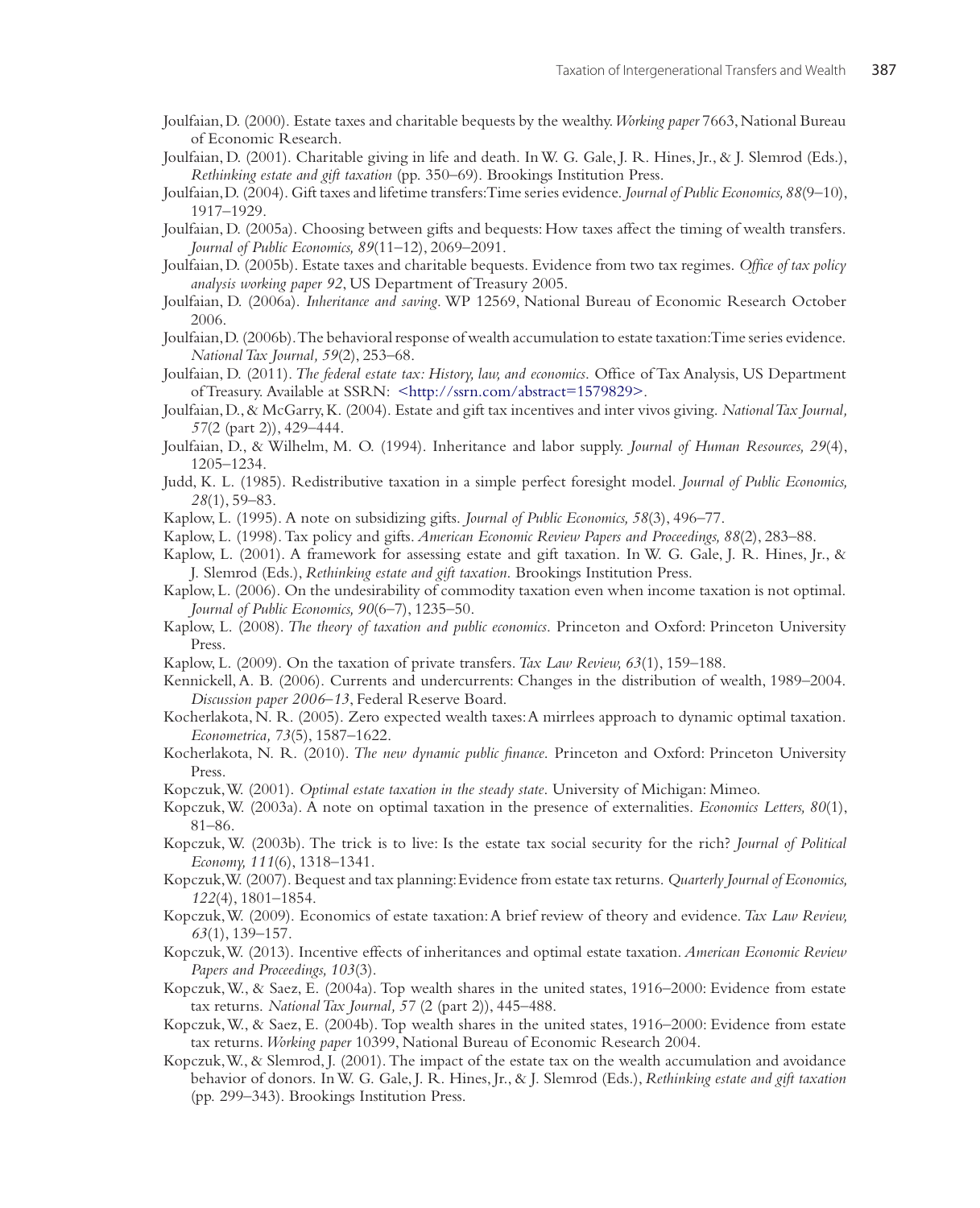Joulfaian, D. (2000). Estate taxes and charitable bequests by the wealthy. *Working paper* 7663, National Bureau of Economic Research.

Joulfaian, D. (2001). Charitable giving in life and death. In W. G. Gale, J. R. Hines, Jr., & J. Slemrod (Eds.), *Rethinking estate and gift taxation* (pp. 350–69). Brookings Institution Press.

Joulfaian, D. (2004). Gift taxes and lifetime transfers: Time series evidence. *Journal of Public Economics, 88*(9–10), 1917–1929.

Joulfaian, D. (2005a). Choosing between gifts and bequests: How taxes affect the timing of wealth transfers. *Journal of Public Economics, 89*(11–12), 2069–2091.

Joulfaian, D. (2005b). Estate taxes and charitable bequests. Evidence from two tax regimes. *Office of tax policy analysis working paper 92*, US Department of Treasury 2005.

Joulfaian, D. (2006a). *Inheritance and saving*. WP 12569, National Bureau of Economic Research October 2006.

Joulfaian, D. (2006b). The behavioral response of wealth accumulation to estate taxation: Time series evidence. *National Tax Journal, 59*(2), 253–68.

Joulfaian, D. (2011). *The federal estate tax: History, law, and economics*. Office of Tax Analysis, US Department of Treasury. Available at SSRN: <http://ssrn.com/abstract=1579829>.

Joulfaian, D., & McGarry, K. (2004). Estate and gift tax incentives and inter vivos giving. *National Tax Journal, 57*(2 (part 2)), 429–444.

Joulfaian, D., & Wilhelm, M. O. (1994). Inheritance and labor supply. *Journal of Human Resources, 29*(4), 1205–1234.

Judd, K. L. (1985). Redistributive taxation in a simple perfect foresight model. *Journal of Public Economics, 28*(1), 59–83.

Kaplow, L. (1995). A note on subsidizing gifts. *Journal of Public Economics, 58*(3), 496–77.

Kaplow, L. (1998). Tax policy and gifts. *American Economic Review Papers and Proceedings, 88*(2), 283–88.

Kaplow, L. (2001). A framework for assessing estate and gift taxation. In W. G. Gale, J. R. Hines, Jr., & J. Slemrod (Eds.), *Rethinking estate and gift taxation*. Brookings Institution Press.

Kaplow, L. (2006). On the undesirability of commodity taxation even when income taxation is not optimal. *Journal of Public Economics, 90*(6–7), 1235–50.

Kaplow, L. (2008). *The theory of taxation and public economics*. Princeton and Oxford: Princeton University Press.

Kaplow, L. (2009). On the taxation of private transfers. *Tax Law Review, 63*(1), 159–188.

Kennickell, A. B. (2006). Currents and undercurrents: Changes in the distribution of wealth, 1989–2004. *Discussion paper 2006–13*, Federal Reserve Board.

Kocherlakota, N. R. (2005). Zero expected wealth taxes: A mirrlees approach to dynamic optimal taxation. *Econometrica, 73*(5), 1587–1622.

Kocherlakota, N. R. (2010). *The new dynamic public finance*. Princeton and Oxford: Princeton University Press.

Kopczuk, W. (2001). *Optimal estate taxation in the steady state*. University of Michigan: Mimeo.

Kopczuk, W. (2003a). A note on optimal taxation in the presence of externalities. *Economics Letters, 80*(1), 81–86.

Kopczuk, W. (2003b). The trick is to live: Is the estate tax social security for the rich? *Journal of Political Economy, 111*(6), 1318–1341.

Kopczuk, W. (2007). Bequest and tax planning: Evidence from estate tax returns. *Quarterly Journal of Economics, 122*(4), 1801–1854.

Kopczuk, W. (2009). Economics of estate taxation: A brief review of theory and evidence. *Tax Law Review, 63*(1), 139–157.

Kopczuk, W. (2013). Incentive effects of inheritances and optimal estate taxation. *American Economic Review Papers and Proceedings, 103*(3).

Kopczuk, W., & Saez, E. (2004a). Top wealth shares in the united states, 1916–2000: Evidence from estate tax returns. *National Tax Journal, 57* (2 (part 2)), 445–488.

Kopczuk, W., & Saez, E. (2004b). Top wealth shares in the united states, 1916–2000: Evidence from estate tax returns. *Working paper* 10399, National Bureau of Economic Research 2004.

Kopczuk, W., & Slemrod, J. (2001). The impact of the estate tax on the wealth accumulation and avoidance behavior of donors. In W. G. Gale, J. R. Hines, Jr., & J. Slemrod (Eds.), *Rethinking estate and gift taxation* (pp. 299–343). Brookings Institution Press.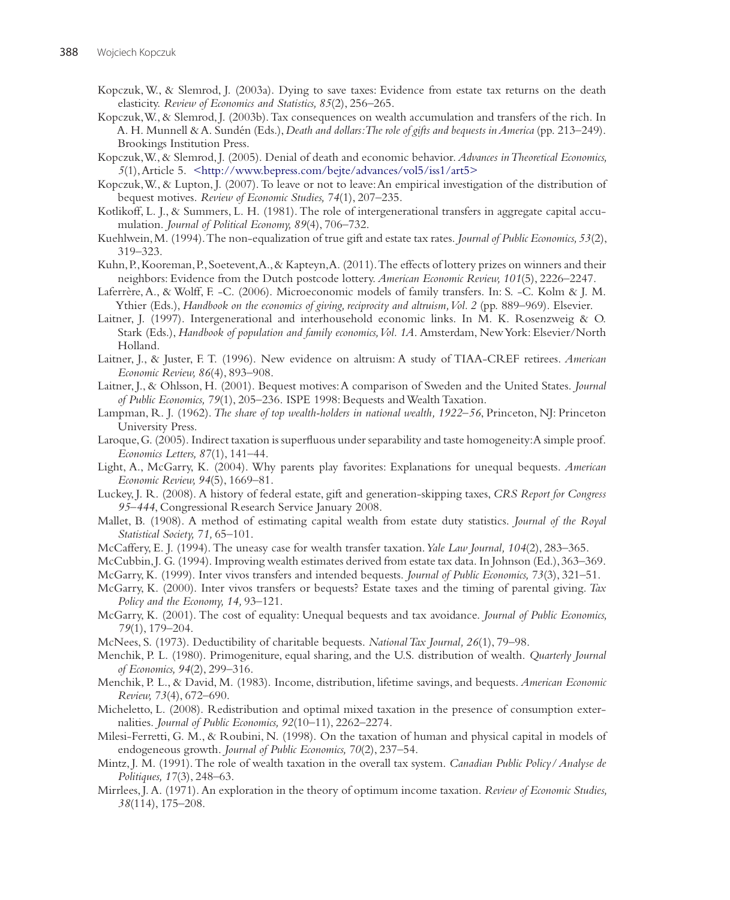Kopczuk, W., & Slemrod, J. (2003a). Dying to save taxes: Evidence from estate tax returns on the death elasticity. *Review of Economics and Statistics, 85*(2), 256–265.

Kopczuk, W., & Slemrod, J. (2003b). Tax consequences on wealth accumulation and transfers of the rich. In A. H. Munnell & A. Sundén (Eds.), *Death and dollars: The role of gifts and bequests in America* (pp. 213–249). Brookings Institution Press.

Kopczuk, W., & Slemrod, J. (2005). Denial of death and economic behavior. *Advances in Theoretical Economics, 5*(1), Article 5. <http://www.bepress.com/bejte/advances/vol5/iss1/art5>

Kopczuk, W., & Lupton, J. (2007). To leave or not to leave: An empirical investigation of the distribution of bequest motives. *Review of Economic Studies, 74*(1), 207–235.

Kotlikoff, L. J., & Summers, L. H. (1981). The role of intergenerational transfers in aggregate capital accumulation. *Journal of Political Economy, 89*(4), 706–732.

Kuehlwein, M. (1994). The non-equalization of true gift and estate tax rates. *Journal of Public Economics, 53*(2), 319–323.

Kuhn, P., Kooreman, P., Soetevent, A., & Kapteyn, A. (2011). The effects of lottery prizes on winners and their neighbors: Evidence from the Dutch postcode lottery. *American Economic Review, 101*(5), 2226–2247.

Laferrère, A., & Wolff, F. -C. (2006). Microeconomic models of family transfers. In: S. -C. Kolm & J. M. Ythier (Eds.), *Handbook on the economics of giving, reciprocity and altruism, Vol. 2* (pp. 889–969). Elsevier.

Laitner, J. (1997). Intergenerational and interhousehold economic links. In M. K. Rosenzweig & O. Stark (Eds.), *Handbook of population and family economics, Vol. 1A*. Amsterdam, New York: Elsevier/North Holland.

Laitner, J., & Juster, F. T. (1996). New evidence on altruism: A study of TIAA-CREF retirees. *American Economic Review, 86*(4), 893–908.

Laitner, J., & Ohlsson, H. (2001). Bequest motives: A comparison of Sweden and the United States. *Journal of Public Economics, 79*(1), 205–236. ISPE 1998: Bequests and Wealth Taxation.

Lampman, R. J. (1962). *The share of top wealth-holders in national wealth, 1922–56*, Princeton, NJ: Princeton University Press.

Laroque, G. (2005). Indirect taxation is superfluous under separability and taste homogeneity: A simple proof. *Economics Letters, 87*(1), 141–44.

Light, A., McGarry, K. (2004). Why parents play favorites: Explanations for unequal bequests. *American Economic Review, 94*(5), 1669–81.

Luckey, J. R. (2008). A history of federal estate, gift and generation-skipping taxes, *CRS Report for Congress 95–444*, Congressional Research Service January 2008.

Mallet, B. (1908). A method of estimating capital wealth from estate duty statistics. *Journal of the Royal Statistical Society, 71,* 65–101.

McCaffery, E. J. (1994). The uneasy case for wealth transfer taxation. *Yale Law Journal, 104*(2), 283–365.

McCubbin, J. G. (1994). Improving wealth estimates derived from estate tax data. In Johnson (Ed.), 363–369.

McGarry, K. (1999). Inter vivos transfers and intended bequests. *Journal of Public Economics, 73*(3), 321–51.

McGarry, K. (2000). Inter vivos transfers or bequests? Estate taxes and the timing of parental giving. *Tax Policy and the Economy, 14,* 93–121.

McGarry, K. (2001). The cost of equality: Unequal bequests and tax avoidance. *Journal of Public Economics, 79*(1), 179–204.

McNees, S. (1973). Deductibility of charitable bequests. *National Tax Journal, 26*(1), 79–98.

Menchik, P. L. (1980). Primogeniture, equal sharing, and the U.S. distribution of wealth. *Quarterly Journal of Economics, 94*(2), 299–316.

Menchik, P. L., & David, M. (1983). Income, distribution, lifetime savings, and bequests. *American Economic Review, 73*(4), 672–690.

Micheletto, L. (2008). Redistribution and optimal mixed taxation in the presence of consumption externalities. *Journal of Public Economics, 92*(10–11), 2262–2274.

Milesi-Ferretti, G. M., & Roubini, N. (1998). On the taxation of human and physical capital in models of endogeneous growth. *Journal of Public Economics, 70*(2), 237–54.

Mintz, J. M. (1991). The role of wealth taxation in the overall tax system. *Canadian Public Policy/Analyse de Politiques, 17*(3), 248–63.

Mirrlees, J. A. (1971). An exploration in the theory of optimum income taxation. *Review of Economic Studies, 38*(114), 175–208.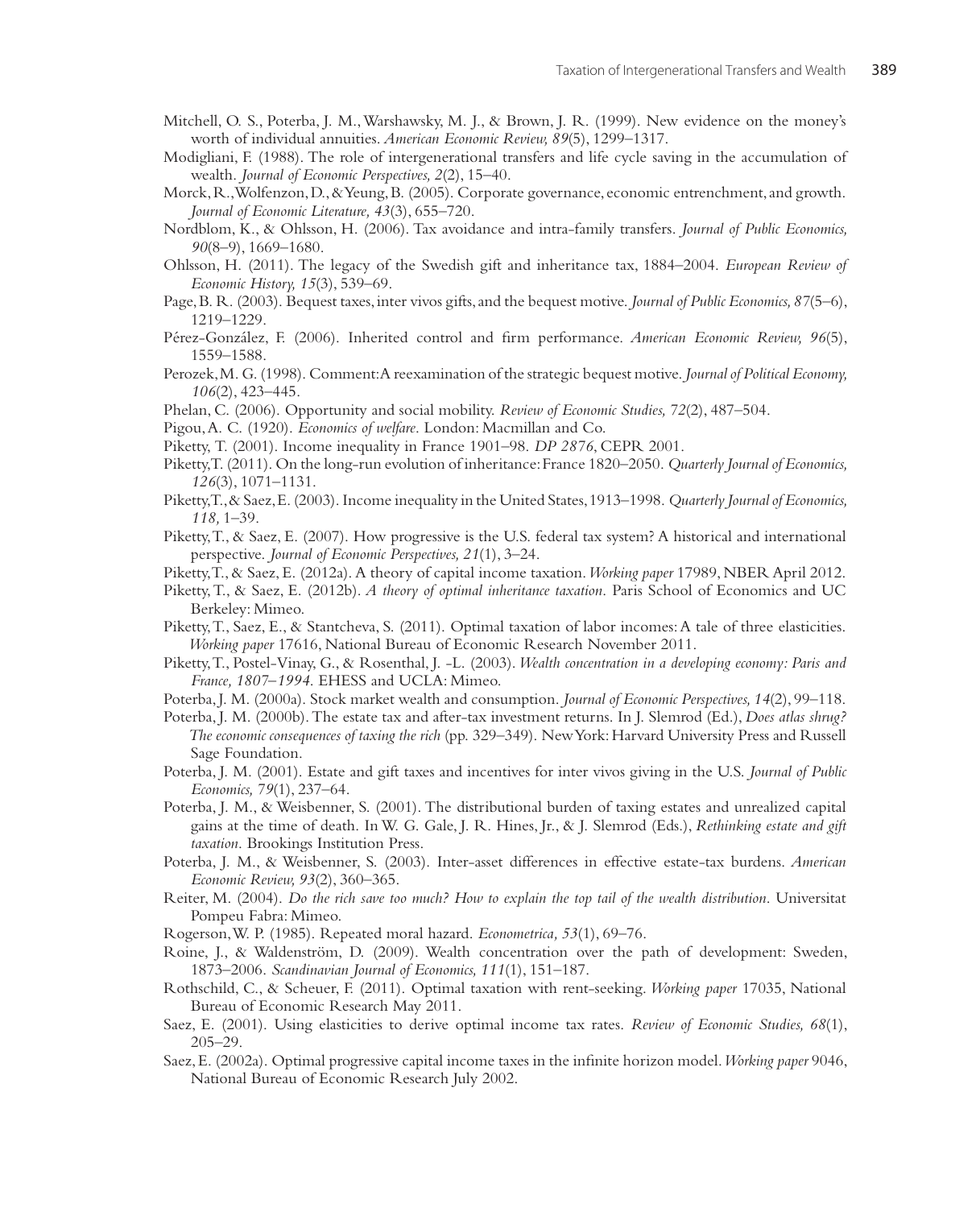Mitchell, O. S., Poterba, J. M., Warshawsky, M. J., & Brown, J. R. (1999). New evidence on the money's worth of individual annuities. *American Economic Review, 89*(5), 1299–1317.

Modigliani, F. (1988). The role of intergenerational transfers and life cycle saving in the accumulation of wealth. *Journal of Economic Perspectives, 2*(2), 15–40.

Morck, R., Wolfenzon, D., & Yeung, B. (2005). Corporate governance, economic entrenchment, and growth. *Journal of Economic Literature, 43*(3), 655–720.

Nordblom, K., & Ohlsson, H. (2006). Tax avoidance and intra-family transfers. *Journal of Public Economics, 90*(8–9), 1669–1680.

Ohlsson, H. (2011). The legacy of the Swedish gift and inheritance tax, 1884–2004. *European Review of Economic History, 15*(3), 539–69.

Page, B. R. (2003). Bequest taxes, inter vivos gifts, and the bequest motive. *Journal of Public Economics, 87*(5–6), 1219–1229.

Pérez-González, F. (2006). Inherited control and firm performance. *American Economic Review, 96*(5), 1559–1588.

Perozek, M. G. (1998). Comment: A reexamination of the strategic bequest motive. *Journal of Political Economy, 106*(2), 423–445.

Phelan, C. (2006). Opportunity and social mobility. *Review of Economic Studies, 72*(2), 487–504.

Pigou, A. C. (1920). *Economics of welfare*. London: Macmillan and Co.

Piketty, T. (2001). Income inequality in France 1901–98. *DP 2876*, CEPR 2001.

Piketty, T. (2011). On the long-run evolution of inheritance: France 1820–2050. *Quarterly Journal of Economics, 126*(3), 1071–1131.

Piketty, T., & Saez, E. (2003). Income inequality in the United States, 1913–1998. *Quarterly Journal of Economics, 118*, 1–39.

Piketty, T., & Saez, E. (2007). How progressive is the U.S. federal tax system? A historical and international perspective. *Journal of Economic Perspectives, 21*(1), 3–24.

Piketty, T., & Saez, E. (2012a). A theory of capital income taxation. *Working paper* 17989, NBER April 2012.

Piketty, T., & Saez, E. (2012b). *A theory of optimal inheritance taxation*. Paris School of Economics and UC Berkeley: Mimeo.

Piketty, T., Saez, E., & Stantcheva, S. (2011). Optimal taxation of labor incomes: A tale of three elasticities. *Working paper* 17616, National Bureau of Economic Research November 2011.

Piketty, T., Postel-Vinay, G., & Rosenthal, J. -L. (2003). *Wealth concentration in a developing economy: Paris and France, 1807–1994*. EHESS and UCLA: Mimeo.

Poterba, J. M. (2000a). Stock market wealth and consumption. *Journal of Economic Perspectives, 14*(2), 99–118.

Poterba, J. M. (2000b). The estate tax and after-tax investment returns. In J. Slemrod (Ed.), *Does atlas shrug? The economic consequences of taxing the rich* (pp. 329–349). New York: Harvard University Press and Russell Sage Foundation.

Poterba, J. M. (2001). Estate and gift taxes and incentives for inter vivos giving in the U.S. *Journal of Public Economics, 79*(1), 237–64.

Poterba, J. M., & Weisbenner, S. (2001). The distributional burden of taxing estates and unrealized capital gains at the time of death. In W. G. Gale, J. R. Hines, Jr., & J. Slemrod (Eds.), *Rethinking estate and gift taxation*. Brookings Institution Press.

Poterba, J. M., & Weisbenner, S. (2003). Inter-asset differences in effective estate-tax burdens. *American Economic Review, 93*(2), 360–365.

Reiter, M. (2004). *Do the rich save too much? How to explain the top tail of the wealth distribution*. Universitat Pompeu Fabra: Mimeo.

Rogerson, W. P. (1985). Repeated moral hazard. *Econometrica, 53*(1), 69–76.

Roine, J., & Waldenström, D. (2009). Wealth concentration over the path of development: Sweden, 1873–2006. *Scandinavian Journal of Economics, 111*(1), 151–187.

Rothschild, C., & Scheuer, F. (2011). Optimal taxation with rent-seeking. *Working paper* 17035, National Bureau of Economic Research May 2011.

Saez, E. (2001). Using elasticities to derive optimal income tax rates. *Review of Economic Studies, 68*(1), 205–29.

Saez, E. (2002a). Optimal progressive capital income taxes in the infinite horizon model. *Working paper* 9046, National Bureau of Economic Research July 2002.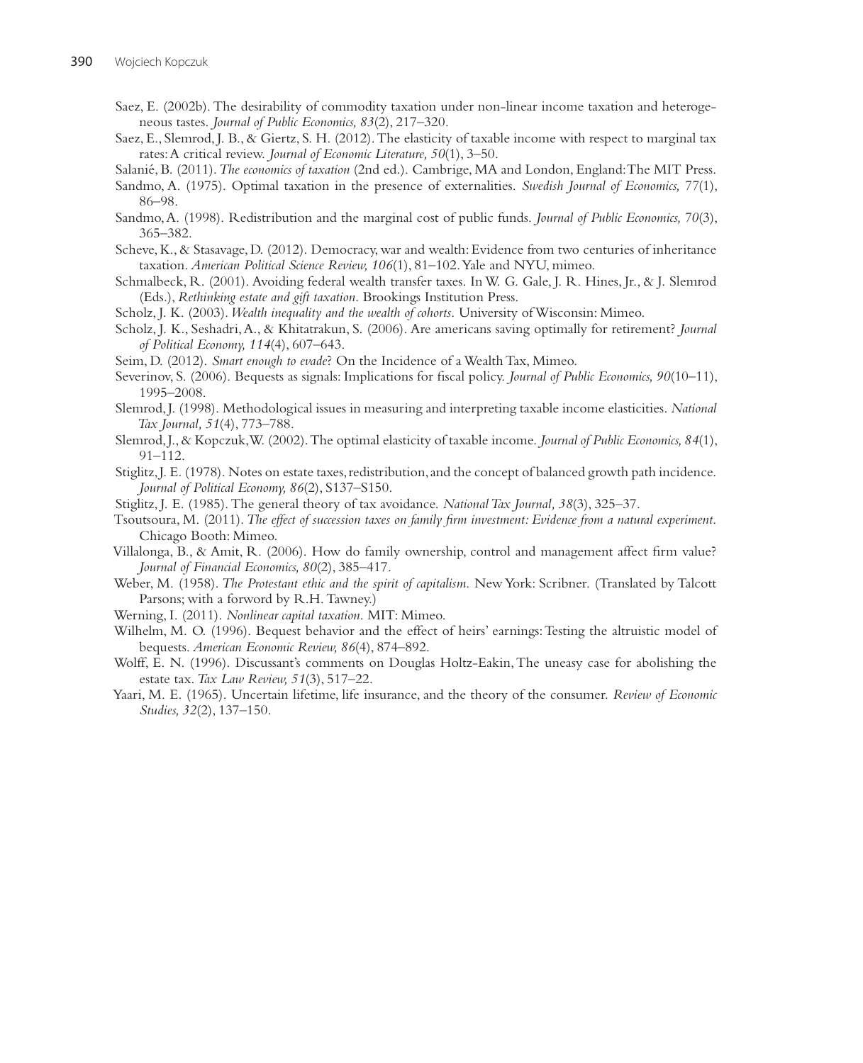Saez, E. (2002b). The desirability of commodity taxation under non-linear income taxation and heterogeneous tastes. *Journal of Public Economics, 83*(2), 217–320.

Saez, E., Slemrod, J. B., & Giertz, S. H. (2012). The elasticity of taxable income with respect to marginal tax rates: A critical review. *Journal of Economic Literature, 50*(1), 3–50.

Salanié, B. (2011). *The economics of taxation* (2nd ed.). Cambrige, MA and London, England: The MIT Press.

Sandmo, A. (1975). Optimal taxation in the presence of externalities. *Swedish Journal of Economics,* 77(1), 86–98.

Sandmo, A. (1998). Redistribution and the marginal cost of public funds. *Journal of Public Economics, 70*(3), 365–382.

Scheve, K., & Stasavage, D. (2012). Democracy, war and wealth: Evidence from two centuries of inheritance taxation. *American Political Science Review, 106*(1), 81–102. Yale and NYU, mimeo.

Schmalbeck, R. (2001). Avoiding federal wealth transfer taxes. In W. G. Gale, J. R. Hines, Jr., & J. Slemrod (Eds.), *Rethinking estate and gift taxation*. Brookings Institution Press.

Scholz, J. K. (2003). *Wealth inequality and the wealth of cohorts*. University of Wisconsin: Mimeo.

Scholz, J. K., Seshadri, A., & Khitatrakun, S. (2006). Are americans saving optimally for retirement? *Journal of Political Economy, 114*(4), 607–643.

Seim, D. (2012). *Smart enough to evade*? On the Incidence of a Wealth Tax, Mimeo.

Severinov, S. (2006). Bequests as signals: Implications for fiscal policy. *Journal of Public Economics, 90*(10–11), 1995–2008.

Slemrod, J. (1998). Methodological issues in measuring and interpreting taxable income elasticities. *National Tax Journal, 51*(4), 773–788.

Slemrod, J., & Kopczuk, W. (2002). The optimal elasticity of taxable income. *Journal of Public Economics, 84*(1), 91–112.

Stiglitz, J. E. (1978). Notes on estate taxes, redistribution, and the concept of balanced growth path incidence. *Journal of Political Economy, 86*(2), S137–S150.

Stiglitz, J. E. (1985). The general theory of tax avoidance. *National Tax Journal, 38*(3), 325–37.

Tsoutsoura, M. (2011). *The effect of succession taxes on family firm investment: Evidence from a natural experiment*. Chicago Booth: Mimeo.

Villalonga, B., & Amit, R. (2006). How do family ownership, control and management affect firm value? *Journal of Financial Economics, 80*(2), 385–417.

Weber, M. (1958). *The Protestant ethic and the spirit of capitalism*. New York: Scribner. (Translated by Talcott Parsons; with a forword by R.H. Tawney.)

Werning, I. (2011). *Nonlinear capital taxation*. MIT: Mimeo.

Wilhelm, M. O. (1996). Bequest behavior and the effect of heirs' earnings: Testing the altruistic model of bequests. *American Economic Review, 86*(4), 874–892.

Wolff, E. N. (1996). Discussant's comments on Douglas Holtz-Eakin, The uneasy case for abolishing the estate tax. *Tax Law Review, 51*(3), 517–22.

Yaari, M. E. (1965). Uncertain lifetime, life insurance, and the theory of the consumer. *Review of Economic Studies, 32*(2), 137–150.